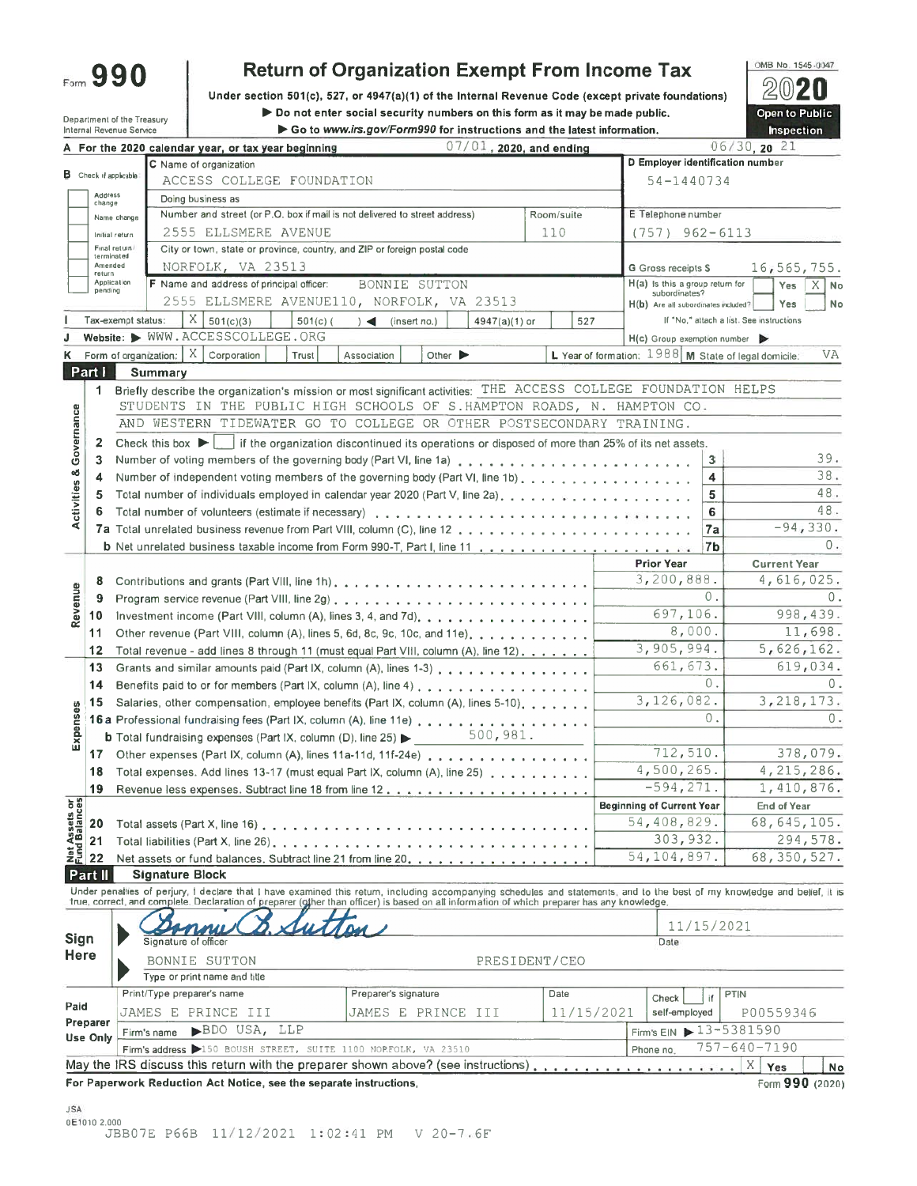Form **990**

# Return of Organization Exempt From Income Tax

**Under section 501(c), 527, or 4947(a)(1) of the Internal Revenue Code (except private foundations)**

▶ Do not enter social security numbers on this form as it may be made public.

▶ Go to www.irs.gov/Form990 for instructions and the latest information.

OMB No. 1545-0047

**2020**

**Open to Public Inspection**

Department of the Treasury
Internal Revenue Service

**A** For the 2020 calendar year, or tax year beginning 07/01, 2020, and ending 06/30, 20 21

**B** Check if applicable: Address change | Name change | Initial return | Final return/terminated | Amended return | Application pending

**C** Name of organization: ACCESS COLLEGE FOUNDATION

Doing business as

Number and street (or P.O. box if mail is not delivered to street address): 2555 ELLSMERE AVENUE — Room/suite: 110

City or town, state or province, country, and ZIP or foreign postal code: NORFOLK, VA 23513

**D** Employer identification number: 54-1440734

**E** Telephone number: (757) 962-6113

**G** Gross receipts $ 16,565,755.

**F** Name and address of principal officer: BONNIE SUTTON, 2555 ELLSMERE AVENUE110, NORFOLK, VA 23513

**H(a)** Is this a group return for subordinates? Yes [ ] No [X]

**H(b)** Are all subordinates included? Yes [ ] No [ ]
If "No," attach a list. See instructions

**I** Tax-exempt status: [X] 501(c)(3) [ ] 501(c) ( ) ◀ (insert no.) [ ] 4947(a)(1) or [ ] 527

**J** Website: ▶ WWW.ACCESSCOLLEGE.ORG

**H(c)** Group exemption number ▶

**K** Form of organization: [X] Corporation [ ] Trust [ ] Association [ ] Other ▶

**L** Year of formation: 1988 **M** State of legal domicile: VA

## Part I Summary

**Activities & Governance**

1 Briefly describe the organization's mission or most significant activities: THE ACCESS COLLEGE FOUNDATION HELPS STUDENTS IN THE PUBLIC HIGH SCHOOLS OF S.HAMPTON ROADS, N. HAMPTON CO. AND WESTERN TIDEWATER GO TO COLLEGE OR OTHER POSTSECONDARY TRAINING.

2 Check this box ▶ [ ] if the organization discontinued its operations or disposed of more than 25% of its net assets.

| | | | |
|---|---|---|---|
| 3 | Number of voting members of the governing body (Part VI, line 1a) | 3 | 39. |
| 4 | Number of independent voting members of the governing body (Part VI, line 1b) | 4 | 38. |
| 5 | Total number of individuals employed in calendar year 2020 (Part V, line 2a) | 5 | 48. |
| 6 | Total number of volunteers (estimate if necessary) | 6 | 48. |
| 7a | Total unrelated business revenue from Part VIII, column (C), line 12 | 7a | -94,330. |
| b | Net unrelated business taxable income from Form 990-T, Part I, line 11 | 7b | 0. |

| | | | Prior Year | Current Year |
|---|---|---|---|---|
| **Revenue** | 8 | Contributions and grants (Part VIII, line 1h) | 3,200,888. | 4,616,025. |
| | 9 | Program service revenue (Part VIII, line 2g) | 0. | 0. |
| | 10 | Investment income (Part VIII, column (A), lines 3, 4, and 7d) | 697,106. | 998,439. |
| | 11 | Other revenue (Part VIII, column (A), lines 5, 6d, 8c, 9c, 10c, and 11e) | 8,000. | 11,698. |
| | 12 | Total revenue - add lines 8 through 11 (must equal Part VIII, column (A), line 12) | 3,905,994. | 5,626,162. |
| **Expenses** | 13 | Grants and similar amounts paid (Part IX, column (A), lines 1-3) | 661,673. | 619,034. |
| | 14 | Benefits paid to or for members (Part IX, column (A), line 4) | 0. | 0. |
| | 15 | Salaries, other compensation, employee benefits (Part IX, column (A), lines 5-10) | 3,126,082. | 3,218,173. |
| | 16a | Professional fundraising fees (Part IX, column (A), line 11e) | 0. | 0. |
| | b | Total fundraising expenses (Part IX, column (D), line 25) ▶ 500,981. | | |
| | 17 | Other expenses (Part IX, column (A), lines 11a-11d, 11f-24e) | 712,510. | 378,079. |
| | 18 | Total expenses. Add lines 13-17 (must equal Part IX, column (A), line 25) | 4,500,265. | 4,215,286. |
| | 19 | Revenue less expenses. Subtract line 18 from line 12 | -594,271. | 1,410,876. |

| | | | Beginning of Current Year | End of Year |
|---|---|---|---|---|
| **Net Assets or Fund Balances** | 20 | Total assets (Part X, line 16) | 54,408,829. | 68,645,105. |
| | 21 | Total liabilities (Part X, line 26) | 303,932. | 294,578. |
| | 22 | Net assets or fund balances. Subtract line 21 from line 20 | 54,104,897. | 68,350,527. |

## Part II Signature Block

Under penalties of perjury, I declare that I have examined this return, including accompanying schedules and statements, and to the best of my knowledge and belief, it is true, correct, and complete. Declaration of preparer (other than officer) is based on all information of which preparer has any knowledge.

**Sign Here**

Signature of officer: Bonnie B. Sutton — Date: 11/15/2021

Type or print name and title: BONNIE SUTTON, PRESIDENT/CEO

**Paid Preparer Use Only**

| Print/Type preparer's name | Preparer's signature | Date | Check [ ] if self-employed | PTIN |
|---|---|---|---|---|
| JAMES E PRINCE III | JAMES E PRINCE III | 11/15/2021 | | P00559346 |

Firm's name ▶ BDO USA, LLP — Firm's EIN ▶ 13-5381590

Firm's address ▶ 150 BOUSH STREET, SUITE 1100 NORFOLK, VA 23510 — Phone no. 757-640-7190

May the IRS discuss this return with the preparer shown above? (see instructions) [X] Yes [ ] No

**For Paperwork Reduction Act Notice, see the separate instructions.** Form **990** (2020)

JSA
0E1010 2.000
JBB07E P66B 11/12/2021 1:02:41 PM V 20-7.6F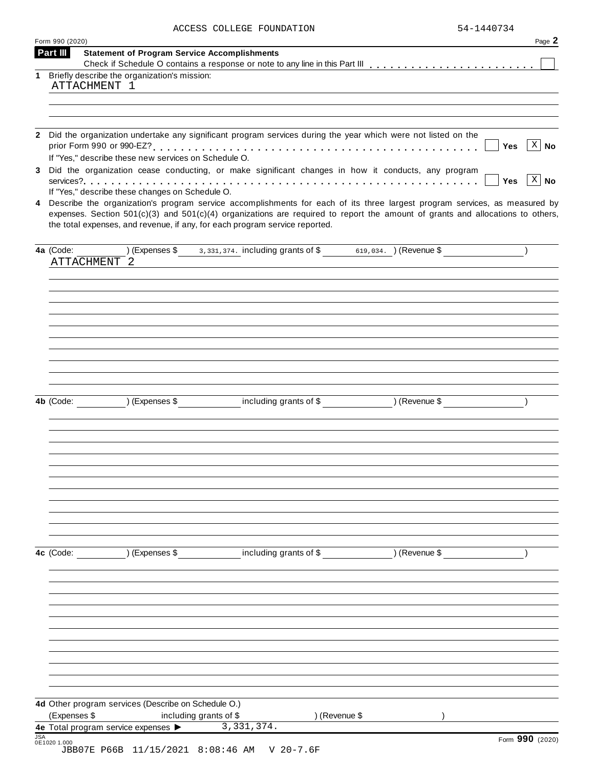ACCESS COLLEGE FOUNDATION 54-1440734

Form 990 (2020) Page **2**

**Part III** **Statement of Program Service Accomplishments**

Check if Schedule O contains a response or note to any line in this Part III . . . . . . . . . . . . . . . . . . . . . . . . [ ]

**1** Briefly describe the organization's mission:

ATTACHMENT 1

**2** Did the organization undertake any significant program services during the year which were not listed on the prior Form 990 or 990-EZ? . . . . . . . . . . . . . . . . . . . . . . . . . . . . . . . . . . . . . . . . . . . . [ ] **Yes** [X] **No**

If "Yes," describe these new services on Schedule O.

**3** Did the organization cease conducting, or make significant changes in how it conducts, any program services? . . . . . . . . . . . . . . . . . . . . . . . . . . . . . . . . . . . . . . . . . . . . . . . . . . . . . . . [ ] **Yes** [X] **No**

If "Yes," describe these changes on Schedule O.

**4** Describe the organization's program service accomplishments for each of its three largest program services, as measured by expenses. Section 501(c)(3) and 501(c)(4) organizations are required to report the amount of grants and allocations to others, the total expenses, and revenue, if any, for each program service reported.

**4a** (Code: ) (Expenses $ 3,331,374. including grants of $ 619,034. ) (Revenue $ )

ATTACHMENT 2

**4b** (Code: ) (Expenses $ including grants of $ ) (Revenue $ )

**4c** (Code: ) (Expenses $ including grants of $ ) (Revenue $ )

**4d** Other program services (Describe on Schedule O.)

(Expenses $ including grants of $ ) (Revenue $ )

**4e** Total program service expenses ▶ 3,331,374.

JSA 0E1020 1.000 Form **990** (2020)

JBB07E P66B 11/15/2021 8:08:46 AM V 20-7.6F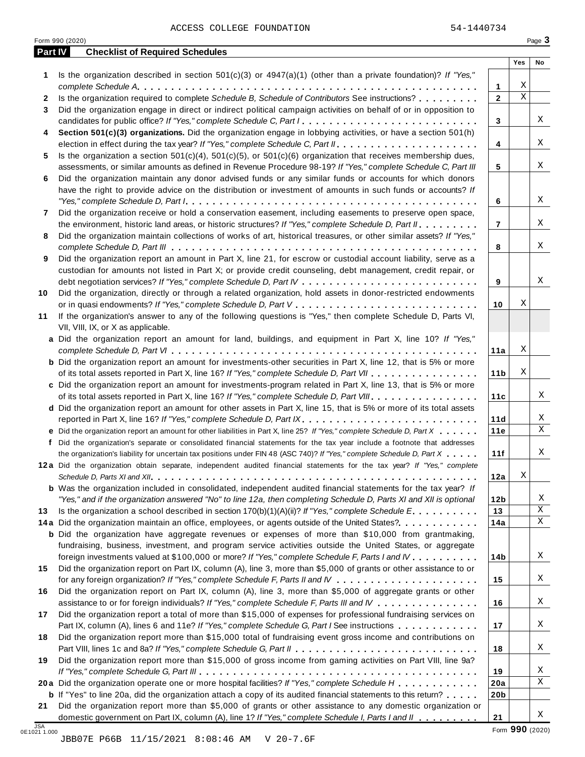ACCESS COLLEGE FOUNDATION 54-1440734

Form 990 (2020) Page 3

## Part IV Checklist of Required Schedules

| | | | Yes | No |
|---|---|---|---|---|
| 1 | Is the organization described in section 501(c)(3) or 4947(a)(1) (other than a private foundation)? *If "Yes," complete Schedule A* | 1 | X | |
| 2 | Is the organization required to complete *Schedule B, Schedule of Contributors* See instructions? | 2 | X | |
| 3 | Did the organization engage in direct or indirect political campaign activities on behalf of or in opposition to candidates for public office? *If "Yes," complete Schedule C, Part I* | 3 | | X |
| 4 | **Section 501(c)(3) organizations.** Did the organization engage in lobbying activities, or have a section 501(h) election in effect during the tax year? *If "Yes," complete Schedule C, Part II* | 4 | | X |
| 5 | Is the organization a section 501(c)(4), 501(c)(5), or 501(c)(6) organization that receives membership dues, assessments, or similar amounts as defined in Revenue Procedure 98-19? *If "Yes," complete Schedule C, Part III* | 5 | | X |
| 6 | Did the organization maintain any donor advised funds or any similar funds or accounts for which donors have the right to provide advice on the distribution or investment of amounts in such funds or accounts? *If "Yes," complete Schedule D, Part I* | 6 | | X |
| 7 | Did the organization receive or hold a conservation easement, including easements to preserve open space, the environment, historic land areas, or historic structures? *If "Yes," complete Schedule D, Part II* | 7 | | X |
| 8 | Did the organization maintain collections of works of art, historical treasures, or other similar assets? *If "Yes," complete Schedule D, Part III* | 8 | | X |
| 9 | Did the organization report an amount in Part X, line 21, for escrow or custodial account liability, serve as a custodian for amounts not listed in Part X; or provide credit counseling, debt management, credit repair, or debt negotiation services? *If "Yes," complete Schedule D, Part IV* | 9 | | X |
| 10 | Did the organization, directly or through a related organization, hold assets in donor-restricted endowments or in quasi endowments? *If "Yes," complete Schedule D, Part V* | 10 | X | |
| 11 | If the organization's answer to any of the following questions is "Yes," then complete Schedule D, Parts VI, VII, VIII, IX, or X as applicable. | | | |
| a | Did the organization report an amount for land, buildings, and equipment in Part X, line 10? *If "Yes," complete Schedule D, Part VI* | 11a | X | |
| b | Did the organization report an amount for investments-other securities in Part X, line 12, that is 5% or more of its total assets reported in Part X, line 16? *If "Yes," complete Schedule D, Part VII* | 11b | X | |
| c | Did the organization report an amount for investments-program related in Part X, line 13, that is 5% or more of its total assets reported in Part X, line 16? *If "Yes," complete Schedule D, Part VIII* | 11c | | X |
| d | Did the organization report an amount for other assets in Part X, line 15, that is 5% or more of its total assets reported in Part X, line 16? *If "Yes," complete Schedule D, Part IX* | 11d | | X |
| e | Did the organization report an amount for other liabilities in Part X, line 25? *If "Yes," complete Schedule D, Part X* | 11e | | X |
| f | Did the organization's separate or consolidated financial statements for the tax year include a footnote that addresses the organization's liability for uncertain tax positions under FIN 48 (ASC 740)? *If "Yes," complete Schedule D, Part X* | 11f | | X |
| 12a | Did the organization obtain separate, independent audited financial statements for the tax year? *If "Yes," complete Schedule D, Parts XI and XII* | 12a | X | |
| b | Was the organization included in consolidated, independent audited financial statements for the tax year? *If "Yes," and if the organization answered "No" to line 12a, then completing Schedule D, Parts XI and XII is optional* | 12b | | X |
| 13 | Is the organization a school described in section 170(b)(1)(A)(ii)? *If "Yes," complete Schedule E* | 13 | | X |
| 14a | Did the organization maintain an office, employees, or agents outside of the United States? | 14a | | X |
| b | Did the organization have aggregate revenues or expenses of more than $10,000 from grantmaking, fundraising, business, investment, and program service activities outside the United States, or aggregate foreign investments valued at $100,000 or more? *If "Yes," complete Schedule F, Parts I and IV* | 14b | | X |
| 15 | Did the organization report on Part IX, column (A), line 3, more than $5,000 of grants or other assistance to or for any foreign organization? *If "Yes," complete Schedule F, Parts II and IV* | 15 | | X |
| 16 | Did the organization report on Part IX, column (A), line 3, more than $5,000 of aggregate grants or other assistance to or for foreign individuals? *If "Yes," complete Schedule F, Parts III and IV* | 16 | | X |
| 17 | Did the organization report a total of more than $15,000 of expenses for professional fundraising services on Part IX, column (A), lines 6 and 11e? *If "Yes," complete Schedule G, Part I* See instructions | 17 | | X |
| 18 | Did the organization report more than $15,000 total of fundraising event gross income and contributions on Part VIII, lines 1c and 8a? *If "Yes," complete Schedule G, Part II* | 18 | | X |
| 19 | Did the organization report more than $15,000 of gross income from gaming activities on Part VIII, line 9a? *If "Yes," complete Schedule G, Part III* | 19 | | X |
| 20a | Did the organization operate one or more hospital facilities? *If "Yes," complete Schedule H* | 20a | | X |
| b | If "Yes" to line 20a, did the organization attach a copy of its audited financial statements to this return? | 20b | | |
| 21 | Did the organization report more than $5,000 of grants or other assistance to any domestic organization or domestic government on Part IX, column (A), line 1? *If "Yes," complete Schedule I, Parts I and II* | 21 | | X |

JSA 0E1021 1.000

JBB07E P66B 11/15/2021 8:08:46 AM V 20-7.6F

Form **990** (2020)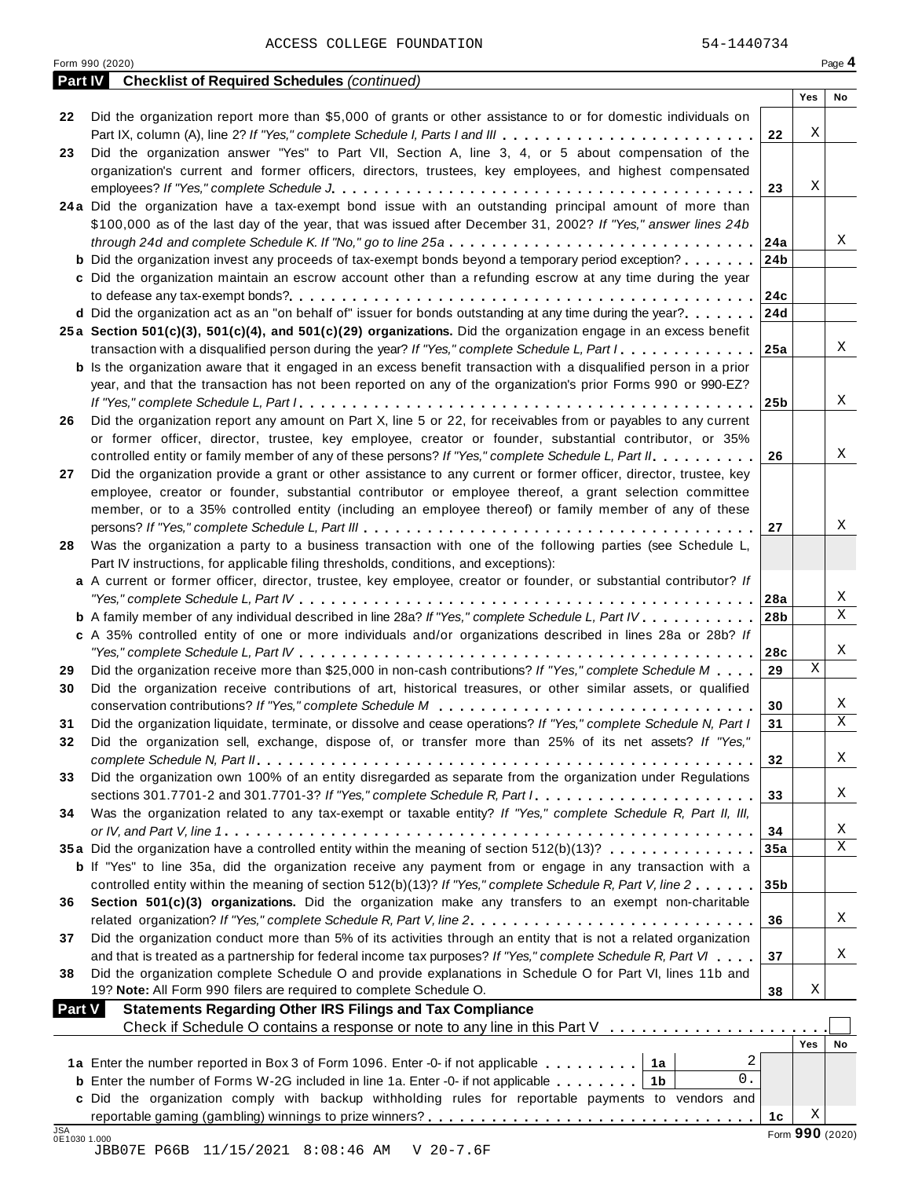ACCESS COLLEGE FOUNDATION 54-1440734

Form 990 (2020) Page **4**

**Part IV Checklist of Required Schedules** *(continued)*

| | | | Yes | No |
|---|---|---|---|---|
| **22** | Did the organization report more than $5,000 of grants or other assistance to or for domestic individuals on Part IX, column (A), line 2? *If "Yes," complete Schedule I, Parts I and III* | **22** | X | |
| **23** | Did the organization answer "Yes" to Part VII, Section A, line 3, 4, or 5 about compensation of the organization's current and former officers, directors, trustees, key employees, and highest compensated employees? *If "Yes," complete Schedule J* | **23** | X | |
| **24a** | Did the organization have a tax-exempt bond issue with an outstanding principal amount of more than $100,000 as of the last day of the year, that was issued after December 31, 2002? *If "Yes," answer lines 24b through 24d and complete Schedule K. If "No," go to line 25a* | **24a** | | X |
| **b** | Did the organization invest any proceeds of tax-exempt bonds beyond a temporary period exception? | **24b** | | |
| **c** | Did the organization maintain an escrow account other than a refunding escrow at any time during the year to defease any tax-exempt bonds? | **24c** | | |
| **d** | Did the organization act as an "on behalf of" issuer for bonds outstanding at any time during the year? | **24d** | | |
| **25a** | **Section 501(c)(3), 501(c)(4), and 501(c)(29) organizations.** Did the organization engage in an excess benefit transaction with a disqualified person during the year? *If "Yes," complete Schedule L, Part I* | **25a** | | X |
| **b** | Is the organization aware that it engaged in an excess benefit transaction with a disqualified person in a prior year, and that the transaction has not been reported on any of the organization's prior Forms 990 or 990-EZ? *If "Yes," complete Schedule L, Part I* | **25b** | | X |
| **26** | Did the organization report any amount on Part X, line 5 or 22, for receivables from or payables to any current or former officer, director, trustee, key employee, creator or founder, substantial contributor, or 35% controlled entity or family member of any of these persons? *If "Yes," complete Schedule L, Part II* | **26** | | X |
| **27** | Did the organization provide a grant or other assistance to any current or former officer, director, trustee, key employee, creator or founder, substantial contributor or employee thereof, a grant selection committee member, or to a 35% controlled entity (including an employee thereof) or family member of any of these persons? *If "Yes," complete Schedule L, Part III* | **27** | | X |
| **28** | Was the organization a party to a business transaction with one of the following parties (see Schedule L, Part IV instructions, for applicable filing thresholds, conditions, and exceptions): | | | |
| **a** | A current or former officer, director, trustee, key employee, creator or founder, or substantial contributor? *If "Yes," complete Schedule L, Part IV* | **28a** | | X |
| **b** | A family member of any individual described in line 28a? *If "Yes," complete Schedule L, Part IV* | **28b** | | X |
| **c** | A 35% controlled entity of one or more individuals and/or organizations described in lines 28a or 28b? *If "Yes," complete Schedule L, Part IV* | **28c** | | X |
| **29** | Did the organization receive more than $25,000 in non-cash contributions? *If "Yes," complete Schedule M* | **29** | X | |
| **30** | Did the organization receive contributions of art, historical treasures, or other similar assets, or qualified conservation contributions? *If "Yes," complete Schedule M* | **30** | | X |
| **31** | Did the organization liquidate, terminate, or dissolve and cease operations? *If "Yes," complete Schedule N, Part I* | **31** | | X |
| **32** | Did the organization sell, exchange, dispose of, or transfer more than 25% of its net assets? *If "Yes," complete Schedule N, Part II* | **32** | | X |
| **33** | Did the organization own 100% of an entity disregarded as separate from the organization under Regulations sections 301.7701-2 and 301.7701-3? *If "Yes," complete Schedule R, Part I* | **33** | | X |
| **34** | Was the organization related to any tax-exempt or taxable entity? *If "Yes," complete Schedule R, Part II, III, or IV, and Part V, line 1* | **34** | | X |
| **35a** | Did the organization have a controlled entity within the meaning of section 512(b)(13)? | **35a** | | X |
| **b** | If "Yes" to line 35a, did the organization receive any payment from or engage in any transaction with a controlled entity within the meaning of section 512(b)(13)? *If "Yes," complete Schedule R, Part V, line 2* | **35b** | | |
| **36** | **Section 501(c)(3) organizations.** Did the organization make any transfers to an exempt non-charitable related organization? *If "Yes," complete Schedule R, Part V, line 2* | **36** | | X |
| **37** | Did the organization conduct more than 5% of its activities through an entity that is not a related organization and that is treated as a partnership for federal income tax purposes? *If "Yes," complete Schedule R, Part VI* | **37** | | X |
| **38** | Did the organization complete Schedule O and provide explanations in Schedule O for Part VI, lines 11b and 19? **Note:** All Form 990 filers are required to complete Schedule O. | **38** | X | |

**Part V Statements Regarding Other IRS Filings and Tax Compliance**

Check if Schedule O contains a response or note to any line in this Part V ☐

| | | | | | Yes | No |
|---|---|---|---|---|---|---|
| **1a** | Enter the number reported in Box 3 of Form 1096. Enter -0- if not applicable | **1a** | 2 | | | |
| **b** | Enter the number of Forms W-2G included in line 1a. Enter -0- if not applicable | **1b** | 0. | | | |
| **c** | Did the organization comply with backup withholding rules for reportable payments to vendors and reportable gaming (gambling) winnings to prize winners? | | | **1c** | X | |

Form **990** (2020)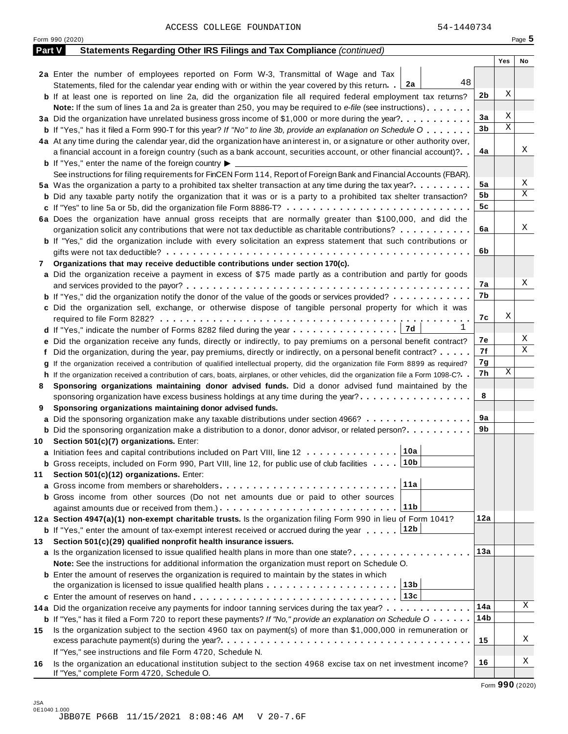ACCESS COLLEGE FOUNDATION 54-1440734

Form 990 (2020) Page 5

**Part V Statements Regarding Other IRS Filings and Tax Compliance** *(continued)*

| | | | Yes | No |
|---|---|---|---|---|
| **2a** | Enter the number of employees reported on Form W-3, Transmittal of Wage and Tax Statements, filed for the calendar year ending with or within the year covered by this return . . **2a** 48 | | | |
| **b** | If at least one is reported on line 2a, did the organization file all required federal employment tax returns? | 2b | X | |
| | **Note:** If the sum of lines 1a and 2a is greater than 250, you may be required to *e-file* (see instructions) | | | |
| **3a** | Did the organization have unrelated business gross income of $1,000 or more during the year? | 3a | X | |
| **b** | If "Yes," has it filed a Form 990-T for this year? *If "No" to line 3b, provide an explanation on Schedule O* | 3b | X | |
| **4a** | At any time during the calendar year, did the organization have an interest in, or a signature or other authority over, a financial account in a foreign country (such as a bank account, securities account, or other financial account)? | 4a | | X |
| **b** | If "Yes," enter the name of the foreign country ▶ | | | |
| | See instructions for filing requirements for FinCEN Form 114, Report of Foreign Bank and Financial Accounts (FBAR). | | | |
| **5a** | Was the organization a party to a prohibited tax shelter transaction at any time during the tax year? | 5a | | X |
| **b** | Did any taxable party notify the organization that it was or is a party to a prohibited tax shelter transaction? | 5b | | X |
| **c** | If "Yes" to line 5a or 5b, did the organization file Form 8886-T? | 5c | | |
| **6a** | Does the organization have annual gross receipts that are normally greater than $100,000, and did the organization solicit any contributions that were not tax deductible as charitable contributions? | 6a | | X |
| **b** | If "Yes," did the organization include with every solicitation an express statement that such contributions or gifts were not tax deductible? | 6b | | |
| **7** | **Organizations that may receive deductible contributions under section 170(c).** | | | |
| **a** | Did the organization receive a payment in excess of $75 made partly as a contribution and partly for goods and services provided to the payor? | 7a | | X |
| **b** | If "Yes," did the organization notify the donor of the value of the goods or services provided? | 7b | | |
| **c** | Did the organization sell, exchange, or otherwise dispose of tangible personal property for which it was required to file Form 8282? | 7c | X | |
| **d** | If "Yes," indicate the number of Forms 8282 filed during the year . . . **7d** 1 | | | |
| **e** | Did the organization receive any funds, directly or indirectly, to pay premiums on a personal benefit contract? | 7e | | X |
| **f** | Did the organization, during the year, pay premiums, directly or indirectly, on a personal benefit contract? | 7f | | X |
| **g** | If the organization received a contribution of qualified intellectual property, did the organization file Form 8899 as required? | 7g | | |
| **h** | If the organization received a contribution of cars, boats, airplanes, or other vehicles, did the organization file a Form 1098-C? | 7h | X | |
| **8** | **Sponsoring organizations maintaining donor advised funds.** Did a donor advised fund maintained by the sponsoring organization have excess business holdings at any time during the year? | 8 | | |
| **9** | **Sponsoring organizations maintaining donor advised funds.** | | | |
| **a** | Did the sponsoring organization make any taxable distributions under section 4966? | 9a | | |
| **b** | Did the sponsoring organization make a distribution to a donor, donor advisor, or related person? | 9b | | |
| **10** | **Section 501(c)(7) organizations.** Enter: | | | |
| **a** | Initiation fees and capital contributions included on Part VIII, line 12 . . . **10a** | | | |
| **b** | Gross receipts, included on Form 990, Part VIII, line 12, for public use of club facilities . . . **10b** | | | |
| **11** | **Section 501(c)(12) organizations.** Enter: | | | |
| **a** | Gross income from members or shareholders . . . **11a** | | | |
| **b** | Gross income from other sources (Do not net amounts due or paid to other sources against amounts due or received from them.) . . . **11b** | | | |
| **12a** | **Section 4947(a)(1) non-exempt charitable trusts.** Is the organization filing Form 990 in lieu of Form 1041? | 12a | | |
| **b** | If "Yes," enter the amount of tax-exempt interest received or accrued during the year . . . **12b** | | | |
| **13** | **Section 501(c)(29) qualified nonprofit health insurance issuers.** | | | |
| **a** | Is the organization licensed to issue qualified health plans in more than one state? | 13a | | |
| | **Note:** See the instructions for additional information the organization must report on Schedule O. | | | |
| **b** | Enter the amount of reserves the organization is required to maintain by the states in which the organization is licensed to issue qualified health plans . . . **13b** | | | |
| **c** | Enter the amount of reserves on hand . . . **13c** | | | |
| **14a** | Did the organization receive any payments for indoor tanning services during the tax year? | 14a | | X |
| **b** | If "Yes," has it filed a Form 720 to report these payments? *If "No," provide an explanation on Schedule O* | 14b | | |
| **15** | Is the organization subject to the section 4960 tax on payment(s) of more than $1,000,000 in remuneration or excess parachute payment(s) during the year? | 15 | | X |
| | If "Yes," see instructions and file Form 4720, Schedule N. | | | |
| **16** | Is the organization an educational institution subject to the section 4968 excise tax on net investment income? If "Yes," complete Form 4720, Schedule O. | 16 | | X |

Form **990** (2020)

JSA 0E1040 1.000
JBB07E P66B 11/15/2021 8:08:46 AM V 20-7.6F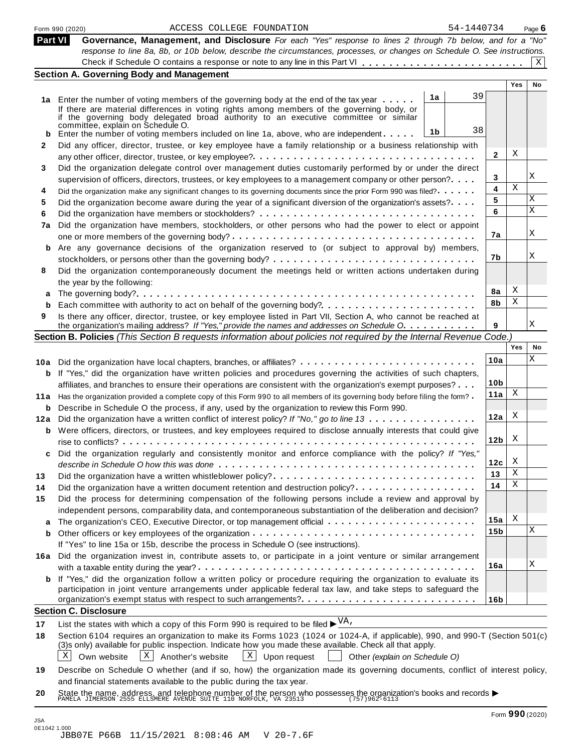Form 990 (2020) ACCESS COLLEGE FOUNDATION 54-1440734 Page **6**

## Part VI Governance, Management, and Disclosure

*For each "Yes" response to lines 2 through 7b below, and for a "No" response to line 8a, 8b, or 10b below, describe the circumstances, processes, or changes on Schedule O. See instructions.*

Check if Schedule O contains a response or note to any line in this Part VI . . . . . . . . . . . . . . . . . . . . . . . . [X]

### Section A. Governing Body and Management

| | | | | Yes | No |
|---|---|---|---|---|---|
| **1a** | Enter the number of voting members of the governing body at the end of the tax year . . . . . If there are material differences in voting rights among members of the governing body, or if the governing body delegated broad authority to an executive committee or similar committee, explain on Schedule O. | 1a: 39 | | | |
| **b** | Enter the number of voting members included on line 1a, above, who are independent . . . . . | 1b: 38 | | | |
| **2** | Did any officer, director, trustee, or key employee have a family relationship or a business relationship with any other officer, director, trustee, or key employee? . . . | | 2 | X | |
| **3** | Did the organization delegate control over management duties customarily performed by or under the direct supervision of officers, directors, trustees, or key employees to a management company or other person? . . . . | | 3 | | X |
| **4** | Did the organization make any significant changes to its governing documents since the prior Form 990 was filed? . . . . . | | 4 | X | |
| **5** | Did the organization become aware during the year of a significant diversion of the organization's assets? . . . . | | 5 | | X |
| **6** | Did the organization have members or stockholders? . . . | | 6 | | X |
| **7a** | Did the organization have members, stockholders, or other persons who had the power to elect or appoint one or more members of the governing body? . . . | | 7a | | X |
| **b** | Are any governance decisions of the organization reserved to (or subject to approval by) members, stockholders, or persons other than the governing body? . . . | | 7b | | X |
| **8** | Did the organization contemporaneously document the meetings held or written actions undertaken during the year by the following: | | | | |
| **a** | The governing body? . . . | | 8a | X | |
| **b** | Each committee with authority to act on behalf of the governing body? . . . | | 8b | X | |
| **9** | Is there any officer, director, trustee, or key employee listed in Part VII, Section A, who cannot be reached at the organization's mailing address? *If "Yes," provide the names and addresses on Schedule O.* . . . | | 9 | | X |

### Section B. Policies *(This Section B requests information about policies not required by the Internal Revenue Code.)*

| | | | Yes | No |
|---|---|---|---|---|
| **10a** | Did the organization have local chapters, branches, or affiliates? . . . | 10a | | X |
| **b** | If "Yes," did the organization have written policies and procedures governing the activities of such chapters, affiliates, and branches to ensure their operations are consistent with the organization's exempt purposes? . . . | 10b | | |
| **11a** | Has the organization provided a complete copy of this Form 990 to all members of its governing body before filing the form? . | 11a | X | |
| **b** | Describe in Schedule O the process, if any, used by the organization to review this Form 990. | | | |
| **12a** | Did the organization have a written conflict of interest policy? *If "No," go to line 13* . . . | 12a | X | |
| **b** | Were officers, directors, or trustees, and key employees required to disclose annually interests that could give rise to conflicts? . . . | 12b | X | |
| **c** | Did the organization regularly and consistently monitor and enforce compliance with the policy? *If "Yes," describe in Schedule O how this was done* . . . | 12c | X | |
| **13** | Did the organization have a written whistleblower policy? . . . | 13 | X | |
| **14** | Did the organization have a written document retention and destruction policy? . . . | 14 | X | |
| **15** | Did the process for determining compensation of the following persons include a review and approval by independent persons, comparability data, and contemporaneous substantiation of the deliberation and decision? | | | |
| **a** | The organization's CEO, Executive Director, or top management official . . . | 15a | X | |
| **b** | Other officers or key employees of the organization . . . | 15b | | X |
| | If "Yes" to line 15a or 15b, describe the process in Schedule O (see instructions). | | | |
| **16a** | Did the organization invest in, contribute assets to, or participate in a joint venture or similar arrangement with a taxable entity during the year? . . . | 16a | | X |
| **b** | If "Yes," did the organization follow a written policy or procedure requiring the organization to evaluate its participation in joint venture arrangements under applicable federal tax law, and take steps to safeguard the organization's exempt status with respect to such arrangements? . . . | 16b | | |

### Section C. Disclosure

**17** List the states with which a copy of this Form 990 is required to be filed ▶ VA,

**18** Section 6104 requires an organization to make its Forms 1023 (1024 or 1024-A, if applicable), 990, and 990-T (Section 501(c)(3)s only) available for public inspection. Indicate how you made these available. Check all that apply.

[X] Own website [X] Another's website [X] Upon request [ ] Other *(explain on Schedule O)*

**19** Describe on Schedule O whether (and if so, how) the organization made its governing documents, conflict of interest policy, and financial statements available to the public during the tax year.

**20** State the name, address, and telephone number of the person who possesses the organization's books and records ▶
PAMELA JIMERSON 2555 ELLSMERE AVENUE SUITE 110 NORFOLK, VA 23513 (757)962-6113

Form **990** (2020)

JSA 0E1042 1.000
JBB07E P66B 11/15/2021 8:08:46 AM V 20-7.6F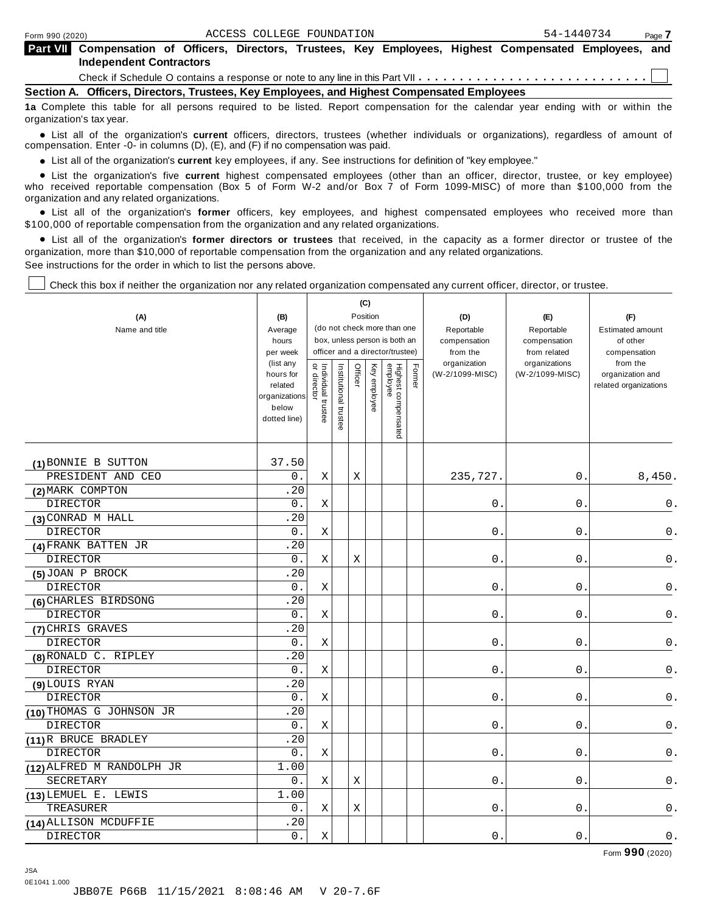Form 990 (2020) ACCESS COLLEGE FOUNDATION 54-1440734

## Part VII Compensation of Officers, Directors, Trustees, Key Employees, Highest Compensated Employees, and Independent Contractors

Check if Schedule O contains a response or note to any line in this Part VII . . . . . . . . . . . . . . . . . . . . . . . . . . . ☐

### Section A. Officers, Directors, Trustees, Key Employees, and Highest Compensated Employees

**1a** Complete this table for all persons required to be listed. Report compensation for the calendar year ending with or within the organization's tax year.

- List all of the organization's **current** officers, directors, trustees (whether individuals or organizations), regardless of amount of compensation. Enter -0- in columns (D), (E), and (F) if no compensation was paid.
- List all of the organization's **current** key employees, if any. See instructions for definition of "key employee."
- List the organization's five **current** highest compensated employees (other than an officer, director, trustee, or key employee) who received reportable compensation (Box 5 of Form W-2 and/or Box 7 of Form 1099-MISC) of more than $100,000 from the organization and any related organizations.
- List all of the organization's **former** officers, key employees, and highest compensated employees who received more than $100,000 of reportable compensation from the organization and any related organizations.
- List all of the organization's **former directors or trustees** that received, in the capacity as a former director or trustee of the organization, more than $10,000 of reportable compensation from the organization and any related organizations.

See instructions for the order in which to list the persons above.

☐ Check this box if neither the organization nor any related organization compensated any current officer, director, or trustee.

| (A) Name and title | (B) Average hours per week (list any hours for related organizations below dotted line) | (C) Position (do not check more than one box, unless person is both an officer and a director/trustee) | | | | | | (D) Reportable compensation from the organization (W-2/1099-MISC) | (E) Reportable compensation from related organizations (W-2/1099-MISC) | (F) Estimated amount of other compensation from the organization and related organizations |
|---|---|---|---|---|---|---|---|---|---|---|
| | | Individual trustee or director | Institutional trustee | Officer | Key employee | Highest compensated employee | Former | | | |
| (1) BONNIE B SUTTON<br>PRESIDENT AND CEO | 37.50<br>0. | X | | X | | | | 235,727. | 0. | 8,450. |
| (2) MARK COMPTON<br>DIRECTOR | .20<br>0. | X | | | | | | 0. | 0. | 0. |
| (3) CONRAD M HALL<br>DIRECTOR | .20<br>0. | X | | | | | | 0. | 0. | 0. |
| (4) FRANK BATTEN JR<br>DIRECTOR | .20<br>0. | X | | X | | | | 0. | 0. | 0. |
| (5) JOAN P BROCK<br>DIRECTOR | .20<br>0. | X | | | | | | 0. | 0. | 0. |
| (6) CHARLES BIRDSONG<br>DIRECTOR | .20<br>0. | X | | | | | | 0. | 0. | 0. |
| (7) CHRIS GRAVES<br>DIRECTOR | .20<br>0. | X | | | | | | 0. | 0. | 0. |
| (8) RONALD C. RIPLEY<br>DIRECTOR | .20<br>0. | X | | | | | | 0. | 0. | 0. |
| (9) LOUIS RYAN<br>DIRECTOR | .20<br>0. | X | | | | | | 0. | 0. | 0. |
| (10) THOMAS G JOHNSON JR<br>DIRECTOR | .20<br>0. | X | | | | | | 0. | 0. | 0. |
| (11) R BRUCE BRADLEY<br>DIRECTOR | .20<br>0. | X | | | | | | 0. | 0. | 0. |
| (12) ALFRED M RANDOLPH JR<br>SECRETARY | 1.00<br>0. | X | | X | | | | 0. | 0. | 0. |
| (13) LEMUEL E. LEWIS<br>TREASURER | 1.00<br>0. | X | | X | | | | 0. | 0. | 0. |
| (14) ALLISON MCDUFFIE<br>DIRECTOR | .20<br>0. | X | | | | | | 0. | 0. | 0. |

Form **990** (2020)

JSA
0E1041 1.000
JBB07E P66B 11/15/2021 8:08:46 AM V 20-7.6F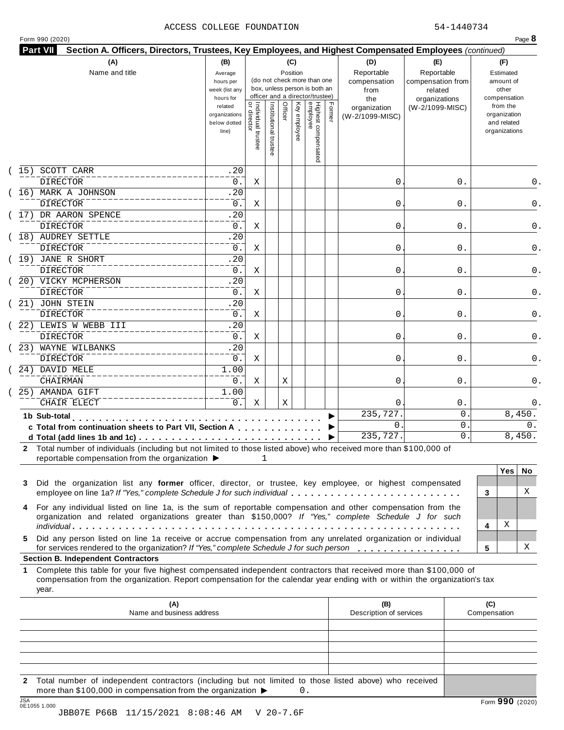ACCESS COLLEGE FOUNDATION 54-1440734

Form 990 (2020)

**Part VII Section A. Officers, Directors, Trustees, Key Employees, and Highest Compensated Employees** *(continued)*

| (A) Name and title | (B) Average hours per week (list any hours for related organizations below dotted line) | (C) Position: Individual trustee or director | Institutional trustee | Officer | Key employee | Highest compensated employee | Former | (D) Reportable compensation from the organization (W-2/1099-MISC) | (E) Reportable compensation from related organizations (W-2/1099-MISC) | (F) Estimated amount of other compensation from the organization and related organizations |
|---|---|---|---|---|---|---|---|---|---|---|
| (15) SCOTT CARR<br>DIRECTOR | .20<br>0. | X | | | | | | 0. | 0. | 0. |
| (16) MARK A JOHNSON<br>DIRECTOR | .20<br>0. | X | | | | | | 0. | 0. | 0. |
| (17) DR AARON SPENCE<br>DIRECTOR | .20<br>0. | X | | | | | | 0. | 0. | 0. |
| (18) AUDREY SETTLE<br>DIRECTOR | .20<br>0. | X | | | | | | 0. | 0. | 0. |
| (19) JANE R SHORT<br>DIRECTOR | .20<br>0. | X | | | | | | 0. | 0. | 0. |
| (20) VICKY MCPHERSON<br>DIRECTOR | .20<br>0. | X | | | | | | 0. | 0. | 0. |
| (21) JOHN STEIN<br>DIRECTOR | .20<br>0. | X | | | | | | 0. | 0. | 0. |
| (22) LEWIS W WEBB III<br>DIRECTOR | .20<br>0. | X | | | | | | 0. | 0. | 0. |
| (23) WAYNE WILBANKS<br>DIRECTOR | .20<br>0. | X | | | | | | 0. | 0. | 0. |
| (24) DAVID MELE<br>CHAIRMAN | 1.00<br>0. | X | | X | | | | 0. | 0. | 0. |
| (25) AMANDA GIFT<br>CHAIR ELECT | 1.00<br>0. | X | | X | | | | 0. | 0. | 0. |
| **1b Sub-total** | | | | | | | | 235,727. | 0. | 8,450. |
| **c Total from continuation sheets to Part VII, Section A** | | | | | | | | 0. | 0. | 0. |
| **d Total (add lines 1b and 1c)** | | | | | | | | 235,727. | 0. | 8,450. |

**2** Total number of individuals (including but not limited to those listed above) who received more than $100,000 of reportable compensation from the organization ▶ 1

| | | Yes | No |
|---|---|---|---|
| **3** Did the organization list any **former** officer, director, or trustee, key employee, or highest compensated employee on line 1a? *If "Yes," complete Schedule J for such individual* | 3 | | X |
| **4** For any individual listed on line 1a, is the sum of reportable compensation and other compensation from the organization and related organizations greater than $150,000? *If "Yes," complete Schedule J for such individual* | 4 | X | |
| **5** Did any person listed on line 1a receive or accrue compensation from any unrelated organization or individual for services rendered to the organization? *If "Yes," complete Schedule J for such person* | 5 | | X |

**Section B. Independent Contractors**

**1** Complete this table for your five highest compensated independent contractors that received more than $100,000 of compensation from the organization. Report compensation for the calendar year ending with or within the organization's tax year.

| (A) Name and business address | (B) Description of services | (C) Compensation |
|---|---|---|
| | | |
| | | |
| | | |
| | | |
| | | |

**2** Total number of independent contractors (including but not limited to those listed above) who received more than $100,000 in compensation from the organization ▶ 0.

JSA 0E1055 1.000

Form **990** (2020)

JBB07E P66B 11/15/2021 8:08:46 AM V 20-7.6F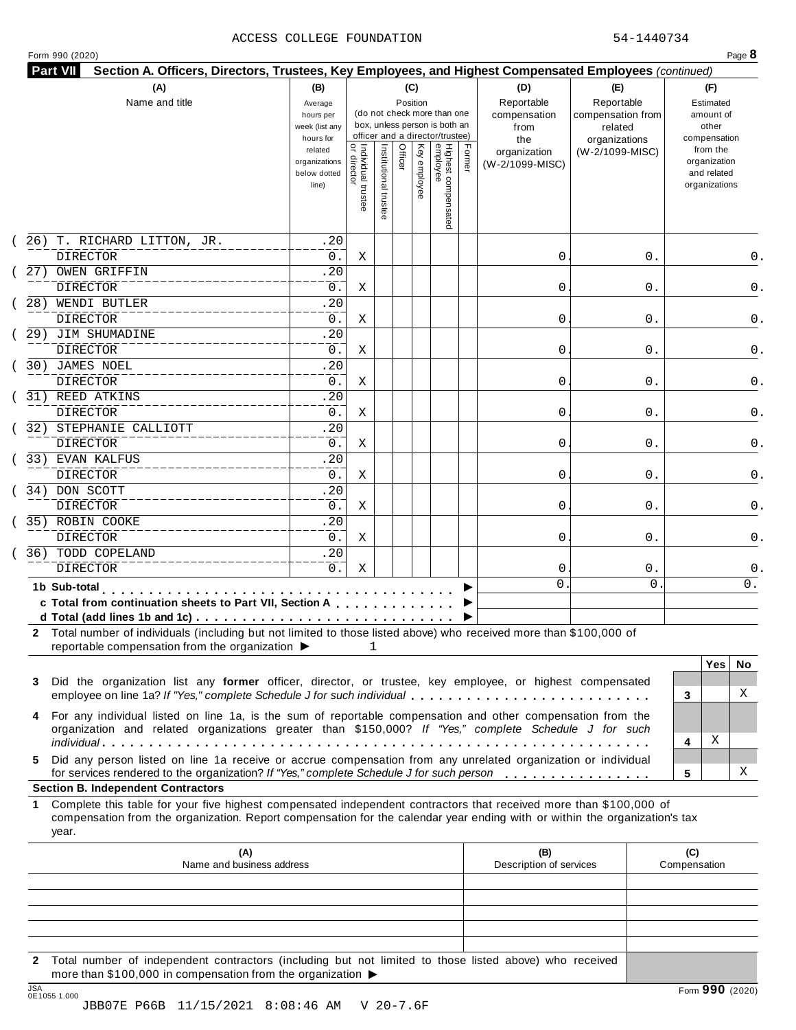ACCESS COLLEGE FOUNDATION 54-1440734

Form 990 (2020) Page **8**

**Part VII Section A. Officers, Directors, Trustees, Key Employees, and Highest Compensated Employees** *(continued)*

| (A) Name and title | (B) Average hours per week (list any hours for related organizations below dotted line) | (C) Position: Individual trustee or director | Institutional trustee | Officer | Key employee | Highest compensated employee | Former | (D) Reportable compensation from the organization (W-2/1099-MISC) | (E) Reportable compensation from related organizations (W-2/1099-MISC) | (F) Estimated amount of other compensation from the organization and related organizations |
|---|---|---|---|---|---|---|---|---|---|---|
| (26) T. RICHARD LITTON, JR. DIRECTOR | .20 / 0. | X | | | | | | 0. | 0. | 0. |
| (27) OWEN GRIFFIN DIRECTOR | .20 / 0. | X | | | | | | 0. | 0. | 0. |
| (28) WENDI BUTLER DIRECTOR | .20 / 0. | X | | | | | | 0. | 0. | 0. |
| (29) JIM SHUMADINE DIRECTOR | .20 / 0. | X | | | | | | 0. | 0. | 0. |
| (30) JAMES NOEL DIRECTOR | .20 / 0. | X | | | | | | 0. | 0. | 0. |
| (31) REED ATKINS DIRECTOR | .20 / 0. | X | | | | | | 0. | 0. | 0. |
| (32) STEPHANIE CALLIOTT DIRECTOR | .20 / 0. | X | | | | | | 0. | 0. | 0. |
| (33) EVAN KALFUS DIRECTOR | .20 / 0. | X | | | | | | 0. | 0. | 0. |
| (34) DON SCOTT DIRECTOR | .20 / 0. | X | | | | | | 0. | 0. | 0. |
| (35) ROBIN COOKE DIRECTOR | .20 / 0. | X | | | | | | 0. | 0. | 0. |
| (36) TODD COPELAND DIRECTOR | .20 / 0. | X | | | | | | 0. | 0. | 0. |
| **1b Sub-total** | | | | | | | | 0. | 0. | 0. |
| **c Total from continuation sheets to Part VII, Section A** | | | | | | | | | | |
| **d Total (add lines 1b and 1c)** | | | | | | | | | | |

**2** Total number of individuals (including but not limited to those listed above) who received more than $100,000 of reportable compensation from the organization ▶ 1

| | | Yes | No |
|---|---|---|---|
| **3** Did the organization list any **former** officer, director, or trustee, key employee, or highest compensated employee on line 1a? *If "Yes," complete Schedule J for such individual* | 3 | | X |
| **4** For any individual listed on line 1a, is the sum of reportable compensation and other compensation from the organization and related organizations greater than $150,000? *If "Yes," complete Schedule J for such individual* | 4 | X | |
| **5** Did any person listed on line 1a receive or accrue compensation from any unrelated organization or individual for services rendered to the organization? *If "Yes," complete Schedule J for such person* | 5 | | X |

**Section B. Independent Contractors**

**1** Complete this table for your five highest compensated independent contractors that received more than $100,000 of compensation from the organization. Report compensation for the calendar year ending with or within the organization's tax year.

| (A) Name and business address | (B) Description of services | (C) Compensation |
|---|---|---|
| | | |
| | | |
| | | |
| | | |
| | | |

**2** Total number of independent contractors (including but not limited to those listed above) who received more than $100,000 in compensation from the organization ▶

Form **990** (2020)

JBB07E P66B 11/15/2021 8:08:46 AM V 20-7.6F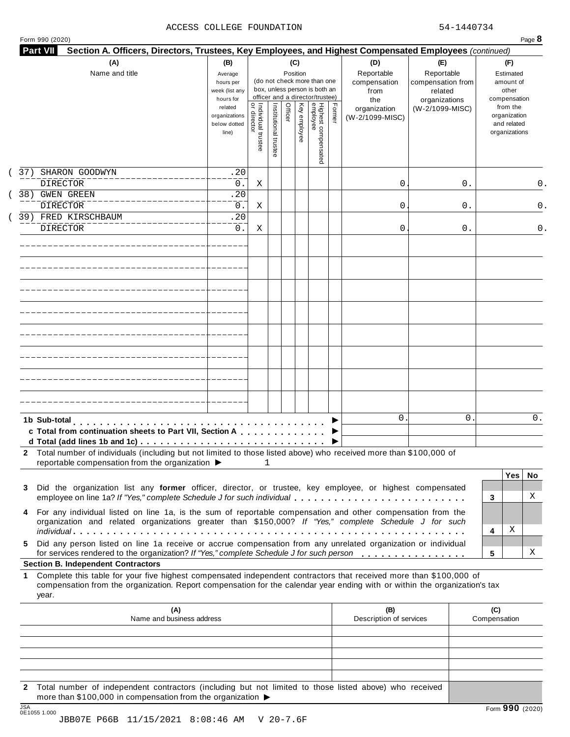ACCESS COLLEGE FOUNDATION 54-1440734

Form 990 (2020) Page **8**

**Part VII Section A. Officers, Directors, Trustees, Key Employees, and Highest Compensated Employees** *(continued)*

| (A) Name and title | (B) Average hours per week (list any hours for related organizations below dotted line) | (C) Position: Individual trustee or director | Institutional trustee | Officer | Key employee | Highest compensated employee | Former | (D) Reportable compensation from the organization (W-2/1099-MISC) | (E) Reportable compensation from related organizations (W-2/1099-MISC) | (F) Estimated amount of other compensation from the organization and related organizations |
|---|---|---|---|---|---|---|---|---|---|---|
| (37) SHARON GOODWYN<br>DIRECTOR | .20<br>0. | X | | | | | | 0. | 0. | 0. |
| (38) GWEN GREEN<br>DIRECTOR | .20<br>0. | X | | | | | | 0. | 0. | 0. |
| (39) FRED KIRSCHBAUM<br>DIRECTOR | .20<br>0. | X | | | | | | 0. | 0. | 0. |

| | (D) | (E) | (F) |
|---|---|---|---|
| **1b Sub-total** ▶ | 0. | 0. | 0. |
| **c Total from continuation sheets to Part VII, Section A** ▶ | | | |
| **d Total (add lines 1b and 1c)** ▶ | | | |

**2** Total number of individuals (including but not limited to those listed above) who received more than $100,000 of reportable compensation from the organization ▶ 1

| | | Yes | No |
|---|---|---|---|
| **3** Did the organization list any **former** officer, director, or trustee, key employee, or highest compensated employee on line 1a? *If "Yes," complete Schedule J for such individual* | 3 | | X |
| **4** For any individual listed on line 1a, is the sum of reportable compensation and other compensation from the organization and related organizations greater than $150,000? *If "Yes," complete Schedule J for such individual* | 4 | X | |
| **5** Did any person listed on line 1a receive or accrue compensation from any unrelated organization or individual for services rendered to the organization? *If "Yes," complete Schedule J for such person* | 5 | | X |

**Section B. Independent Contractors**

**1** Complete this table for your five highest compensated independent contractors that received more than $100,000 of compensation from the organization. Report compensation for the calendar year ending with or within the organization's tax year.

| (A) Name and business address | (B) Description of services | (C) Compensation |
|---|---|---|
| | | |
| | | |
| | | |
| | | |
| | | |

**2** Total number of independent contractors (including but not limited to those listed above) who received more than $100,000 in compensation from the organization ▶

JSA 0E1055 1.000

Form **990** (2020)

JBB07E P66B 11/15/2021 8:08:46 AM V 20-7.6F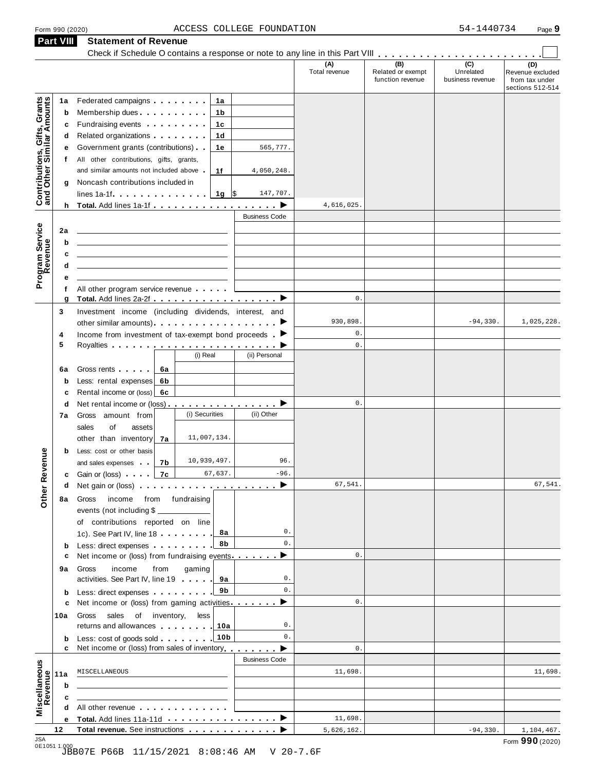Form 990 (2020) ACCESS COLLEGE FOUNDATION 54-1440734

## Part VIII Statement of Revenue

Check if Schedule O contains a response or note to any line in this Part VIII . . . . . . . . . . . . . . . . . . . . . . . ☐

| | | | | (A) Total revenue | (B) Related or exempt function revenue | (C) Unrelated business revenue | (D) Revenue excluded from tax under sections 512-514 |
|---|---|---|---|---|---|---|---|
| **Contributions, Gifts, Grants and Other Similar Amounts** | 1a | Federated campaigns . . . 1a | | | | | |
| | b | Membership dues . . . 1b | | | | | |
| | c | Fundraising events . . . 1c | | | | | |
| | d | Related organizations . . . 1d | | | | | |
| | e | Government grants (contributions) . . 1e | 565,777. | | | | |
| | f | All other contributions, gifts, grants, and similar amounts not included above . 1f | 4,050,248. | | | | |
| | g | Noncash contributions included in lines 1a-1f . . . 1g | $ 147,707. | | | | |
| | h | **Total.** Add lines 1a-1f . . . ▶ | | 4,616,025. | | | |
| **Program Service Revenue** | | | Business Code | | | | |
| | 2a | | | | | | |
| | b | | | | | | |
| | c | | | | | | |
| | d | | | | | | |
| | e | | | | | | |
| | f | All other program service revenue . . . | | | | | |
| | g | **Total.** Add lines 2a-2f . . . ▶ | | 0. | | | |
| **Other Revenue** | 3 | Investment income (including dividends, interest, and other similar amounts) . . . ▶ | | 930,898. | | -94,330. | 1,025,228. |
| | 4 | Income from investment of tax-exempt bond proceeds . ▶ | | 0. | | | |
| | 5 | Royalties . . . ▶ | | 0. | | | |
| | | | (i) Real / (ii) Personal | | | | |
| | 6a | Gross rents . . . 6a | | | | | |
| | b | Less: rental expenses 6b | | | | | |
| | c | Rental income or (loss) 6c | | | | | |
| | d | Net rental income or (loss) . . . ▶ | | 0. | | | |
| | | | (i) Securities / (ii) Other | | | | |
| | 7a | Gross amount from sales of assets other than inventory 7a | (i) 11,007,134. | | | | |
| | b | Less: cost or other basis and sales expenses . . 7b | (i) 10,939,497. (ii) 96. | | | | |
| | c | Gain or (loss) . . . 7c | (i) 67,637. (ii) -96. | | | | |
| | d | Net gain or (loss) . . . ▶ | | 67,541. | | | 67,541. |
| | 8a | Gross income from fundraising events (not including $ ___ of contributions reported on line 1c). See Part IV, line 18 . . . 8a | 0. | | | | |
| | b | Less: direct expenses . . . 8b | 0. | | | | |
| | c | Net income or (loss) from fundraising events . . . ▶ | | 0. | | | |
| | 9a | Gross income from gaming activities. See Part IV, line 19 . . . 9a | 0. | | | | |
| | b | Less: direct expenses . . . 9b | 0. | | | | |
| | c | Net income or (loss) from gaming activities . . . ▶ | | 0. | | | |
| | 10a | Gross sales of inventory, less returns and allowances . . . 10a | 0. | | | | |
| | b | Less: cost of goods sold . . . 10b | 0. | | | | |
| | c | Net income or (loss) from sales of inventory . . . ▶ | | 0. | | | |
| **Miscellaneous Revenue** | | | Business Code | | | | |
| | 11a | MISCELLANEOUS | | 11,698. | | | 11,698. |
| | b | | | | | | |
| | c | | | | | | |
| | d | All other revenue . . . | | | | | |
| | e | **Total.** Add lines 11a-11d . . . ▶ | | 11,698. | | | |
| | 12 | **Total revenue.** See instructions . . . ▶ | | 5,626,162. | | -94,330. | 1,104,467. |

Form **990** (2020)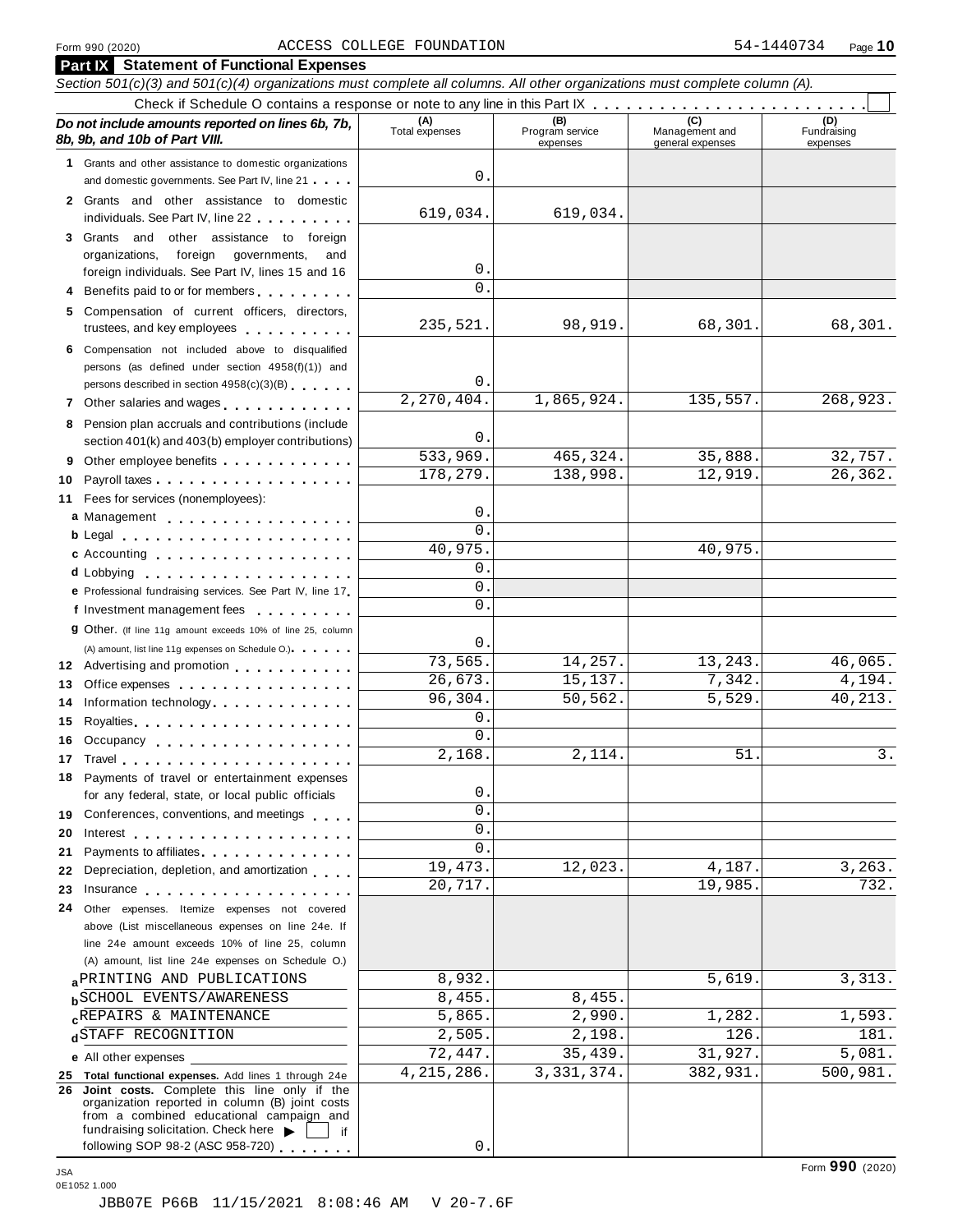Form 990 (2020) ACCESS COLLEGE FOUNDATION 54-1440734 Page **10**

## Part IX Statement of Functional Expenses

*Section 501(c)(3) and 501(c)(4) organizations must complete all columns. All other organizations must complete column (A).*

Check if Schedule O contains a response or note to any line in this Part IX . . . . . . . . . . . . . . . . . . . . . . . . ☐

| *Do not include amounts reported on lines 6b, 7b, 8b, 9b, and 10b of Part VIII.* | (A) Total expenses | (B) Program service expenses | (C) Management and general expenses | (D) Fundraising expenses |
|---|---|---|---|---|
| **1** Grants and other assistance to domestic organizations and domestic governments. See Part IV, line 21 | 0. | | | |
| **2** Grants and other assistance to domestic individuals. See Part IV, line 22 | 619,034. | 619,034. | | |
| **3** Grants and other assistance to foreign organizations, foreign governments, and foreign individuals. See Part IV, lines 15 and 16 | 0. | | | |
| **4** Benefits paid to or for members | 0. | | | |
| **5** Compensation of current officers, directors, trustees, and key employees | 235,521. | 98,919. | 68,301. | 68,301. |
| **6** Compensation not included above to disqualified persons (as defined under section 4958(f)(1)) and persons described in section 4958(c)(3)(B) | 0. | | | |
| **7** Other salaries and wages | 2,270,404. | 1,865,924. | 135,557. | 268,923. |
| **8** Pension plan accruals and contributions (include section 401(k) and 403(b) employer contributions) | 0. | | | |
| **9** Other employee benefits | 533,969. | 465,324. | 35,888. | 32,757. |
| **10** Payroll taxes | 178,279. | 138,998. | 12,919. | 26,362. |
| **11** Fees for services (nonemployees): | | | | |
| **a** Management | 0. | | | |
| **b** Legal | 0. | | | |
| **c** Accounting | 40,975. | | 40,975. | |
| **d** Lobbying | 0. | | | |
| **e** Professional fundraising services. See Part IV, line 17 | 0. | | | |
| **f** Investment management fees | 0. | | | |
| **g** Other. (If line 11g amount exceeds 10% of line 25, column (A) amount, list line 11g expenses on Schedule O.) | 0. | | | |
| **12** Advertising and promotion | 73,565. | 14,257. | 13,243. | 46,065. |
| **13** Office expenses | 26,673. | 15,137. | 7,342. | 4,194. |
| **14** Information technology | 96,304. | 50,562. | 5,529. | 40,213. |
| **15** Royalties | 0. | | | |
| **16** Occupancy | 0. | | | |
| **17** Travel | 2,168. | 2,114. | 51. | 3. |
| **18** Payments of travel or entertainment expenses for any federal, state, or local public officials | 0. | | | |
| **19** Conferences, conventions, and meetings | 0. | | | |
| **20** Interest | 0. | | | |
| **21** Payments to affiliates | 0. | | | |
| **22** Depreciation, depletion, and amortization | 19,473. | 12,023. | 4,187. | 3,263. |
| **23** Insurance | 20,717. | | 19,985. | 732. |
| **24** Other expenses. Itemize expenses not covered above (List miscellaneous expenses on line 24e. If line 24e amount exceeds 10% of line 25, column (A) amount, list line 24e expenses on Schedule O.) | | | | |
| **a** PRINTING AND PUBLICATIONS | 8,932. | | 5,619. | 3,313. |
| **b** SCHOOL EVENTS/AWARENESS | 8,455. | 8,455. | | |
| **c** REPAIRS & MAINTENANCE | 5,865. | 2,990. | 1,282. | 1,593. |
| **d** STAFF RECOGNITION | 2,505. | 2,198. | 126. | 181. |
| **e** All other expenses | 72,447. | 35,439. | 31,927. | 5,081. |
| **25 Total functional expenses.** Add lines 1 through 24e | 4,215,286. | 3,331,374. | 382,931. | 500,981. |
| **26 Joint costs.** Complete this line only if the organization reported in column (B) joint costs from a combined educational campaign and fundraising solicitation. Check here ▶ ☐ if following SOP 98-2 (ASC 958-720) | 0. | | | |

JSA 0E1052 1.000

Form **990** (2020)

JBB07E P66B 11/15/2021 8:08:46 AM V 20-7.6F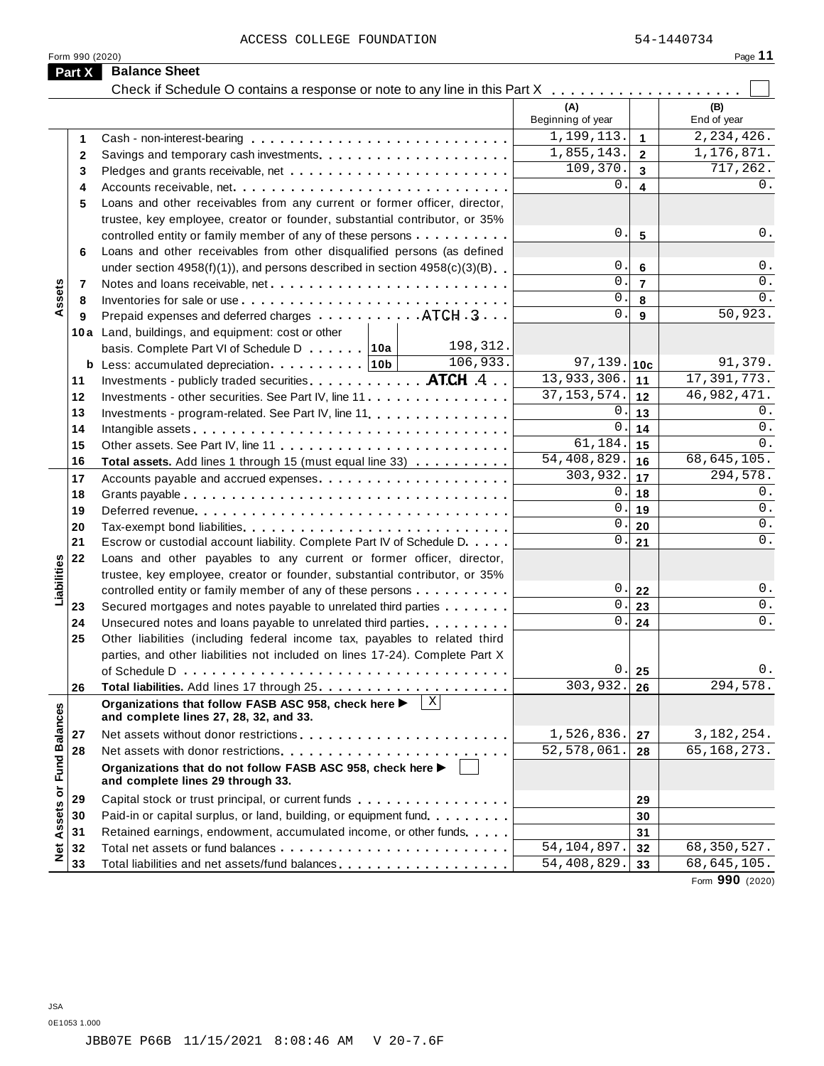ACCESS COLLEGE FOUNDATION 54-1440734

Form 990 (2020)

## Part X Balance Sheet

Check if Schedule O contains a response or note to any line in this Part X . . . . . . . . . . . . . . . . . . . ☐

| | | | (A) Beginning of year | | (B) End of year |
|---|---|---|---|---|---|
| **Assets** | 1 | Cash - non-interest-bearing | 1,199,113. | 1 | 2,234,426. |
| | 2 | Savings and temporary cash investments | 1,855,143. | 2 | 1,176,871. |
| | 3 | Pledges and grants receivable, net | 109,370. | 3 | 717,262. |
| | 4 | Accounts receivable, net | 0. | 4 | 0. |
| | 5 | Loans and other receivables from any current or former officer, director, trustee, key employee, creator or founder, substantial contributor, or 35% controlled entity or family member of any of these persons | 0. | 5 | 0. |
| | 6 | Loans and other receivables from other disqualified persons (as defined under section 4958(f)(1)), and persons described in section 4958(c)(3)(B) | 0. | 6 | 0. |
| | 7 | Notes and loans receivable, net | 0. | 7 | 0. |
| | 8 | Inventories for sale or use | 0. | 8 | 0. |
| | 9 | Prepaid expenses and deferred charges ATCH 3 | 0. | 9 | 50,923. |
| | 10a | Land, buildings, and equipment: cost or other basis. Complete Part VI of Schedule D . . . 10a 198,312. | | | |
| | b | Less: accumulated depreciation . . . 10b 106,933. | 97,139. | 10c | 91,379. |
| | 11 | Investments - publicly traded securities ATCH 4 | 13,933,306. | 11 | 17,391,773. |
| | 12 | Investments - other securities. See Part IV, line 11 | 37,153,574. | 12 | 46,982,471. |
| | 13 | Investments - program-related. See Part IV, line 11 | 0. | 13 | 0. |
| | 14 | Intangible assets | 0. | 14 | 0. |
| | 15 | Other assets. See Part IV, line 11 | 61,184. | 15 | 0. |
| | 16 | **Total assets.** Add lines 1 through 15 (must equal line 33) | 54,408,829. | 16 | 68,645,105. |
| **Liabilities** | 17 | Accounts payable and accrued expenses | 303,932. | 17 | 294,578. |
| | 18 | Grants payable | 0. | 18 | 0. |
| | 19 | Deferred revenue | 0. | 19 | 0. |
| | 20 | Tax-exempt bond liabilities | 0. | 20 | 0. |
| | 21 | Escrow or custodial account liability. Complete Part IV of Schedule D | 0. | 21 | 0. |
| | 22 | Loans and other payables to any current or former officer, director, trustee, key employee, creator or founder, substantial contributor, or 35% controlled entity or family member of any of these persons | 0. | 22 | 0. |
| | 23 | Secured mortgages and notes payable to unrelated third parties | 0. | 23 | 0. |
| | 24 | Unsecured notes and loans payable to unrelated third parties | 0. | 24 | 0. |
| | 25 | Other liabilities (including federal income tax, payables to related third parties, and other liabilities not included on lines 17-24). Complete Part X of Schedule D | 0. | 25 | 0. |
| | 26 | **Total liabilities.** Add lines 17 through 25 | 303,932. | 26 | 294,578. |
| **Net Assets or Fund Balances** | | **Organizations that follow FASB ASC 958, check here ▶** ☒ **and complete lines 27, 28, 32, and 33.** | | | |
| | 27 | Net assets without donor restrictions | 1,526,836. | 27 | 3,182,254. |
| | 28 | Net assets with donor restrictions | 52,578,061. | 28 | 65,168,273. |
| | | **Organizations that do not follow FASB ASC 958, check here ▶** ☐ **and complete lines 29 through 33.** | | | |
| | 29 | Capital stock or trust principal, or current funds | | 29 | |
| | 30 | Paid-in or capital surplus, or land, building, or equipment fund | | 30 | |
| | 31 | Retained earnings, endowment, accumulated income, or other funds | | 31 | |
| | 32 | Total net assets or fund balances | 54,104,897. | 32 | 68,350,527. |
| | 33 | Total liabilities and net assets/fund balances | 54,408,829. | 33 | 68,645,105. |

Form **990** (2020)

JSA
0E1053 1.000

JBB07E P66B 11/15/2021 8:08:46 AM V 20-7.6F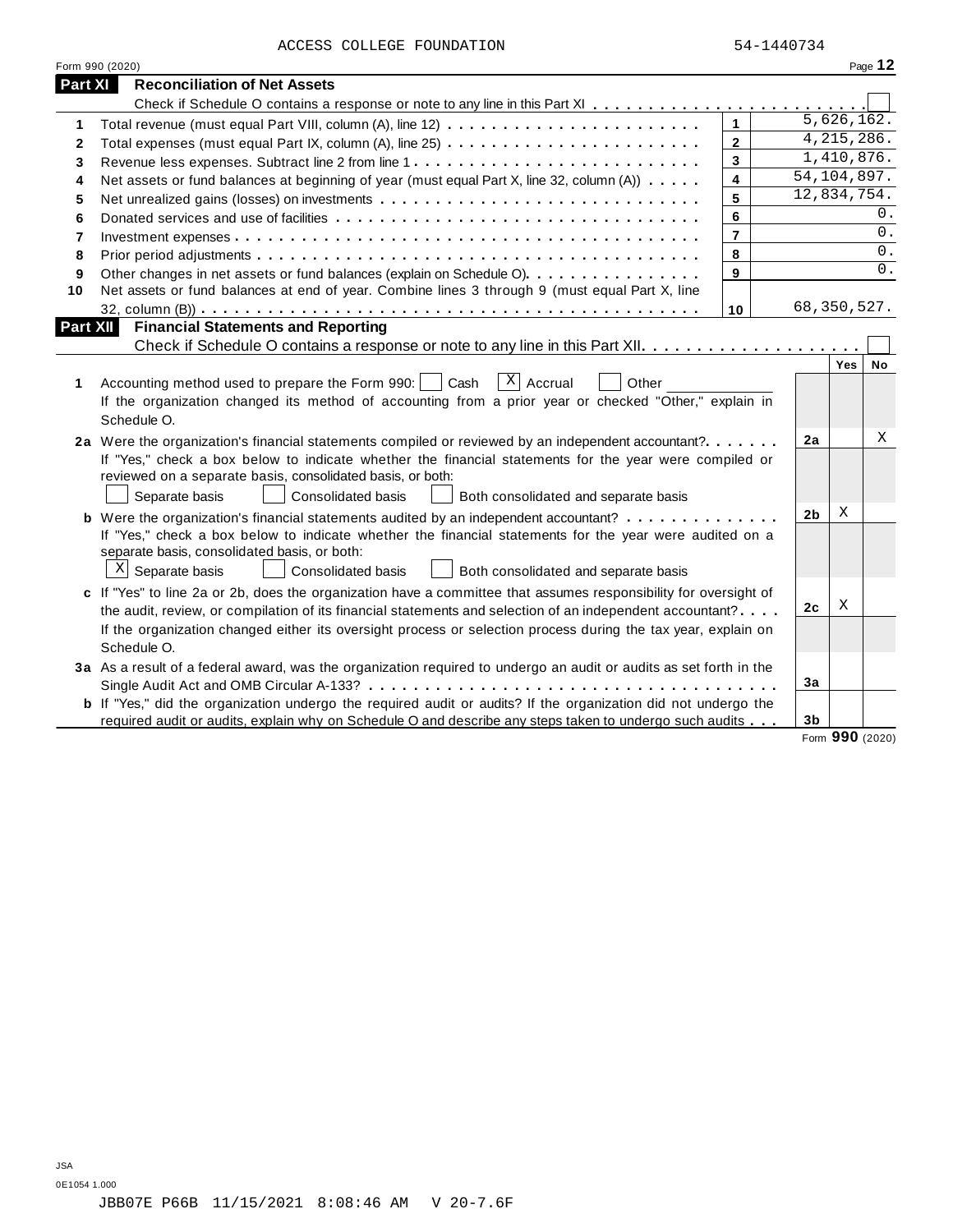ACCESS COLLEGE FOUNDATION 54-1440734

Form 990 (2020)

## Part XI Reconciliation of Net Assets

Check if Schedule O contains a response or note to any line in this Part XI . . . . . . . . . . . . . . . . . . . . . . . . . ☐

| | | | |
|---|---|---|---|
| 1 | Total revenue (must equal Part VIII, column (A), line 12) | 1 | 5,626,162. |
| 2 | Total expenses (must equal Part IX, column (A), line 25) | 2 | 4,215,286. |
| 3 | Revenue less expenses. Subtract line 2 from line 1 | 3 | 1,410,876. |
| 4 | Net assets or fund balances at beginning of year (must equal Part X, line 32, column (A)) | 4 | 54,104,897. |
| 5 | Net unrealized gains (losses) on investments | 5 | 12,834,754. |
| 6 | Donated services and use of facilities | 6 | 0. |
| 7 | Investment expenses | 7 | 0. |
| 8 | Prior period adjustments | 8 | 0. |
| 9 | Other changes in net assets or fund balances (explain on Schedule O) | 9 | 0. |
| 10 | Net assets or fund balances at end of year. Combine lines 3 through 9 (must equal Part X, line 32, column (B)) | 10 | 68,350,527. |

## Part XII Financial Statements and Reporting

Check if Schedule O contains a response or note to any line in this Part XII . . . . . . . . . . . . . . . . . . . . ☐

| | | | Yes | No |
|---|---|---|---|---|
| 1 | Accounting method used to prepare the Form 990: ☐ Cash ☒ Accrual ☐ Other<br>If the organization changed its method of accounting from a prior year or checked "Other," explain in Schedule O. | | | |
| 2a | Were the organization's financial statements compiled or reviewed by an independent accountant?<br>If "Yes," check a box below to indicate whether the financial statements for the year were compiled or reviewed on a separate basis, consolidated basis, or both:<br>☐ Separate basis ☐ Consolidated basis ☐ Both consolidated and separate basis | 2a | | X |
| b | Were the organization's financial statements audited by an independent accountant?<br>If "Yes," check a box below to indicate whether the financial statements for the year were audited on a separate basis, consolidated basis, or both:<br>☒ Separate basis ☐ Consolidated basis ☐ Both consolidated and separate basis | 2b | X | |
| c | If "Yes" to line 2a or 2b, does the organization have a committee that assumes responsibility for oversight of the audit, review, or compilation of its financial statements and selection of an independent accountant?<br>If the organization changed either its oversight process or selection process during the tax year, explain on Schedule O. | 2c | X | |
| 3a | As a result of a federal award, was the organization required to undergo an audit or audits as set forth in the Single Audit Act and OMB Circular A-133? | 3a | | |
| b | If "Yes," did the organization undergo the required audit or audits? If the organization did not undergo the required audit or audits, explain why on Schedule O and describe any steps taken to undergo such audits | 3b | | |

Form **990** (2020)

JSA
0E1054 1.000
JBB07E P66B 11/15/2021 8:08:46 AM V 20-7.6F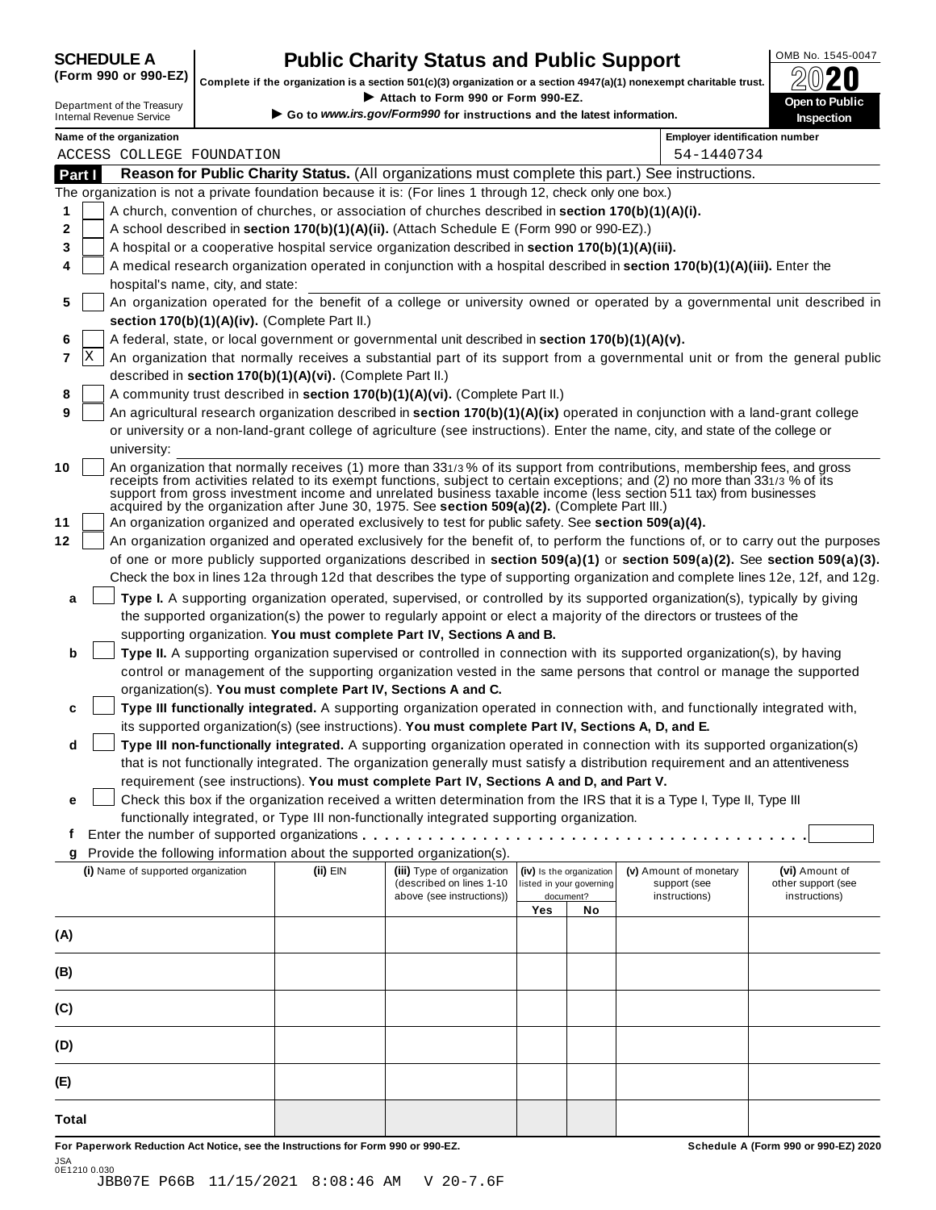**SCHEDULE A**
**(Form 990 or 990-EZ)**

Department of the Treasury
Internal Revenue Service

# Public Charity Status and Public Support

**Complete if the organization is a section 501(c)(3) organization or a section 4947(a)(1) nonexempt charitable trust.**
▶ **Attach to Form 990 or Form 990-EZ.**
▶ **Go to *www.irs.gov/Form990* for instructions and the latest information.**

OMB No. 1545-0047
**2020**
**Open to Public Inspection**

**Name of the organization**
ACCESS COLLEGE FOUNDATION

**Employer identification number**
54-1440734

## Part I — Reason for Public Charity Status. (All organizations must complete this part.) See instructions.

The organization is not a private foundation because it is: (For lines 1 through 12, check only one box.)

1. [ ] A church, convention of churches, or association of churches described in **section 170(b)(1)(A)(i).**
2. [ ] A school described in **section 170(b)(1)(A)(ii).** (Attach Schedule E (Form 990 or 990-EZ).)
3. [ ] A hospital or a cooperative hospital service organization described in **section 170(b)(1)(A)(iii).**
4. [ ] A medical research organization operated in conjunction with a hospital described in **section 170(b)(1)(A)(iii).** Enter the hospital's name, city, and state:
5. [ ] An organization operated for the benefit of a college or university owned or operated by a governmental unit described in **section 170(b)(1)(A)(iv).** (Complete Part II.)
6. [ ] A federal, state, or local government or governmental unit described in **section 170(b)(1)(A)(v).**
7. [X] An organization that normally receives a substantial part of its support from a governmental unit or from the general public described in **section 170(b)(1)(A)(vi).** (Complete Part II.)
8. [ ] A community trust described in **section 170(b)(1)(A)(vi).** (Complete Part II.)
9. [ ] An agricultural research organization described in **section 170(b)(1)(A)(ix)** operated in conjunction with a land-grant college or university or a non-land-grant college of agriculture (see instructions). Enter the name, city, and state of the college or university:
10. [ ] An organization that normally receives (1) more than 33 1/3 % of its support from contributions, membership fees, and gross receipts from activities related to its exempt functions, subject to certain exceptions; and (2) no more than 33 1/3 % of its support from gross investment income and unrelated business taxable income (less section 511 tax) from businesses acquired by the organization after June 30, 1975. See **section 509(a)(2).** (Complete Part III.)
11. [ ] An organization organized and operated exclusively to test for public safety. See **section 509(a)(4).**
12. [ ] An organization organized and operated exclusively for the benefit of, to perform the functions of, or to carry out the purposes of one or more publicly supported organizations described in **section 509(a)(1)** or **section 509(a)(2).** See **section 509(a)(3).** Check the box in lines 12a through 12d that describes the type of supporting organization and complete lines 12e, 12f, and 12g.
   - **a** [ ] **Type I.** A supporting organization operated, supervised, or controlled by its supported organization(s), typically by giving the supported organization(s) the power to regularly appoint or elect a majority of the directors or trustees of the supporting organization. **You must complete Part IV, Sections A and B.**
   - **b** [ ] **Type II.** A supporting organization supervised or controlled in connection with its supported organization(s), by having control or management of the supporting organization vested in the same persons that control or manage the supported organization(s). **You must complete Part IV, Sections A and C.**
   - **c** [ ] **Type III functionally integrated.** A supporting organization operated in connection with, and functionally integrated with, its supported organization(s) (see instructions). **You must complete Part IV, Sections A, D, and E.**
   - **d** [ ] **Type III non-functionally integrated.** A supporting organization operated in connection with its supported organization(s) that is not functionally integrated. The organization generally must satisfy a distribution requirement and an attentiveness requirement (see instructions). **You must complete Part IV, Sections A and D, and Part V.**
   - **e** [ ] Check this box if the organization received a written determination from the IRS that it is a Type I, Type II, Type III functionally integrated, or Type III non-functionally integrated supporting organization.
   - **f** Enter the number of supported organizations . . . . . . . . . . . .
   - **g** Provide the following information about the supported organization(s).

| (i) Name of supported organization | (ii) EIN | (iii) Type of organization (described on lines 1-10 above (see instructions)) | (iv) Is the organization listed in your governing document? Yes | No | (v) Amount of monetary support (see instructions) | (vi) Amount of other support (see instructions) |
|---|---|---|---|---|---|---|
| (A) | | | | | | |
| (B) | | | | | | |
| (C) | | | | | | |
| (D) | | | | | | |
| (E) | | | | | | |
| Total | | | | | | |

**For Paperwork Reduction Act Notice, see the Instructions for Form 990 or 990-EZ.**
**Schedule A (Form 990 or 990-EZ) 2020**

JSA
0E1210 0.030
JBB07E P66B 11/15/2021 8:08:46 AM V 20-7.6F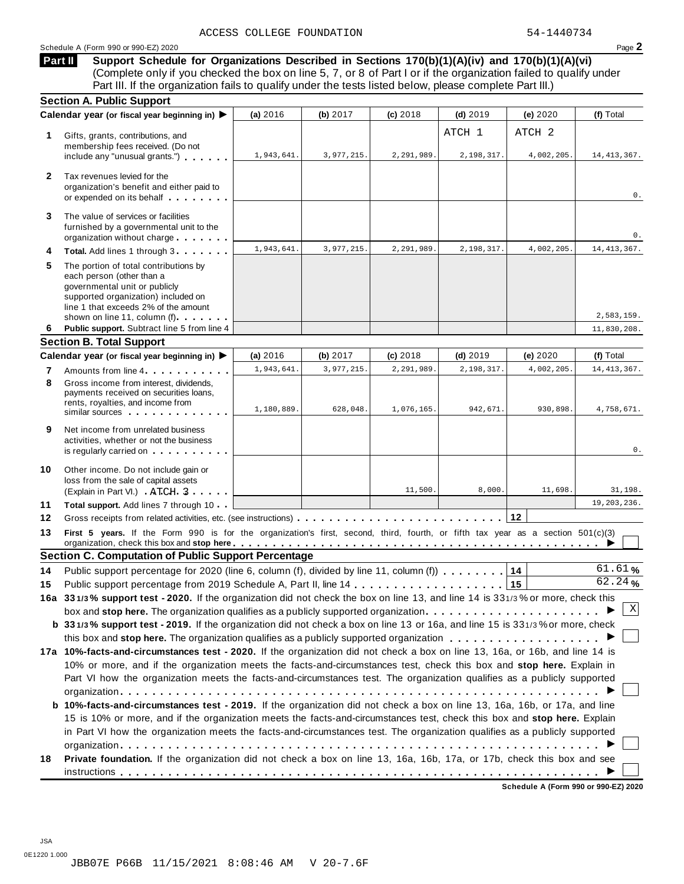ACCESS COLLEGE FOUNDATION 54-1440734

Schedule A (Form 990 or 990-EZ) 2020

## Part II Support Schedule for Organizations Described in Sections 170(b)(1)(A)(iv) and 170(b)(1)(A)(vi)

(Complete only if you checked the box on line 5, 7, or 8 of Part I or if the organization failed to qualify under Part III. If the organization fails to qualify under the tests listed below, please complete Part III.)

### Section A. Public Support

| Calendar year (or fiscal year beginning in) ▶ | (a) 2016 | (b) 2017 | (c) 2018 | (d) 2019 | (e) 2020 | (f) Total |
|---|---|---|---|---|---|---|
| **1** Gifts, grants, contributions, and membership fees received. (Do not include any "unusual grants.") | 1,943,641. | 3,977,215. | 2,291,989. | ATCH 1 2,198,317. | ATCH 2 4,002,205. | 14,413,367. |
| **2** Tax revenues levied for the organization's benefit and either paid to or expended on its behalf | | | | | | 0. |
| **3** The value of services or facilities furnished by a governmental unit to the organization without charge | | | | | | 0. |
| **4** **Total.** Add lines 1 through 3 | 1,943,641. | 3,977,215. | 2,291,989. | 2,198,317. | 4,002,205. | 14,413,367. |
| **5** The portion of total contributions by each person (other than a governmental unit or publicly supported organization) included on line 1 that exceeds 2% of the amount shown on line 11, column (f) | | | | | | 2,583,159. |
| **6** **Public support.** Subtract line 5 from line 4 | | | | | | 11,830,208. |

### Section B. Total Support

| Calendar year (or fiscal year beginning in) ▶ | (a) 2016 | (b) 2017 | (c) 2018 | (d) 2019 | (e) 2020 | (f) Total |
|---|---|---|---|---|---|---|
| **7** Amounts from line 4 | 1,943,641. | 3,977,215. | 2,291,989. | 2,198,317. | 4,002,205. | 14,413,367. |
| **8** Gross income from interest, dividends, payments received on securities loans, rents, royalties, and income from similar sources | 1,180,889. | 628,048. | 1,076,165. | 942,671. | 930,898. | 4,758,671. |
| **9** Net income from unrelated business activities, whether or not the business is regularly carried on | | | | | | 0. |
| **10** Other income. Do not include gain or loss from the sale of capital assets (Explain in Part VI.) ATCH 3 | | | 11,500. | 8,000. | 11,698. | 31,198. |
| **11** **Total support.** Add lines 7 through 10 | | | | | | 19,203,236. |

**12** Gross receipts from related activities, etc. (see instructions) **12**

**13** **First 5 years.** If the Form 990 is for the organization's first, second, third, fourth, or fifth tax year as a section 501(c)(3) organization, check this box and **stop here** ▶ ☐

### Section C. Computation of Public Support Percentage

**14** Public support percentage for 2020 (line 6, column (f), divided by line 11, column (f)) **14** 61.61 %

**15** Public support percentage from 2019 Schedule A, Part II, line 14 **15** 62.24 %

**16a** **33 1/3% support test - 2020.** If the organization did not check the box on line 13, and line 14 is 33 1/3% or more, check this box and **stop here.** The organization qualifies as a publicly supported organization ▶ ☒

**b** **33 1/3% support test - 2019.** If the organization did not check a box on line 13 or 16a, and line 15 is 33 1/3% or more, check this box and **stop here.** The organization qualifies as a publicly supported organization ▶ ☐

**17a** **10%-facts-and-circumstances test - 2020.** If the organization did not check a box on line 13, 16a, or 16b, and line 14 is 10% or more, and if the organization meets the facts-and-circumstances test, check this box and **stop here.** Explain in Part VI how the organization meets the facts-and-circumstances test. The organization qualifies as a publicly supported organization ▶ ☐

**b** **10%-facts-and-circumstances test - 2019.** If the organization did not check a box on line 13, 16a, 16b, or 17a, and line 15 is 10% or more, and if the organization meets the facts-and-circumstances test, check this box and **stop here.** Explain in Part VI how the organization meets the facts-and-circumstances test. The organization qualifies as a publicly supported organization ▶ ☐

**18** **Private foundation.** If the organization did not check a box on line 13, 16a, 16b, 17a, or 17b, check this box and see instructions ▶ ☐

**Schedule A (Form 990 or 990-EZ) 2020**

JSA
0E1220 1.000
JBB07E P66B 11/15/2021 8:08:46 AM V 20-7.6F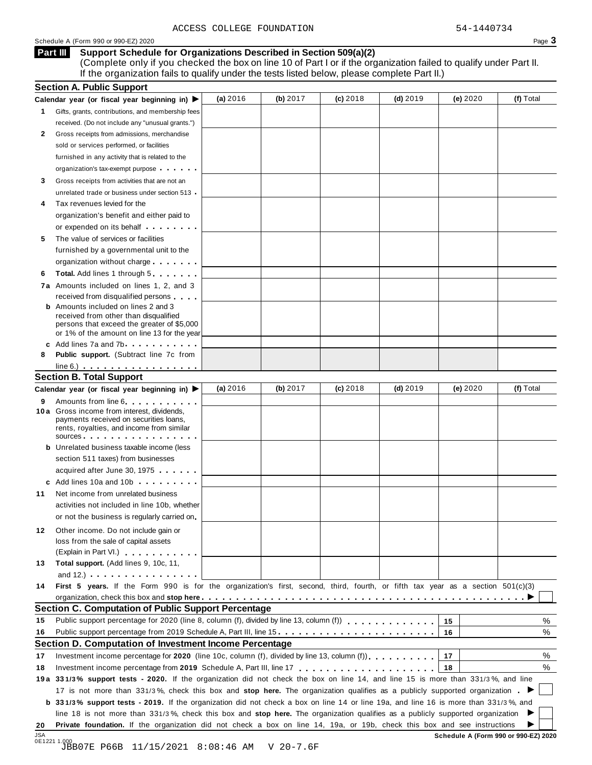ACCESS COLLEGE FOUNDATION 54-1440734

Schedule A (Form 990 or 990-EZ) 2020 Page **3**

## Part III Support Schedule for Organizations Described in Section 509(a)(2)

(Complete only if you checked the box on line 10 of Part I or if the organization failed to qualify under Part II. If the organization fails to qualify under the tests listed below, please complete Part II.)

### Section A. Public Support

| Calendar year (or fiscal year beginning in) ▶ | (a) 2016 | (b) 2017 | (c) 2018 | (d) 2019 | (e) 2020 | (f) Total |
|---|---|---|---|---|---|---|
| **1** Gifts, grants, contributions, and membership fees received. (Do not include any "unusual grants.") | | | | | | |
| **2** Gross receipts from admissions, merchandise sold or services performed, or facilities furnished in any activity that is related to the organization's tax-exempt purpose | | | | | | |
| **3** Gross receipts from activities that are not an unrelated trade or business under section 513 | | | | | | |
| **4** Tax revenues levied for the organization's benefit and either paid to or expended on its behalf | | | | | | |
| **5** The value of services or facilities furnished by a governmental unit to the organization without charge | | | | | | |
| **6** **Total.** Add lines 1 through 5 | | | | | | |
| **7a** Amounts included on lines 1, 2, and 3 received from disqualified persons | | | | | | |
| **b** Amounts included on lines 2 and 3 received from other than disqualified persons that exceed the greater of $5,000 or 1% of the amount on line 13 for the year | | | | | | |
| **c** Add lines 7a and 7b | | | | | | |
| **8** **Public support.** (Subtract line 7c from line 6.) | | | | | | |

### Section B. Total Support

| Calendar year (or fiscal year beginning in) ▶ | (a) 2016 | (b) 2017 | (c) 2018 | (d) 2019 | (e) 2020 | (f) Total |
|---|---|---|---|---|---|---|
| **9** Amounts from line 6 | | | | | | |
| **10a** Gross income from interest, dividends, payments received on securities loans, rents, royalties, and income from similar sources | | | | | | |
| **b** Unrelated business taxable income (less section 511 taxes) from businesses acquired after June 30, 1975 | | | | | | |
| **c** Add lines 10a and 10b | | | | | | |
| **11** Net income from unrelated business activities not included in line 10b, whether or not the business is regularly carried on | | | | | | |
| **12** Other income. Do not include gain or loss from the sale of capital assets (Explain in Part VI.) | | | | | | |
| **13** **Total support.** (Add lines 9, 10c, 11, and 12.) | | | | | | |

**14** **First 5 years.** If the Form 990 is for the organization's first, second, third, fourth, or fifth tax year as a section 501(c)(3) organization, check this box and **stop here** ▶ ☐

### Section C. Computation of Public Support Percentage

| | | | | |
|---|---|---|---|---|
| **15** | Public support percentage for 2020 (line 8, column (f), divided by line 13, column (f)) | 15 | | % |
| **16** | Public support percentage from 2019 Schedule A, Part III, line 15 | 16 | | % |

### Section D. Computation of Investment Income Percentage

| | | | | |
|---|---|---|---|---|
| **17** | Investment income percentage for **2020** (line 10c, column (f), divided by line 13, column (f)) | 17 | | % |
| **18** | Investment income percentage from **2019** Schedule A, Part III, line 17 | 18 | | % |

**19a** **33 1/3% support tests - 2020.** If the organization did not check the box on line 14, and line 15 is more than 33 1/3%, and line 17 is not more than 33 1/3%, check this box and **stop here.** The organization qualifies as a publicly supported organization ▶ ☐

**b** **33 1/3% support tests - 2019.** If the organization did not check a box on line 14 or line 19a, and line 16 is more than 33 1/3%, and line 18 is not more than 33 1/3%, check this box and **stop here.** The organization qualifies as a publicly supported organization ▶ ☐

**20** **Private foundation.** If the organization did not check a box on line 14, 19a, or 19b, check this box and see instructions ▶ ☐

Schedule A (Form 990 or 990-EZ) 2020

JSA 0E1221 1.000
JBB07E P66B 11/15/2021 8:08:46 AM V 20-7.6F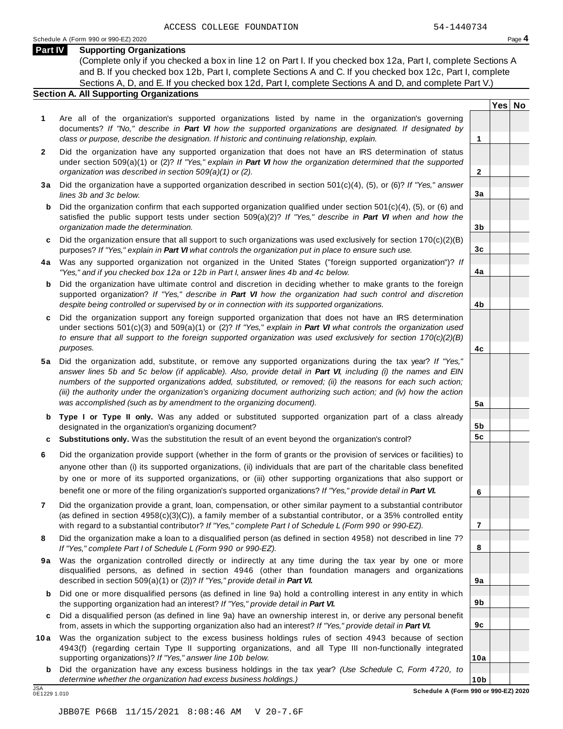ACCESS COLLEGE FOUNDATION 54-1440734

Schedule A (Form 990 or 990-EZ) 2020

## Part IV Supporting Organizations

(Complete only if you checked a box in line 12 on Part I. If you checked box 12a, Part I, complete Sections A and B. If you checked box 12b, Part I, complete Sections A and C. If you checked box 12c, Part I, complete Sections A, D, and E. If you checked box 12d, Part I, complete Sections A and D, and complete Part V.)

### Section A. All Supporting Organizations

| | | | Yes | No |
|---|---|---|---|---|
| **1** | Are all of the organization's supported organizations listed by name in the organization's governing documents? *If "No," describe in **Part VI** how the supported organizations are designated. If designated by class or purpose, describe the designation. If historic and continuing relationship, explain.* | **1** | | |
| **2** | Did the organization have any supported organization that does not have an IRS determination of status under section 509(a)(1) or (2)? *If "Yes," explain in **Part VI** how the organization determined that the supported organization was described in section 509(a)(1) or (2).* | **2** | | |
| **3a** | Did the organization have a supported organization described in section 501(c)(4), (5), or (6)? *If "Yes," answer lines 3b and 3c below.* | **3a** | | |
| **b** | Did the organization confirm that each supported organization qualified under section 501(c)(4), (5), or (6) and satisfied the public support tests under section 509(a)(2)? *If "Yes," describe in **Part VI** when and how the organization made the determination.* | **3b** | | |
| **c** | Did the organization ensure that all support to such organizations was used exclusively for section 170(c)(2)(B) purposes? *If "Yes," explain in **Part VI** what controls the organization put in place to ensure such use.* | **3c** | | |
| **4a** | Was any supported organization not organized in the United States ("foreign supported organization")? *If "Yes," and if you checked box 12a or 12b in Part I, answer lines 4b and 4c below.* | **4a** | | |
| **b** | Did the organization have ultimate control and discretion in deciding whether to make grants to the foreign supported organization? *If "Yes," describe in **Part VI** how the organization had such control and discretion despite being controlled or supervised by or in connection with its supported organizations.* | **4b** | | |
| **c** | Did the organization support any foreign supported organization that does not have an IRS determination under sections 501(c)(3) and 509(a)(1) or (2)? *If "Yes," explain in **Part VI** what controls the organization used to ensure that all support to the foreign supported organization was used exclusively for section 170(c)(2)(B) purposes.* | **4c** | | |
| **5a** | Did the organization add, substitute, or remove any supported organizations during the tax year? *If "Yes," answer lines 5b and 5c below (if applicable). Also, provide detail in **Part VI**, including (i) the names and EIN numbers of the supported organizations added, substituted, or removed; (ii) the reasons for each such action; (iii) the authority under the organization's organizing document authorizing such action; and (iv) how the action was accomplished (such as by amendment to the organizing document).* | **5a** | | |
| **b** | **Type I or Type II only.** Was any added or substituted supported organization part of a class already designated in the organization's organizing document? | **5b** | | |
| **c** | **Substitutions only.** Was the substitution the result of an event beyond the organization's control? | **5c** | | |
| **6** | Did the organization provide support (whether in the form of grants or the provision of services or facilities) to anyone other than (i) its supported organizations, (ii) individuals that are part of the charitable class benefited by one or more of its supported organizations, or (iii) other supporting organizations that also support or benefit one or more of the filing organization's supported organizations? *If "Yes," provide detail in **Part VI.*** | **6** | | |
| **7** | Did the organization provide a grant, loan, compensation, or other similar payment to a substantial contributor (as defined in section 4958(c)(3)(C)), a family member of a substantial contributor, or a 35% controlled entity with regard to a substantial contributor? *If "Yes," complete Part I of Schedule L (Form 990 or 990-EZ).* | **7** | | |
| **8** | Did the organization make a loan to a disqualified person (as defined in section 4958) not described in line 7? *If "Yes," complete Part I of Schedule L (Form 990 or 990-EZ).* | **8** | | |
| **9a** | Was the organization controlled directly or indirectly at any time during the tax year by one or more disqualified persons, as defined in section 4946 (other than foundation managers and organizations described in section 509(a)(1) or (2))? *If "Yes," provide detail in **Part VI.*** | **9a** | | |
| **b** | Did one or more disqualified persons (as defined in line 9a) hold a controlling interest in any entity in which the supporting organization had an interest? *If "Yes," provide detail in **Part VI.*** | **9b** | | |
| **c** | Did a disqualified person (as defined in line 9a) have an ownership interest in, or derive any personal benefit from, assets in which the supporting organization also had an interest? *If "Yes," provide detail in **Part VI.*** | **9c** | | |
| **10a** | Was the organization subject to the excess business holdings rules of section 4943 because of section 4943(f) (regarding certain Type II supporting organizations, and all Type III non-functionally integrated supporting organizations)? *If "Yes," answer line 10b below.* | **10a** | | |
| **b** | Did the organization have any excess business holdings in the tax year? *(Use Schedule C, Form 4720, to determine whether the organization had excess business holdings.)* | **10b** | | |

JSA 0E1229 1.010

Schedule A (Form 990 or 990-EZ) 2020

JBB07E P66B 11/15/2021 8:08:46 AM V 20-7.6F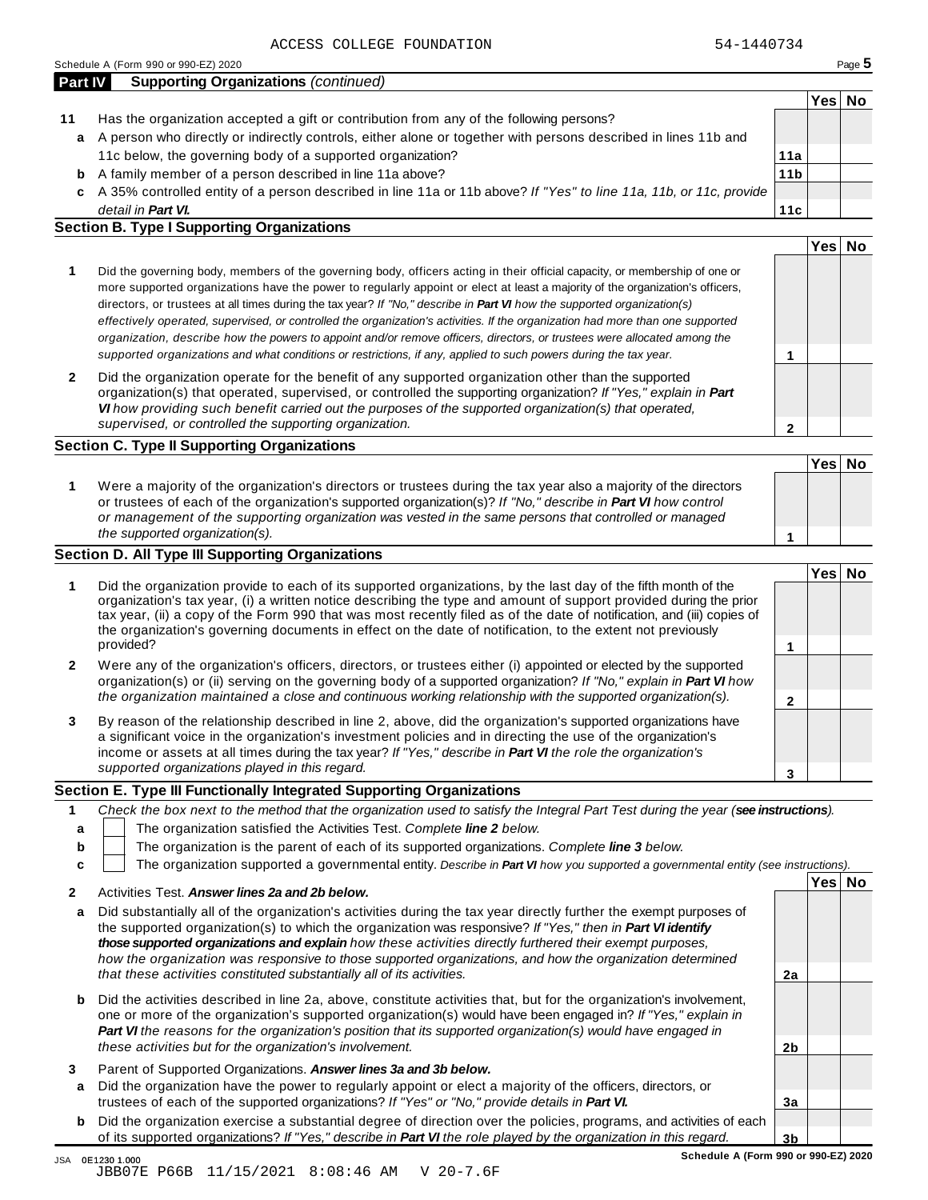ACCESS COLLEGE FOUNDATION 54-1440734

Schedule A (Form 990 or 990-EZ) 2020

## Part IV Supporting Organizations *(continued)*

| | | | Yes | No |
|---|---|---|---|---|
| **11** | Has the organization accepted a gift or contribution from any of the following persons? | | | |
| **a** | A person who directly or indirectly controls, either alone or together with persons described in lines 11b and 11c below, the governing body of a supported organization? | **11a** | | |
| **b** | A family member of a person described in line 11a above? | **11b** | | |
| **c** | A 35% controlled entity of a person described in line 11a or 11b above? *If "Yes" to line 11a, 11b, or 11c, provide detail in **Part VI.*** | **11c** | | |

### Section B. Type I Supporting Organizations

| | | | Yes | No |
|---|---|---|---|---|
| **1** | Did the governing body, members of the governing body, officers acting in their official capacity, or membership of one or more supported organizations have the power to regularly appoint or elect at least a majority of the organization's officers, directors, or trustees at all times during the tax year? *If "No," describe in **Part VI** how the supported organization(s) effectively operated, supervised, or controlled the organization's activities. If the organization had more than one supported organization, describe how the powers to appoint and/or remove officers, directors, or trustees were allocated among the supported organizations and what conditions or restrictions, if any, applied to such powers during the tax year.* | **1** | | |
| **2** | Did the organization operate for the benefit of any supported organization other than the supported organization(s) that operated, supervised, or controlled the supporting organization? *If "Yes," explain in **Part VI** how providing such benefit carried out the purposes of the supported organization(s) that operated, supervised, or controlled the supporting organization.* | **2** | | |

### Section C. Type II Supporting Organizations

| | | | Yes | No |
|---|---|---|---|---|
| **1** | Were a majority of the organization's directors or trustees during the tax year also a majority of the directors or trustees of each of the organization's supported organization(s)? *If "No," describe in **Part VI** how control or management of the supporting organization was vested in the same persons that controlled or managed the supported organization(s).* | **1** | | |

### Section D. All Type III Supporting Organizations

| | | | Yes | No |
|---|---|---|---|---|
| **1** | Did the organization provide to each of its supported organizations, by the last day of the fifth month of the organization's tax year, (i) a written notice describing the type and amount of support provided during the prior tax year, (ii) a copy of the Form 990 that was most recently filed as of the date of notification, and (iii) copies of the organization's governing documents in effect on the date of notification, to the extent not previously provided? | **1** | | |
| **2** | Were any of the organization's officers, directors, or trustees either (i) appointed or elected by the supported organization(s) or (ii) serving on the governing body of a supported organization? *If "No," explain in **Part VI** how the organization maintained a close and continuous working relationship with the supported organization(s).* | **2** | | |
| **3** | By reason of the relationship described in line 2, above, did the organization's supported organizations have a significant voice in the organization's investment policies and in directing the use of the organization's income or assets at all times during the tax year? *If "Yes," describe in **Part VI** the role the organization's supported organizations played in this regard.* | **3** | | |

### Section E. Type III Functionally Integrated Supporting Organizations

**1** *Check the box next to the method that the organization used to satisfy the Integral Part Test during the year (**see instructions**).*

- **a** ☐ The organization satisfied the Activities Test. *Complete **line 2** below.*
- **b** ☐ The organization is the parent of each of its supported organizations. *Complete **line 3** below.*
- **c** ☐ The organization supported a governmental entity. *Describe in **Part VI** how you supported a governmental entity (see instructions).*

| | | | Yes | No |
|---|---|---|---|---|
| **2** | Activities Test. ***Answer lines 2a and 2b below.*** | | | |
| **a** | Did substantially all of the organization's activities during the tax year directly further the exempt purposes of the supported organization(s) to which the organization was responsive? *If "Yes," then in **Part VI identify those supported organizations and explain** how these activities directly furthered their exempt purposes, how the organization was responsive to those supported organizations, and how the organization determined that these activities constituted substantially all of its activities.* | **2a** | | |
| **b** | Did the activities described in line 2a, above, constitute activities that, but for the organization's involvement, one or more of the organization's supported organization(s) would have been engaged in? *If "Yes," explain in **Part VI** the reasons for the organization's position that its supported organization(s) would have engaged in these activities but for the organization's involvement.* | **2b** | | |
| **3** | Parent of Supported Organizations. ***Answer lines 3a and 3b below.*** | | | |
| **a** | Did the organization have the power to regularly appoint or elect a majority of the officers, directors, or trustees of each of the supported organizations? *If "Yes" or "No," provide details in **Part VI.*** | **3a** | | |
| **b** | Did the organization exercise a substantial degree of direction over the policies, programs, and activities of each of its supported organizations? *If "Yes," describe in **Part VI** the role played by the organization in this regard.* | **3b** | | |

JSA 0E1230 1.000
JBB07E P66B 11/15/2021 8:08:46 AM V 20-7.6F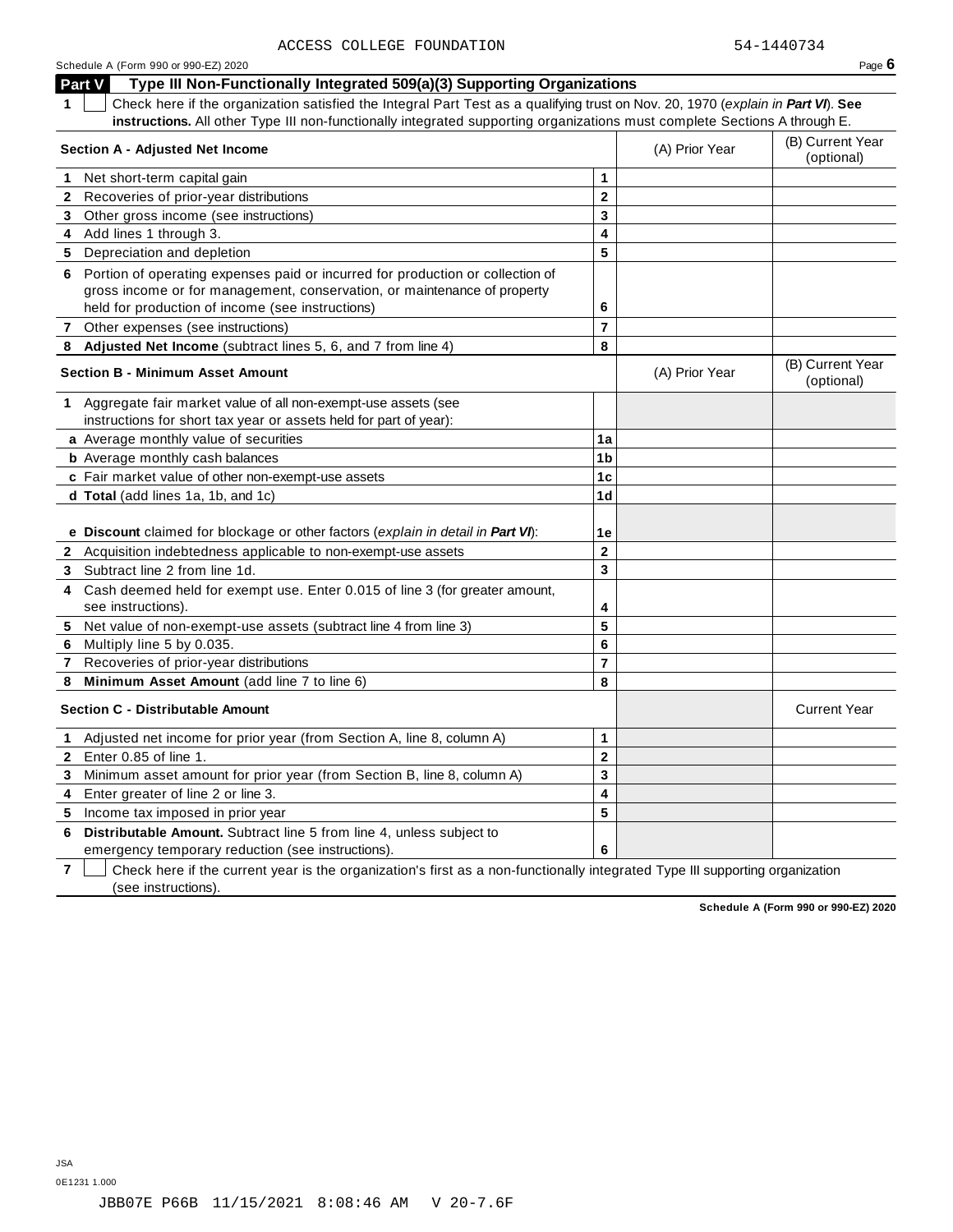ACCESS COLLEGE FOUNDATION 54-1440734

Schedule A (Form 990 or 990-EZ) 2020 Page **6**

## Part V Type III Non-Functionally Integrated 509(a)(3) Supporting Organizations

**1** ☐ Check here if the organization satisfied the Integral Part Test as a qualifying trust on Nov. 20, 1970 (*explain in **Part VI***). **See instructions.** All other Type III non-functionally integrated supporting organizations must complete Sections A through E.

| **Section A - Adjusted Net Income** | | (A) Prior Year | (B) Current Year (optional) |
|---|---|---|---|
| **1** Net short-term capital gain | 1 | | |
| **2** Recoveries of prior-year distributions | 2 | | |
| **3** Other gross income (see instructions) | 3 | | |
| **4** Add lines 1 through 3. | 4 | | |
| **5** Depreciation and depletion | 5 | | |
| **6** Portion of operating expenses paid or incurred for production or collection of gross income or for management, conservation, or maintenance of property held for production of income (see instructions) | 6 | | |
| **7** Other expenses (see instructions) | 7 | | |
| **8** **Adjusted Net Income** (subtract lines 5, 6, and 7 from line 4) | 8 | | |

| **Section B - Minimum Asset Amount** | | (A) Prior Year | (B) Current Year (optional) |
|---|---|---|---|
| **1** Aggregate fair market value of all non-exempt-use assets (see instructions for short tax year or assets held for part of year): | | | |
| **a** Average monthly value of securities | 1a | | |
| **b** Average monthly cash balances | 1b | | |
| **c** Fair market value of other non-exempt-use assets | 1c | | |
| **d** **Total** (add lines 1a, 1b, and 1c) | 1d | | |
| **e** **Discount** claimed for blockage or other factors (*explain in detail in **Part VI***): | 1e | | |
| **2** Acquisition indebtedness applicable to non-exempt-use assets | 2 | | |
| **3** Subtract line 2 from line 1d. | 3 | | |
| **4** Cash deemed held for exempt use. Enter 0.015 of line 3 (for greater amount, see instructions). | 4 | | |
| **5** Net value of non-exempt-use assets (subtract line 4 from line 3) | 5 | | |
| **6** Multiply line 5 by 0.035. | 6 | | |
| **7** Recoveries of prior-year distributions | 7 | | |
| **8** **Minimum Asset Amount** (add line 7 to line 6) | 8 | | |

| **Section C - Distributable Amount** | | | Current Year |
|---|---|---|---|
| **1** Adjusted net income for prior year (from Section A, line 8, column A) | 1 | | |
| **2** Enter 0.85 of line 1. | 2 | | |
| **3** Minimum asset amount for prior year (from Section B, line 8, column A) | 3 | | |
| **4** Enter greater of line 2 or line 3. | 4 | | |
| **5** Income tax imposed in prior year | 5 | | |
| **6** **Distributable Amount.** Subtract line 5 from line 4, unless subject to emergency temporary reduction (see instructions). | 6 | | |

**7** ☐ Check here if the current year is the organization's first as a non-functionally integrated Type III supporting organization (see instructions).

**Schedule A (Form 990 or 990-EZ) 2020**

JSA
0E1231 1.000

JBB07E P66B 11/15/2021 8:08:46 AM V 20-7.6F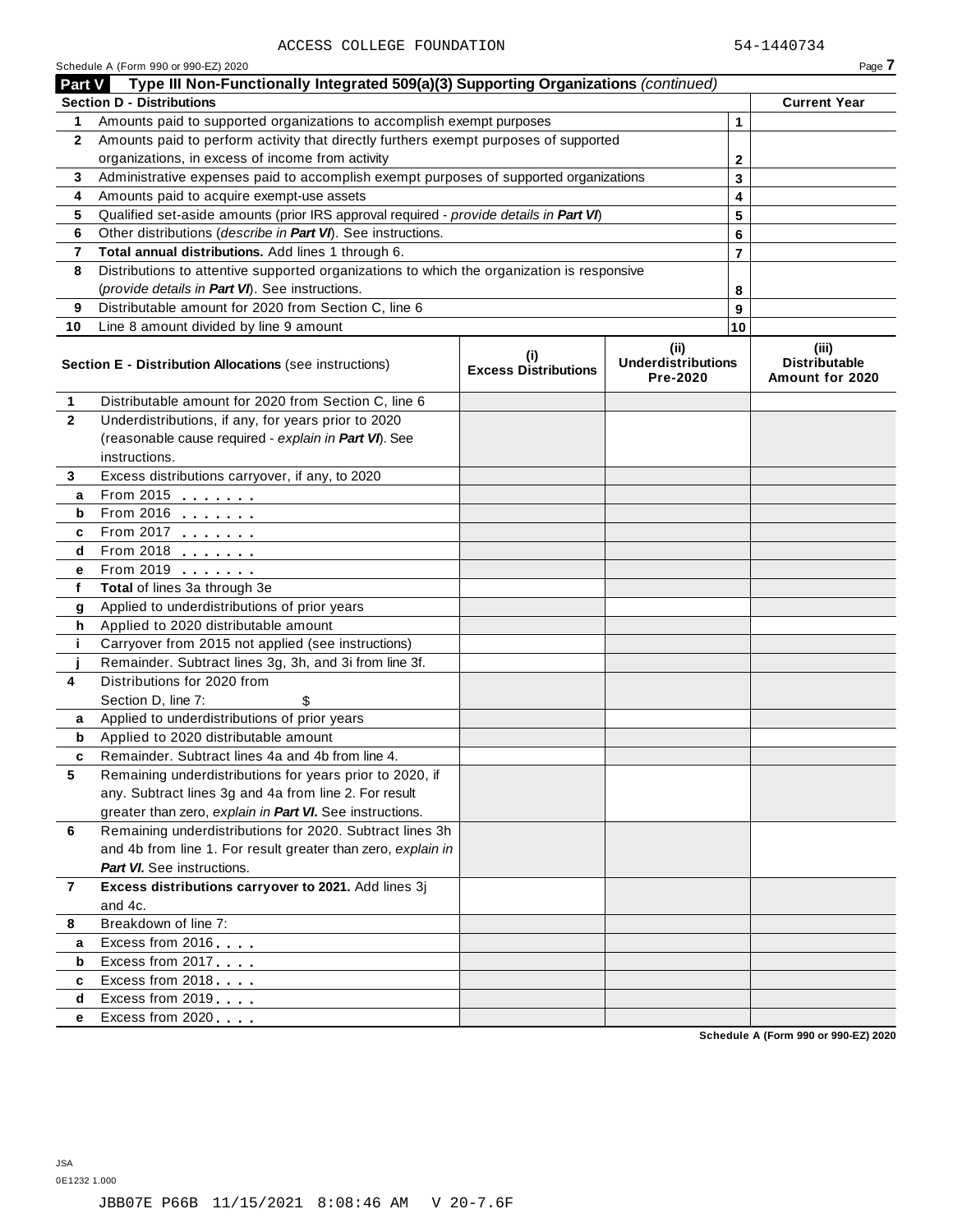ACCESS COLLEGE FOUNDATION 54-1440734

Schedule A (Form 990 or 990-EZ) 2020 Page **7**

## Part V Type III Non-Functionally Integrated 509(a)(3) Supporting Organizations *(continued)*

| **Section D - Distributions** | | | **Current Year** |
|---|---|---|---|
| **1** | Amounts paid to supported organizations to accomplish exempt purposes | 1 | |
| **2** | Amounts paid to perform activity that directly furthers exempt purposes of supported organizations, in excess of income from activity | 2 | |
| **3** | Administrative expenses paid to accomplish exempt purposes of supported organizations | 3 | |
| **4** | Amounts paid to acquire exempt-use assets | 4 | |
| **5** | Qualified set-aside amounts (prior IRS approval required - *provide details in **Part VI***) | 5 | |
| **6** | Other distributions (*describe in **Part VI***). See instructions. | 6 | |
| **7** | **Total annual distributions.** Add lines 1 through 6. | 7 | |
| **8** | Distributions to attentive supported organizations to which the organization is responsive (*provide details in **Part VI***). See instructions. | 8 | |
| **9** | Distributable amount for 2020 from Section C, line 6 | 9 | |
| **10** | Line 8 amount divided by line 9 amount | 10 | |

| | **Section E - Distribution Allocations** (see instructions) | **(i) Excess Distributions** | **(ii) Underdistributions Pre-2020** | **(iii) Distributable Amount for 2020** |
|---|---|---|---|---|
| **1** | Distributable amount for 2020 from Section C, line 6 | | | |
| **2** | Underdistributions, if any, for years prior to 2020 (reasonable cause required - *explain in **Part VI***). See instructions. | | | |
| **3** | Excess distributions carryover, if any, to 2020 | | | |
| **a** | From 2015 | | | |
| **b** | From 2016 | | | |
| **c** | From 2017 | | | |
| **d** | From 2018 | | | |
| **e** | From 2019 | | | |
| **f** | **Total** of lines 3a through 3e | | | |
| **g** | Applied to underdistributions of prior years | | | |
| **h** | Applied to 2020 distributable amount | | | |
| **i** | Carryover from 2015 not applied (see instructions) | | | |
| **j** | Remainder. Subtract lines 3g, 3h, and 3i from line 3f. | | | |
| **4** | Distributions for 2020 from Section D, line 7: $ | | | |
| **a** | Applied to underdistributions of prior years | | | |
| **b** | Applied to 2020 distributable amount | | | |
| **c** | Remainder. Subtract lines 4a and 4b from line 4. | | | |
| **5** | Remaining underdistributions for years prior to 2020, if any. Subtract lines 3g and 4a from line 2. For result greater than zero, *explain in **Part VI***. See instructions. | | | |
| **6** | Remaining underdistributions for 2020. Subtract lines 3h and 4b from line 1. For result greater than zero, *explain in **Part VI***. See instructions. | | | |
| **7** | **Excess distributions carryover to 2021.** Add lines 3j and 4c. | | | |
| **8** | Breakdown of line 7: | | | |
| **a** | Excess from 2016 | | | |
| **b** | Excess from 2017 | | | |
| **c** | Excess from 2018 | | | |
| **d** | Excess from 2019 | | | |
| **e** | Excess from 2020 | | | |

**Schedule A (Form 990 or 990-EZ) 2020**

JSA
0E1232 1.000

JBB07E P66B 11/15/2021 8:08:46 AM V 20-7.6F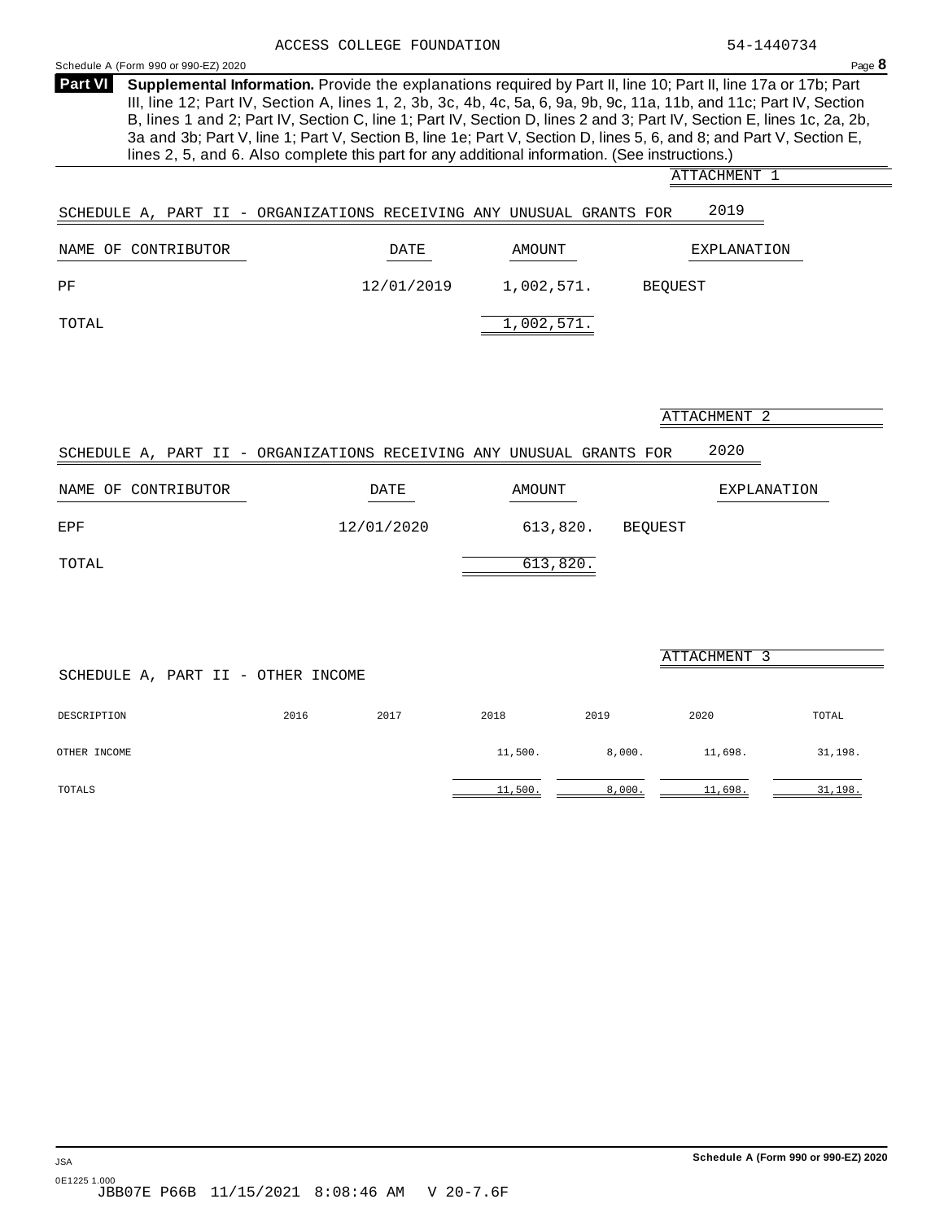ACCESS COLLEGE FOUNDATION 54-1440734

Schedule A (Form 990 or 990-EZ) 2020

**Part VI** **Supplemental Information.** Provide the explanations required by Part II, line 10; Part II, line 17a or 17b; Part III, line 12; Part IV, Section A, lines 1, 2, 3b, 3c, 4b, 4c, 5a, 6, 9a, 9b, 9c, 11a, 11b, and 11c; Part IV, Section B, lines 1 and 2; Part IV, Section C, line 1; Part IV, Section D, lines 2 and 3; Part IV, Section E, lines 1c, 2a, 2b, 3a and 3b; Part V, line 1; Part V, Section B, line 1e; Part V, Section D, lines 5, 6, and 8; and Part V, Section E, lines 2, 5, and 6. Also complete this part for any additional information. (See instructions.)

ATTACHMENT 1

SCHEDULE A, PART II - ORGANIZATIONS RECEIVING ANY UNUSUAL GRANTS FOR 2019

| NAME OF CONTRIBUTOR | DATE | AMOUNT | EXPLANATION |
|---|---|---|---|
| PF | 12/01/2019 | 1,002,571. | BEQUEST |
| TOTAL | | 1,002,571. | |

ATTACHMENT 2

SCHEDULE A, PART II - ORGANIZATIONS RECEIVING ANY UNUSUAL GRANTS FOR 2020

| NAME OF CONTRIBUTOR | DATE | AMOUNT | EXPLANATION |
|---|---|---|---|
| EPF | 12/01/2020 | 613,820. | BEQUEST |
| TOTAL | | 613,820. | |

ATTACHMENT 3

SCHEDULE A, PART II - OTHER INCOME

| DESCRIPTION | 2016 | 2017 | 2018 | 2019 | 2020 | TOTAL |
|---|---|---|---|---|---|---|
| OTHER INCOME | | | 11,500. | 8,000. | 11,698. | 31,198. |
| TOTALS | | | 11,500. | 8,000. | 11,698. | 31,198. |

Schedule A (Form 990 or 990-EZ) 2020

JSA

0E1225 1.000

JBB07E P66B 11/15/2021 8:08:46 AM V 20-7.6F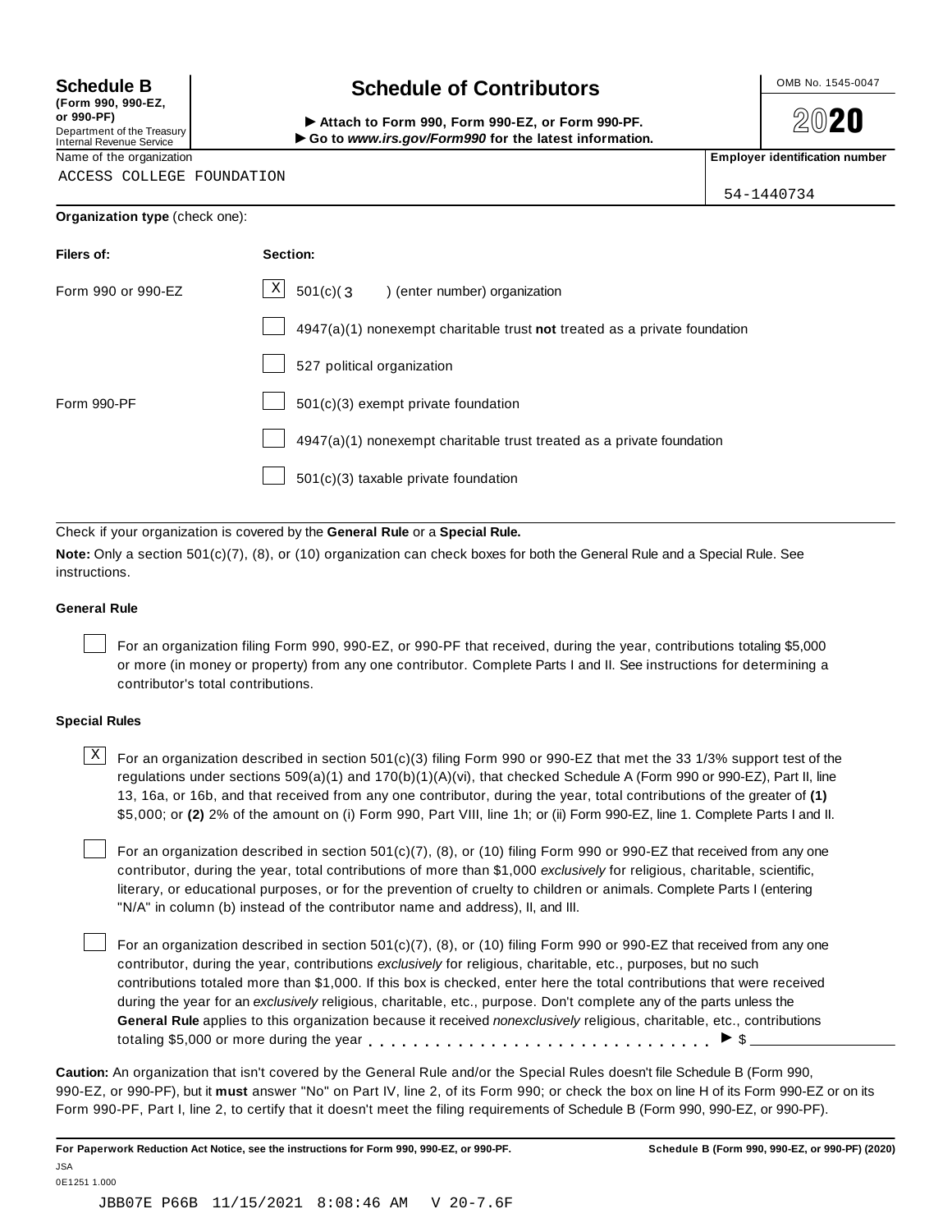**Schedule B**
**(Form 990, 990-EZ, or 990-PF)**
Department of the Treasury
Internal Revenue Service

# Schedule of Contributors

► **Attach to Form 990, Form 990-EZ, or Form 990-PF.**
► **Go to *www.irs.gov/Form990* for the latest information.**

OMB No. 1545-0047

**2020**

Name of the organization
ACCESS COLLEGE FOUNDATION

**Employer identification number**
54-1440734

**Organization type** (check one):

| **Filers of:** | **Section:** |
|---|---|
| Form 990 or 990-EZ | [X] 501(c)( 3 ) (enter number) organization |
| | [ ] 4947(a)(1) nonexempt charitable trust **not** treated as a private foundation |
| | [ ] 527 political organization |
| Form 990-PF | [ ] 501(c)(3) exempt private foundation |
| | [ ] 4947(a)(1) nonexempt charitable trust treated as a private foundation |
| | [ ] 501(c)(3) taxable private foundation |

Check if your organization is covered by the **General Rule** or a **Special Rule.**

**Note:** Only a section 501(c)(7), (8), or (10) organization can check boxes for both the General Rule and a Special Rule. See instructions.

### General Rule

[ ] For an organization filing Form 990, 990-EZ, or 990-PF that received, during the year, contributions totaling $5,000 or more (in money or property) from any one contributor. Complete Parts I and II. See instructions for determining a contributor's total contributions.

### Special Rules

[X] For an organization described in section 501(c)(3) filing Form 990 or 990-EZ that met the 33 1/3% support test of the regulations under sections 509(a)(1) and 170(b)(1)(A)(vi), that checked Schedule A (Form 990 or 990-EZ), Part II, line 13, 16a, or 16b, and that received from any one contributor, during the year, total contributions of the greater of **(1)** $5,000; or **(2)** 2% of the amount on (i) Form 990, Part VIII, line 1h; or (ii) Form 990-EZ, line 1. Complete Parts I and II.

[ ] For an organization described in section 501(c)(7), (8), or (10) filing Form 990 or 990-EZ that received from any one contributor, during the year, total contributions of more than $1,000 *exclusively* for religious, charitable, scientific, literary, or educational purposes, or for the prevention of cruelty to children or animals. Complete Parts I (entering "N/A" in column (b) instead of the contributor name and address), II, and III.

[ ] For an organization described in section 501(c)(7), (8), or (10) filing Form 990 or 990-EZ that received from any one contributor, during the year, contributions *exclusively* for religious, charitable, etc., purposes, but no such contributions totaled more than $1,000. If this box is checked, enter here the total contributions that were received during the year for an *exclusively* religious, charitable, etc., purpose. Don't complete any of the parts unless the **General Rule** applies to this organization because it received *nonexclusively* religious, charitable, etc., contributions totaling $5,000 or more during the year . . . . . . . . . . . . . . . . . . . . . . . . . . . . . ► $ ____________

**Caution:** An organization that isn't covered by the General Rule and/or the Special Rules doesn't file Schedule B (Form 990, 990-EZ, or 990-PF), but it **must** answer "No" on Part IV, line 2, of its Form 990; or check the box on line H of its Form 990-EZ or on its Form 990-PF, Part I, line 2, to certify that it doesn't meet the filing requirements of Schedule B (Form 990, 990-EZ, or 990-PF).

**For Paperwork Reduction Act Notice, see the instructions for Form 990, 990-EZ, or 990-PF.** **Schedule B (Form 990, 990-EZ, or 990-PF) (2020)**

JSA
0E1251 1.000

JBB07E P66B 11/15/2021 8:08:46 AM V 20-7.6F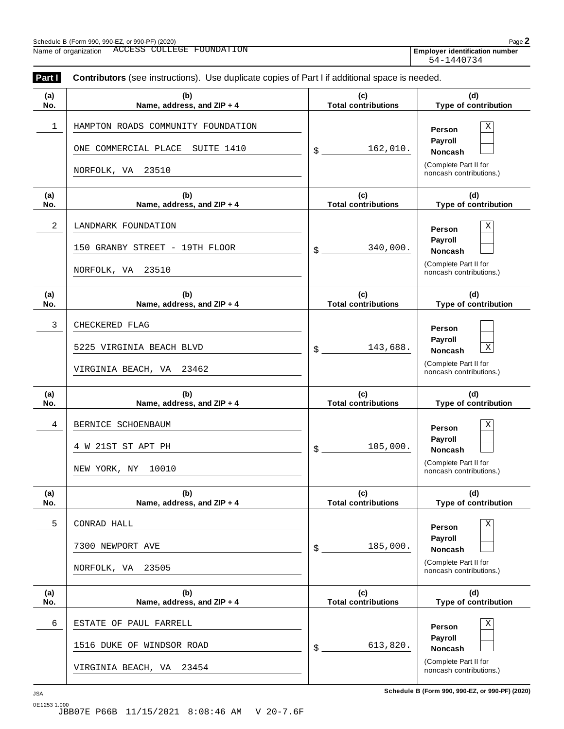Name of organization ACCESS COLLEGE FOUNDATION

**Employer identification number** 54-1440734

**Part I** **Contributors** (see instructions). Use duplicate copies of Part I if additional space is needed.

| (a) No. | (b) Name, address, and ZIP + 4 | (c) Total contributions | (d) Type of contribution |
|---|---|---|---|
| 1 | HAMPTON ROADS COMMUNITY FOUNDATION<br>ONE COMMERCIAL PLACE SUITE 1410<br>NORFOLK, VA 23510 | $ 162,010. | Person X<br>Payroll<br>Noncash<br>(Complete Part II for noncash contributions.) |
| 2 | LANDMARK FOUNDATION<br>150 GRANBY STREET - 19TH FLOOR<br>NORFOLK, VA 23510 | $ 340,000. | Person X<br>Payroll<br>Noncash<br>(Complete Part II for noncash contributions.) |
| 3 | CHECKERED FLAG<br>5225 VIRGINIA BEACH BLVD<br>VIRGINIA BEACH, VA 23462 | $ 143,688. | Person<br>Payroll<br>Noncash X<br>(Complete Part II for noncash contributions.) |
| 4 | BERNICE SCHOENBAUM<br>4 W 21ST ST APT PH<br>NEW YORK, NY 10010 | $ 105,000. | Person X<br>Payroll<br>Noncash<br>(Complete Part II for noncash contributions.) |
| 5 | CONRAD HALL<br>7300 NEWPORT AVE<br>NORFOLK, VA 23505 | $ 185,000. | Person X<br>Payroll<br>Noncash<br>(Complete Part II for noncash contributions.) |
| 6 | ESTATE OF PAUL FARRELL<br>1516 DUKE OF WINDSOR ROAD<br>VIRGINIA BEACH, VA 23454 | $ 613,820. | Person X<br>Payroll<br>Noncash<br>(Complete Part II for noncash contributions.) |

JSA

0E1253 1.000

JBB07E P66B 11/15/2021 8:08:46 AM V 20-7.6F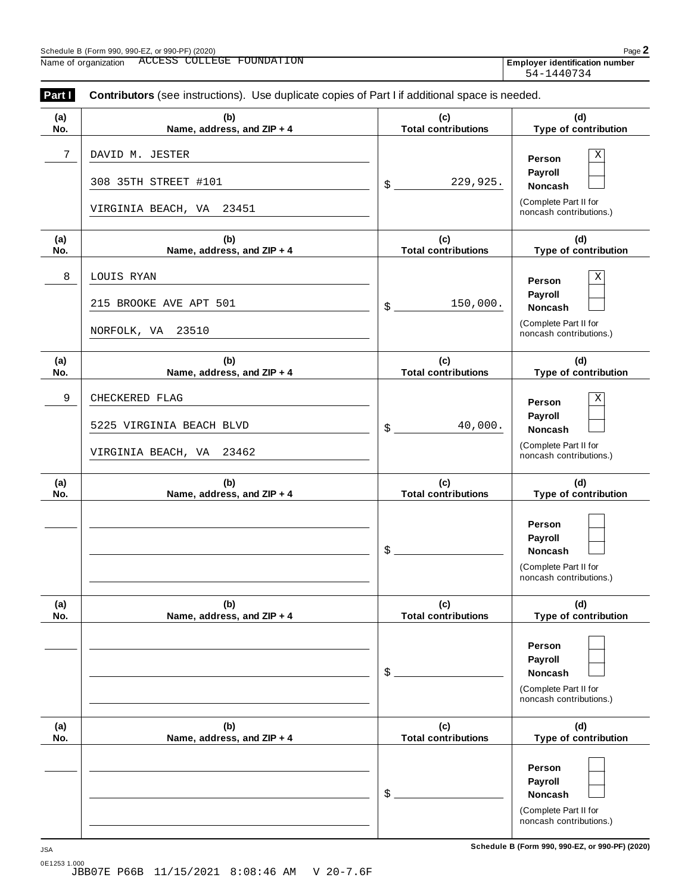Schedule B (Form 990, 990-EZ, or 990-PF) (2020)

Name of organization ACCESS COLLEGE FOUNDATION

**Employer identification number** 54-1440734

**Part I** **Contributors** (see instructions). Use duplicate copies of Part I if additional space is needed.

| (a) No. | (b) Name, address, and ZIP + 4 | (c) Total contributions | (d) Type of contribution |
|---|---|---|---|
| 7 | DAVID M. JESTER<br>308 35TH STREET #101<br>VIRGINIA BEACH, VA 23451 | $ 229,925. | Person X<br>Payroll<br>Noncash<br>(Complete Part II for noncash contributions.) |
| 8 | LOUIS RYAN<br>215 BROOKE AVE APT 501<br>NORFOLK, VA 23510 | $ 150,000. | Person X<br>Payroll<br>Noncash<br>(Complete Part II for noncash contributions.) |
| 9 | CHECKERED FLAG<br>5225 VIRGINIA BEACH BLVD<br>VIRGINIA BEACH, VA 23462 | $ 40,000. | Person X<br>Payroll<br>Noncash<br>(Complete Part II for noncash contributions.) |
| | | $ | Person<br>Payroll<br>Noncash<br>(Complete Part II for noncash contributions.) |
| | | $ | Person<br>Payroll<br>Noncash<br>(Complete Part II for noncash contributions.) |
| | | $ | Person<br>Payroll<br>Noncash<br>(Complete Part II for noncash contributions.) |

JSA

0E1253 1.000

JBB07E P66B 11/15/2021 8:08:46 AM V 20-7.6F

**Schedule B (Form 990, 990-EZ, or 990-PF) (2020)**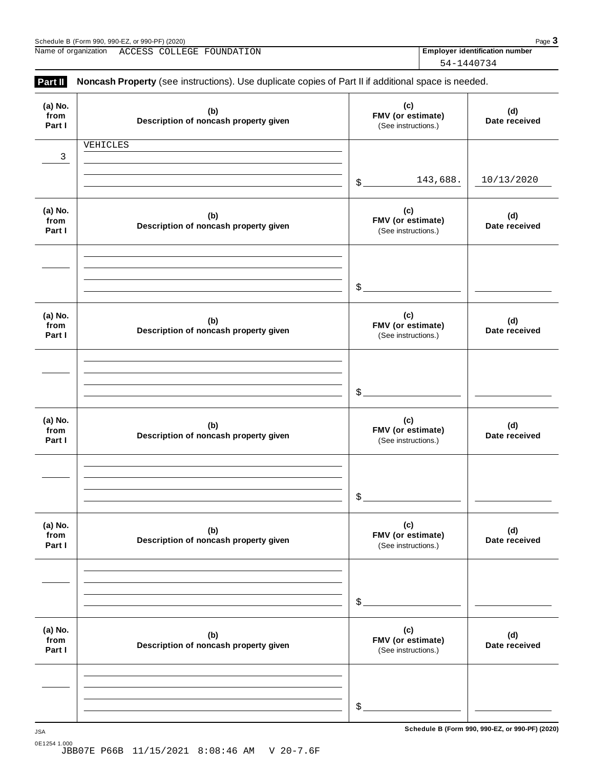Name of organization ACCESS COLLEGE FOUNDATION

**Employer identification number** 54-1440734

## Part II Noncash Property (see instructions). Use duplicate copies of Part II if additional space is needed.

| (a) No. from Part I | (b) Description of noncash property given | (c) FMV (or estimate) (See instructions.) | (d) Date received |
|---|---|---|---|
| 3 | VEHICLES | $ 143,688. | 10/13/2020 |

| (a) No. from Part I | (b) Description of noncash property given | (c) FMV (or estimate) (See instructions.) | (d) Date received |
|---|---|---|---|
| | | $ | |

| (a) No. from Part I | (b) Description of noncash property given | (c) FMV (or estimate) (See instructions.) | (d) Date received |
|---|---|---|---|
| | | $ | |

| (a) No. from Part I | (b) Description of noncash property given | (c) FMV (or estimate) (See instructions.) | (d) Date received |
|---|---|---|---|
| | | $ | |

| (a) No. from Part I | (b) Description of noncash property given | (c) FMV (or estimate) (See instructions.) | (d) Date received |
|---|---|---|---|
| | | $ | |

| (a) No. from Part I | (b) Description of noncash property given | (c) FMV (or estimate) (See instructions.) | (d) Date received |
|---|---|---|---|
| | | $ | |

JSA
0E1254 1.000
JBB07E P66B 11/15/2021 8:08:46 AM V 20-7.6F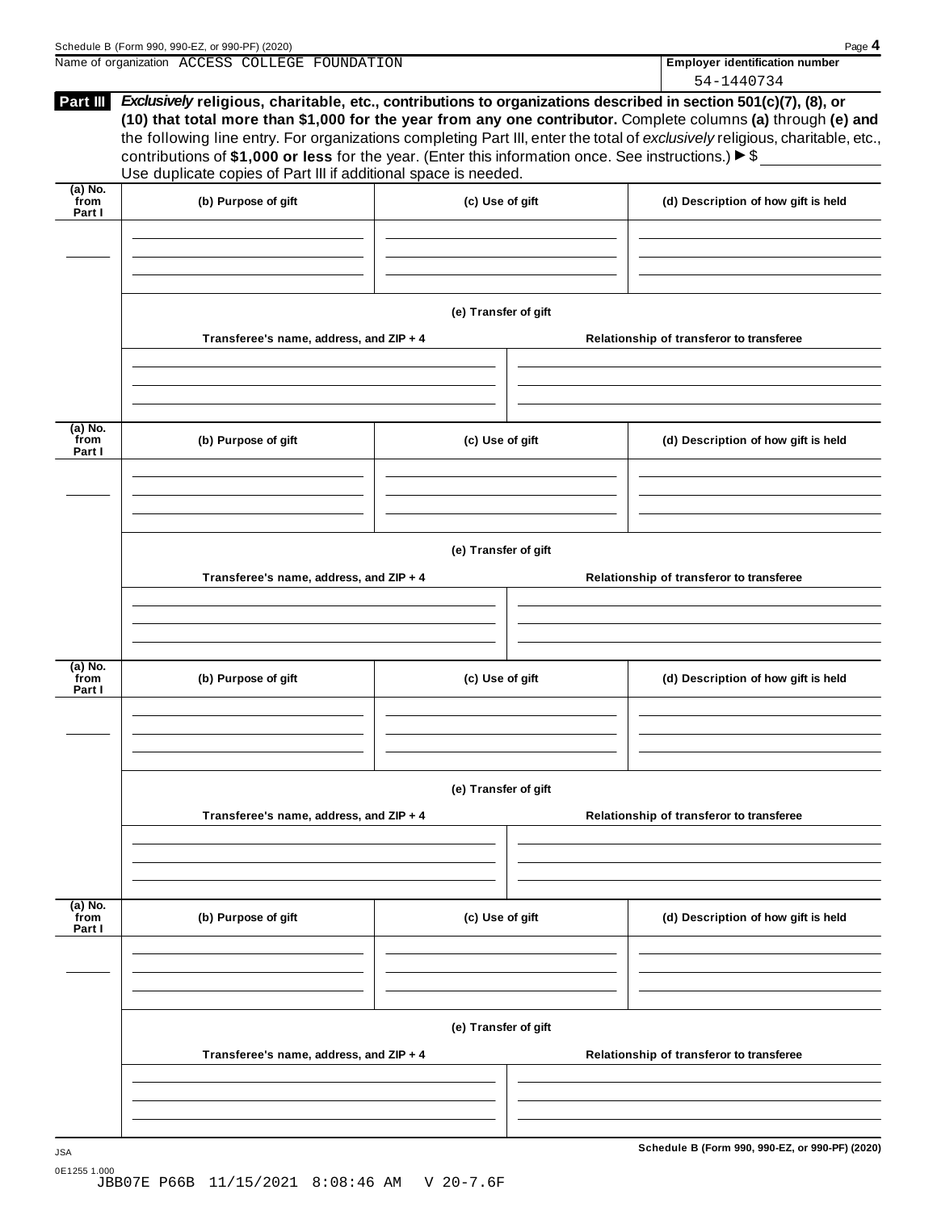Name of organization ACCESS COLLEGE FOUNDATION

**Employer identification number**

54-1440734

**Part III** ***Exclusively*** **religious, charitable, etc., contributions to organizations described in section 501(c)(7), (8), or (10) that total more than $1,000 for the year from any one contributor.** Complete columns **(a)** through **(e)** and the following line entry. For organizations completing Part III, enter the total of *exclusively* religious, charitable, etc., contributions of **$1,000 or less** for the year. (Enter this information once. See instructions.) ▶ $

Use duplicate copies of Part III if additional space is needed.

| (a) No. from Part I | (b) Purpose of gift | (c) Use of gift | (d) Description of how gift is held |
|---|---|---|---|
| | | | |

**(e) Transfer of gift**

| Transferee's name, address, and ZIP + 4 | Relationship of transferor to transferee |
|---|---|
| | |

| (a) No. from Part I | (b) Purpose of gift | (c) Use of gift | (d) Description of how gift is held |
|---|---|---|---|
| | | | |

**(e) Transfer of gift**

| Transferee's name, address, and ZIP + 4 | Relationship of transferor to transferee |
|---|---|
| | |

| (a) No. from Part I | (b) Purpose of gift | (c) Use of gift | (d) Description of how gift is held |
|---|---|---|---|
| | | | |

**(e) Transfer of gift**

| Transferee's name, address, and ZIP + 4 | Relationship of transferor to transferee |
|---|---|
| | |

| (a) No. from Part I | (b) Purpose of gift | (c) Use of gift | (d) Description of how gift is held |
|---|---|---|---|
| | | | |

**(e) Transfer of gift**

| Transferee's name, address, and ZIP + 4 | Relationship of transferor to transferee |
|---|---|
| | |

JSA
0E1255 1.000
JBB07E P66B 11/15/2021 8:08:46 AM V 20-7.6F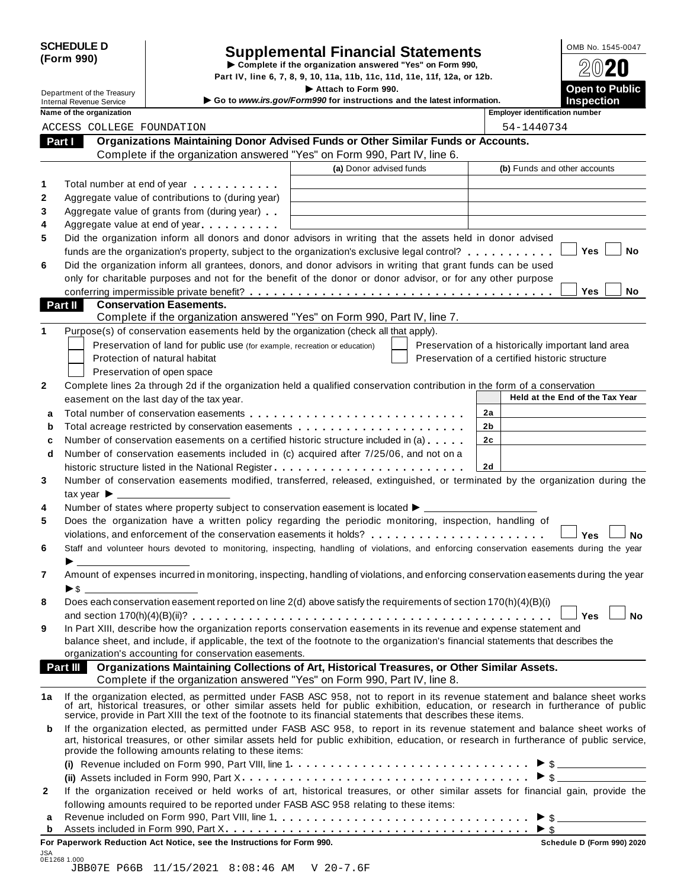**SCHEDULE D (Form 990)**

Department of the Treasury
Internal Revenue Service

# Supplemental Financial Statements

▶ Complete if the organization answered "Yes" on Form 990, Part IV, line 6, 7, 8, 9, 10, 11a, 11b, 11c, 11d, 11e, 11f, 12a, or 12b.

▶ Attach to Form 990.

▶ Go to *www.irs.gov/Form990* for instructions and the latest information.

OMB No. 1545-0047

**2020**

**Open to Public Inspection**

**Name of the organization:** ACCESS COLLEGE FOUNDATION

**Employer identification number:** 54-1440734

## Part I Organizations Maintaining Donor Advised Funds or Other Similar Funds or Accounts.

Complete if the organization answered "Yes" on Form 990, Part IV, line 6.

| | | (a) Donor advised funds | (b) Funds and other accounts |
|---|---|---|---|
| 1 | Total number at end of year | | |
| 2 | Aggregate value of contributions to (during year) | | |
| 3 | Aggregate value of grants from (during year) | | |
| 4 | Aggregate value at end of year | | |

5 Did the organization inform all donors and donor advisors in writing that the assets held in donor advised funds are the organization's property, subject to the organization's exclusive legal control? ☐ Yes ☐ No

6 Did the organization inform all grantees, donors, and donor advisors in writing that grant funds can be used only for charitable purposes and not for the benefit of the donor or donor advisor, or for any other purpose conferring impermissible private benefit? ☐ Yes ☐ No

## Part II Conservation Easements.

Complete if the organization answered "Yes" on Form 990, Part IV, line 7.

1 Purpose(s) of conservation easements held by the organization (check all that apply).

- ☐ Preservation of land for public use (for example, recreation or education)
- ☐ Protection of natural habitat
- ☐ Preservation of open space
- ☐ Preservation of a historically important land area
- ☐ Preservation of a certified historic structure

2 Complete lines 2a through 2d if the organization held a qualified conservation contribution in the form of a conservation easement on the last day of the tax year.

| | | | Held at the End of the Tax Year |
|---|---|---|---|
| a | Total number of conservation easements | 2a | |
| b | Total acreage restricted by conservation easements | 2b | |
| c | Number of conservation easements on a certified historic structure included in (a) | 2c | |
| d | Number of conservation easements included in (c) acquired after 7/25/06, and not on a historic structure listed in the National Register | 2d | |

3 Number of conservation easements modified, transferred, released, extinguished, or terminated by the organization during the tax year ▶ ____________

4 Number of states where property subject to conservation easement is located ▶ ____________

5 Does the organization have a written policy regarding the periodic monitoring, inspection, handling of violations, and enforcement of the conservation easements it holds? ☐ Yes ☐ No

6 Staff and volunteer hours devoted to monitoring, inspecting, handling of violations, and enforcing conservation easements during the year ▶ ____________

7 Amount of expenses incurred in monitoring, inspecting, handling of violations, and enforcing conservation easements during the year ▶ $ ____________

8 Does each conservation easement reported on line 2(d) above satisfy the requirements of section 170(h)(4)(B)(i) and section 170(h)(4)(B)(ii)? ☐ Yes ☐ No

9 In Part XIII, describe how the organization reports conservation easements in its revenue and expense statement and balance sheet, and include, if applicable, the text of the footnote to the organization's financial statements that describes the organization's accounting for conservation easements.

## Part III Organizations Maintaining Collections of Art, Historical Treasures, or Other Similar Assets.

Complete if the organization answered "Yes" on Form 990, Part IV, line 8.

1a If the organization elected, as permitted under FASB ASC 958, not to report in its revenue statement and balance sheet works of art, historical treasures, or other similar assets held for public exhibition, education, or research in furtherance of public service, provide in Part XIII the text of the footnote to its financial statements that describes these items.

b If the organization elected, as permitted under FASB ASC 958, to report in its revenue statement and balance sheet works of art, historical treasures, or other similar assets held for public exhibition, education, or research in furtherance of public service, provide the following amounts relating to these items:

(i) Revenue included on Form 990, Part VIII, line 1 ▶ $ ____________

(ii) Assets included in Form 990, Part X ▶ $ ____________

2 If the organization received or held works of art, historical treasures, or other similar assets for financial gain, provide the following amounts required to be reported under FASB ASC 958 relating to these items:

a Revenue included on Form 990, Part VIII, line 1 ▶ $ ____________

b Assets included in Form 990, Part X ▶ $ ____________

**For Paperwork Reduction Act Notice, see the Instructions for Form 990.** **Schedule D (Form 990) 2020**

JSA
0E1268 1.000
JBB07E P66B 11/15/2021 8:08:46 AM V 20-7.6F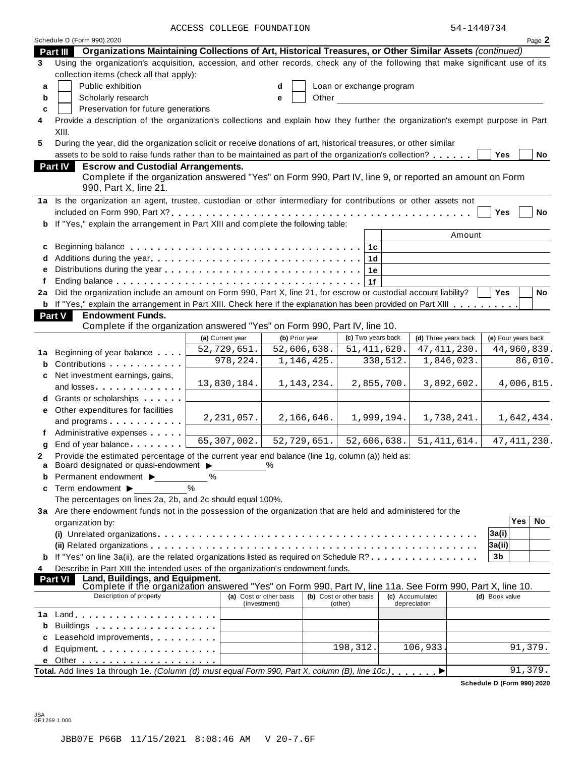ACCESS COLLEGE FOUNDATION 54-1440734

Schedule D (Form 990) 2020 Page **2**

## Part III Organizations Maintaining Collections of Art, Historical Treasures, or Other Similar Assets *(continued)*

**3** Using the organization's acquisition, accession, and other records, check any of the following that make significant use of its collection items (check all that apply):

- **a** ☐ Public exhibition
- **b** ☐ Scholarly research
- **c** ☐ Preservation for future generations
- **d** ☐ Loan or exchange program
- **e** ☐ Other

**4** Provide a description of the organization's collections and explain how they further the organization's exempt purpose in Part XIII.

**5** During the year, did the organization solicit or receive donations of art, historical treasures, or other similar assets to be sold to raise funds rather than to be maintained as part of the organization's collection? ☐ Yes ☐ No

## Part IV Escrow and Custodial Arrangements.

Complete if the organization answered "Yes" on Form 990, Part IV, line 9, or reported an amount on Form 990, Part X, line 21.

**1a** Is the organization an agent, trustee, custodian or other intermediary for contributions or other assets not included on Form 990, Part X? ☐ Yes ☐ No

**b** If "Yes," explain the arrangement in Part XIII and complete the following table:

| | | Amount |
|---|---|---|
| **c** Beginning balance | 1c | |
| **d** Additions during the year | 1d | |
| **e** Distributions during the year | 1e | |
| **f** Ending balance | 1f | |

**2a** Did the organization include an amount on Form 990, Part X, line 21, for escrow or custodial account liability? ☐ Yes ☐ No

**b** If "Yes," explain the arrangement in Part XIII. Check here if the explanation has been provided on Part XIII ☐

## Part V Endowment Funds.

Complete if the organization answered "Yes" on Form 990, Part IV, line 10.

| | (a) Current year | (b) Prior year | (c) Two years back | (d) Three years back | (e) Four years back |
|---|---|---|---|---|---|
| **1a** Beginning of year balance | 52,729,651. | 52,606,638. | 51,411,620. | 47,411,230. | 44,960,839. |
| **b** Contributions | 978,224. | 1,146,425. | 338,512. | 1,846,023. | 86,010. |
| **c** Net investment earnings, gains, and losses | 13,830,184. | 1,143,234. | 2,855,700. | 3,892,602. | 4,006,815. |
| **d** Grants or scholarships | | | | | |
| **e** Other expenditures for facilities and programs | 2,231,057. | 2,166,646. | 1,999,194. | 1,738,241. | 1,642,434. |
| **f** Administrative expenses | | | | | |
| **g** End of year balance | 65,307,002. | 52,729,651. | 52,606,638. | 51,411,614. | 47,411,230. |

**2** Provide the estimated percentage of the current year end balance (line 1g, column (a)) held as:

- **a** Board designated or quasi-endowment ▶ ______ %
- **b** Permanent endowment ▶ ______ %
- **c** Term endowment ▶ ______ %

The percentages on lines 2a, 2b, and 2c should equal 100%.

**3a** Are there endowment funds not in the possession of the organization that are held and administered for the organization by:

| | | Yes | No |
|---|---|---|---|
| **(i)** Unrelated organizations | 3a(i) | | |
| **(ii)** Related organizations | 3a(ii) | | |
| **b** If "Yes" on line 3a(ii), are the related organizations listed as required on Schedule R? | 3b | | |

**4** Describe in Part XIII the intended uses of the organization's endowment funds.

## Part VI Land, Buildings, and Equipment.

Complete if the organization answered "Yes" on Form 990, Part IV, line 11a. See Form 990, Part X, line 10.

| Description of property | (a) Cost or other basis (investment) | (b) Cost or other basis (other) | (c) Accumulated depreciation | (d) Book value |
|---|---|---|---|---|
| **1a** Land | | | | |
| **b** Buildings | | | | |
| **c** Leasehold improvements | | | | |
| **d** Equipment | | 198,312. | 106,933. | 91,379. |
| **e** Other | | | | |
| **Total.** Add lines 1a through 1e. *(Column (d) must equal Form 990, Part X, column (B), line 10c.)* ▶ | | | | 91,379. |

**Schedule D (Form 990) 2020**

JSA
0E1269 1.000

JBB07E P66B 11/15/2021 8:08:46 AM V 20-7.6F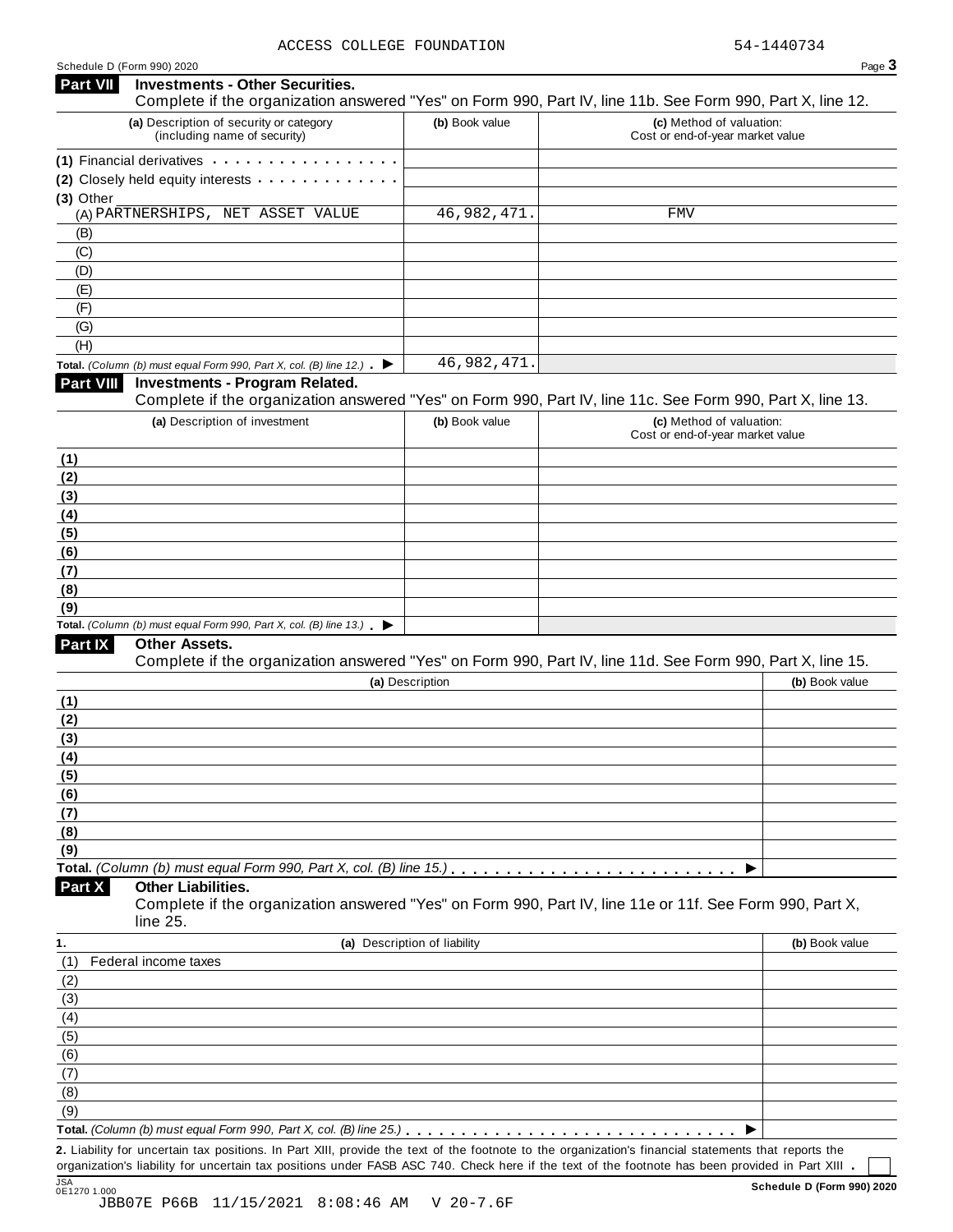ACCESS COLLEGE FOUNDATION 54-1440734

Schedule D (Form 990) 2020

## Part VII Investments - Other Securities.

Complete if the organization answered "Yes" on Form 990, Part IV, line 11b. See Form 990, Part X, line 12.

| (a) Description of security or category (including name of security) | (b) Book value | (c) Method of valuation: Cost or end-of-year market value |
|---|---|---|
| (1) Financial derivatives | | |
| (2) Closely held equity interests | | |
| (3) Other | | |
| (A) PARTNERSHIPS, NET ASSET VALUE | 46,982,471. | FMV |
| (B) | | |
| (C) | | |
| (D) | | |
| (E) | | |
| (F) | | |
| (G) | | |
| (H) | | |
| **Total.** *(Column (b) must equal Form 990, Part X, col. (B) line 12.)* ▶ | 46,982,471. | |

## Part VIII Investments - Program Related.

Complete if the organization answered "Yes" on Form 990, Part IV, line 11c. See Form 990, Part X, line 13.

| (a) Description of investment | (b) Book value | (c) Method of valuation: Cost or end-of-year market value |
|---|---|---|
| (1) | | |
| (2) | | |
| (3) | | |
| (4) | | |
| (5) | | |
| (6) | | |
| (7) | | |
| (8) | | |
| (9) | | |
| **Total.** *(Column (b) must equal Form 990, Part X, col. (B) line 13.)* ▶ | | |

## Part IX Other Assets.

Complete if the organization answered "Yes" on Form 990, Part IV, line 11d. See Form 990, Part X, line 15.

| (a) Description | (b) Book value |
|---|---|
| (1) | |
| (2) | |
| (3) | |
| (4) | |
| (5) | |
| (6) | |
| (7) | |
| (8) | |
| (9) | |
| **Total.** *(Column (b) must equal Form 990, Part X, col. (B) line 15.)* ▶ | |

## Part X Other Liabilities.

Complete if the organization answered "Yes" on Form 990, Part IV, line 11e or 11f. See Form 990, Part X, line 25.

| 1. (a) Description of liability | (b) Book value |
|---|---|
| (1) Federal income taxes | |
| (2) | |
| (3) | |
| (4) | |
| (5) | |
| (6) | |
| (7) | |
| (8) | |
| (9) | |
| **Total.** *(Column (b) must equal Form 990, Part X, col. (B) line 25.)* ▶ | |

**2.** Liability for uncertain tax positions. In Part XIII, provide the text of the footnote to the organization's financial statements that reports the organization's liability for uncertain tax positions under FASB ASC 740. Check here if the text of the footnote has been provided in Part XIII . ☐

JSA 0E1270 1.000 **Schedule D (Form 990) 2020**

JBB07E P66B 11/15/2021 8:08:46 AM V 20-7.6F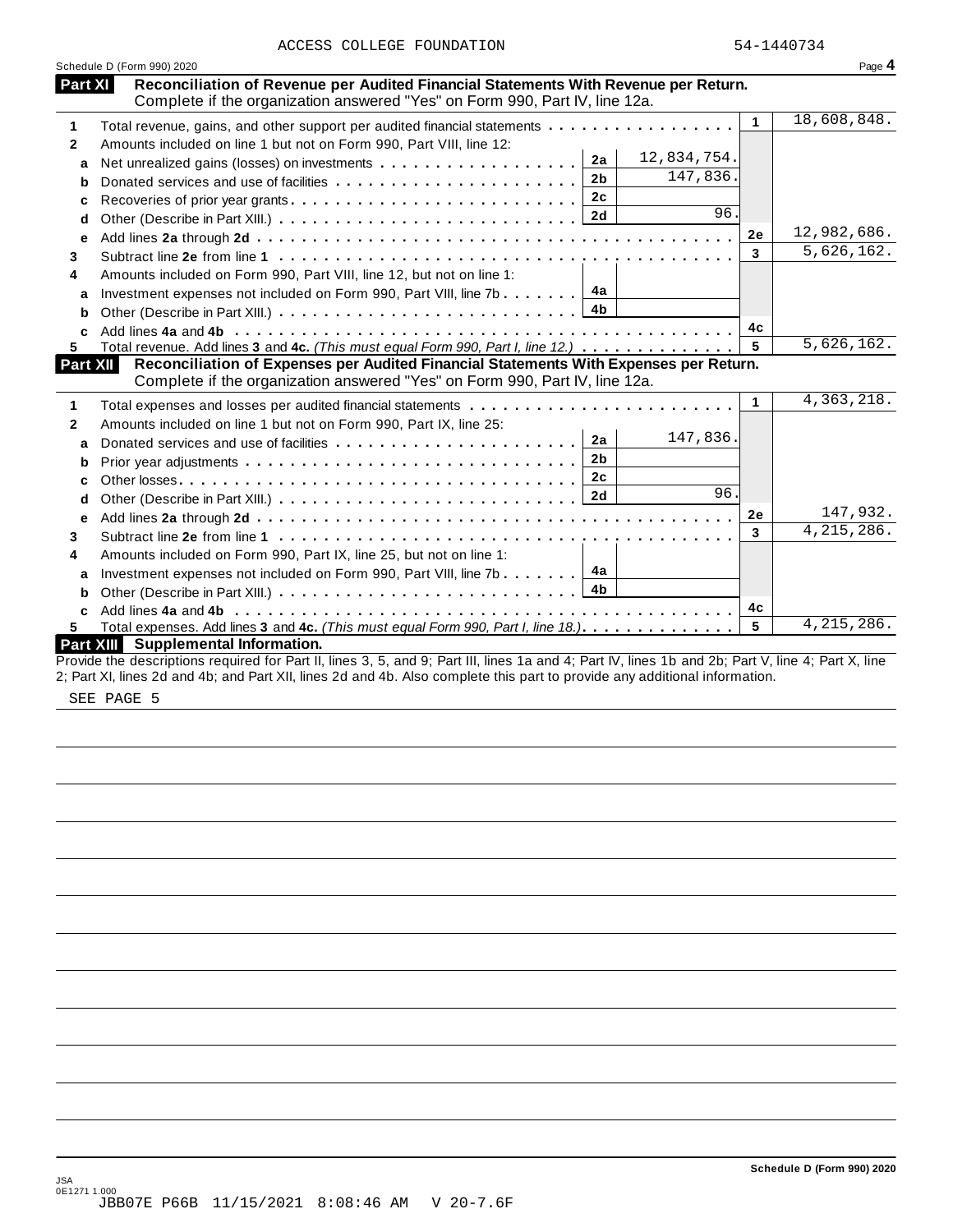ACCESS COLLEGE FOUNDATION 54-1440734

Schedule D (Form 990) 2020 Page **4**

## Part XI Reconciliation of Revenue per Audited Financial Statements With Revenue per Return.
Complete if the organization answered "Yes" on Form 990, Part IV, line 12a.

| | | | | | |
|---|---|---|---|---|---|
| **1** | Total revenue, gains, and other support per audited financial statements | | | 1 | 18,608,848. |
| **2** | Amounts included on line 1 but not on Form 990, Part VIII, line 12: | | | | |
| **a** | Net unrealized gains (losses) on investments | 2a | 12,834,754. | | |
| **b** | Donated services and use of facilities | 2b | 147,836. | | |
| **c** | Recoveries of prior year grants | 2c | | | |
| **d** | Other (Describe in Part XIII.) | 2d | 96. | | |
| **e** | Add lines **2a** through **2d** | | | 2e | 12,982,686. |
| **3** | Subtract line **2e** from line **1** | | | 3 | 5,626,162. |
| **4** | Amounts included on Form 990, Part VIII, line 12, but not on line 1: | | | | |
| **a** | Investment expenses not included on Form 990, Part VIII, line 7b | 4a | | | |
| **b** | Other (Describe in Part XIII.) | 4b | | | |
| **c** | Add lines **4a** and **4b** | | | 4c | |
| **5** | Total revenue. Add lines **3** and **4c.** *(This must equal Form 990, Part I, line 12.)* | | | 5 | 5,626,162. |

## Part XII Reconciliation of Expenses per Audited Financial Statements With Expenses per Return.
Complete if the organization answered "Yes" on Form 990, Part IV, line 12a.

| | | | | | |
|---|---|---|---|---|---|
| **1** | Total expenses and losses per audited financial statements | | | 1 | 4,363,218. |
| **2** | Amounts included on line 1 but not on Form 990, Part IX, line 25: | | | | |
| **a** | Donated services and use of facilities | 2a | 147,836. | | |
| **b** | Prior year adjustments | 2b | | | |
| **c** | Other losses | 2c | | | |
| **d** | Other (Describe in Part XIII.) | 2d | 96. | | |
| **e** | Add lines **2a** through **2d** | | | 2e | 147,932. |
| **3** | Subtract line **2e** from line **1** | | | 3 | 4,215,286. |
| **4** | Amounts included on Form 990, Part IX, line 25, but not on line 1: | | | | |
| **a** | Investment expenses not included on Form 990, Part VIII, line 7b | 4a | | | |
| **b** | Other (Describe in Part XIII.) | 4b | | | |
| **c** | Add lines **4a** and **4b** | | | 4c | |
| **5** | Total expenses. Add lines **3** and **4c.** *(This must equal Form 990, Part I, line 18.)* | | | 5 | 4,215,286. |

## Part XIII Supplemental Information.

Provide the descriptions required for Part II, lines 3, 5, and 9; Part III, lines 1a and 4; Part IV, lines 1b and 2b; Part V, line 4; Part X, line 2; Part XI, lines 2d and 4b; and Part XII, lines 2d and 4b. Also complete this part to provide any additional information.

SEE PAGE 5

**Schedule D (Form 990) 2020**

JSA
0E1271 1.000
JBB07E P66B 11/15/2021 8:08:46 AM V 20-7.6F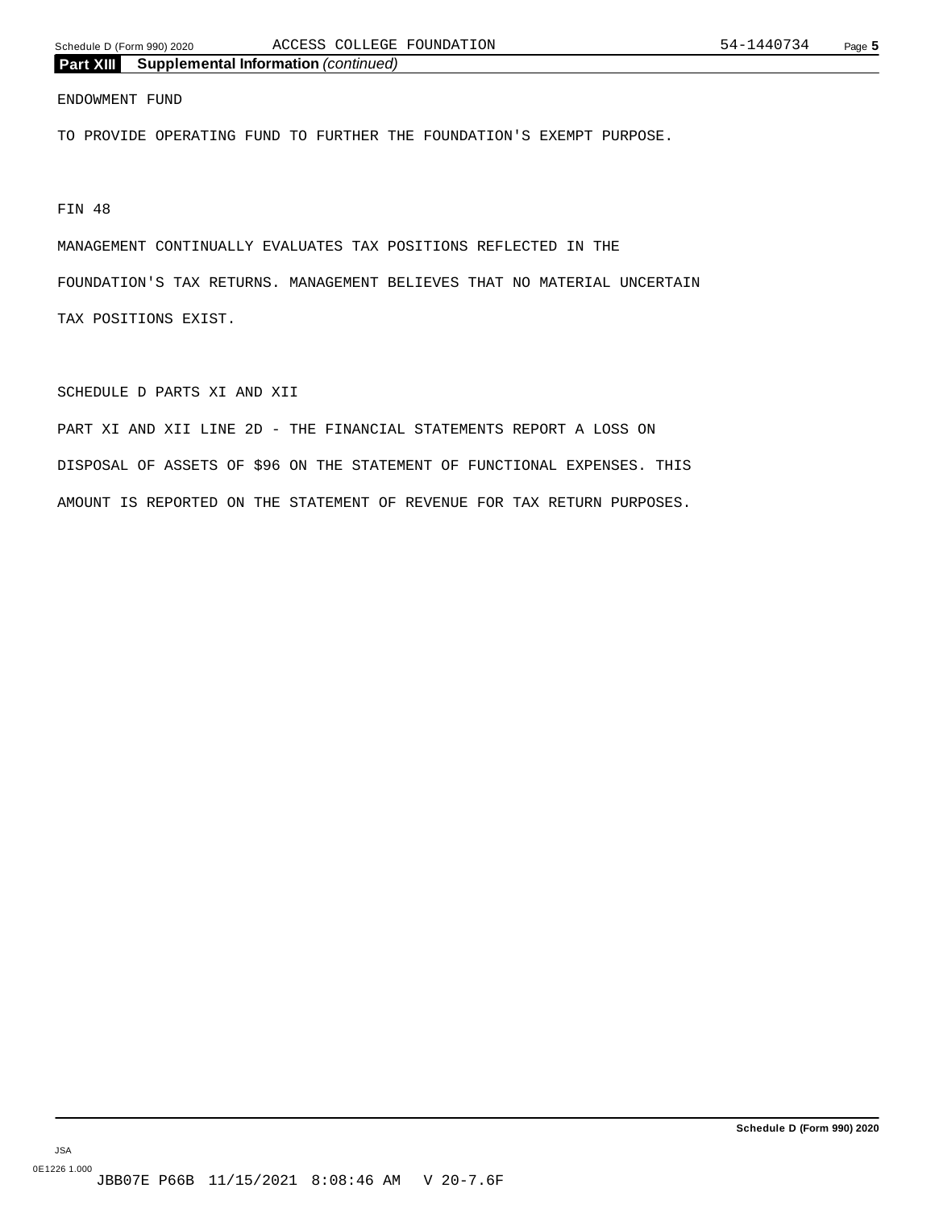**Part XIII** **Supplemental Information** *(continued)*

ENDOWMENT FUND

TO PROVIDE OPERATING FUND TO FURTHER THE FOUNDATION'S EXEMPT PURPOSE.

FIN 48

MANAGEMENT CONTINUALLY EVALUATES TAX POSITIONS REFLECTED IN THE FOUNDATION'S TAX RETURNS. MANAGEMENT BELIEVES THAT NO MATERIAL UNCERTAIN TAX POSITIONS EXIST.

SCHEDULE D PARTS XI AND XII

PART XI AND XII LINE 2D - THE FINANCIAL STATEMENTS REPORT A LOSS ON DISPOSAL OF ASSETS OF $96 ON THE STATEMENT OF FUNCTIONAL EXPENSES. THIS AMOUNT IS REPORTED ON THE STATEMENT OF REVENUE FOR TAX RETURN PURPOSES.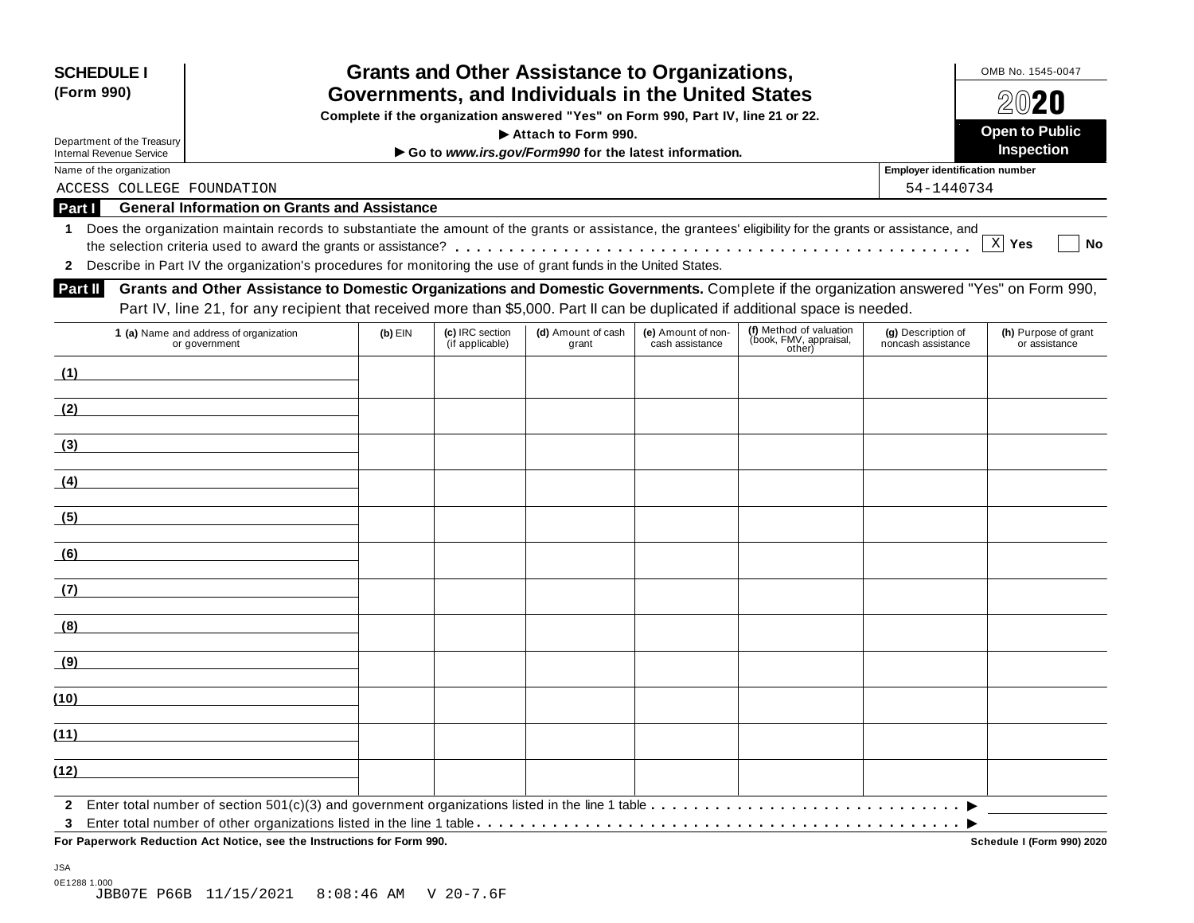**SCHEDULE I (Form 990)**

Department of the Treasury
Internal Revenue Service

# Grants and Other Assistance to Organizations, Governments, and Individuals in the United States

**Complete if the organization answered "Yes" on Form 990, Part IV, line 21 or 22.**

**▶ Attach to Form 990.**

**▶ Go to *www.irs.gov/Form990* for the latest information.**

OMB No. 1545-0047

**2020**

**Open to Public Inspection**

Name of the organization: ACCESS COLLEGE FOUNDATION

Employer identification number: 54-1440734

**Part I — General Information on Grants and Assistance**

1 Does the organization maintain records to substantiate the amount of the grants or assistance, the grantees' eligibility for the grants or assistance, and the selection criteria used to award the grants or assistance? . . . . . [X] Yes [ ] No

2 Describe in Part IV the organization's procedures for monitoring the use of grant funds in the United States.

**Part II — Grants and Other Assistance to Domestic Organizations and Domestic Governments.** Complete if the organization answered "Yes" on Form 990, Part IV, line 21, for any recipient that received more than $5,000. Part II can be duplicated if additional space is needed.

| 1 (a) Name and address of organization or government | (b) EIN | (c) IRC section (if applicable) | (d) Amount of cash grant | (e) Amount of non-cash assistance | (f) Method of valuation (book, FMV, appraisal, other) | (g) Description of noncash assistance | (h) Purpose of grant or assistance |
|---|---|---|---|---|---|---|---|
| (1) | | | | | | | |
| (2) | | | | | | | |
| (3) | | | | | | | |
| (4) | | | | | | | |
| (5) | | | | | | | |
| (6) | | | | | | | |
| (7) | | | | | | | |
| (8) | | | | | | | |
| (9) | | | | | | | |
| (10) | | | | | | | |
| (11) | | | | | | | |
| (12) | | | | | | | |

2 Enter total number of section 501(c)(3) and government organizations listed in the line 1 table . . . . . ▶

3 Enter total number of other organizations listed in the line 1 table . . . . . ▶

**For Paperwork Reduction Act Notice, see the Instructions for Form 990.** **Schedule I (Form 990) 2020**

JSA
0E1288 1.000
JBB07E P66B 11/15/2021 8:08:46 AM V 20-7.6F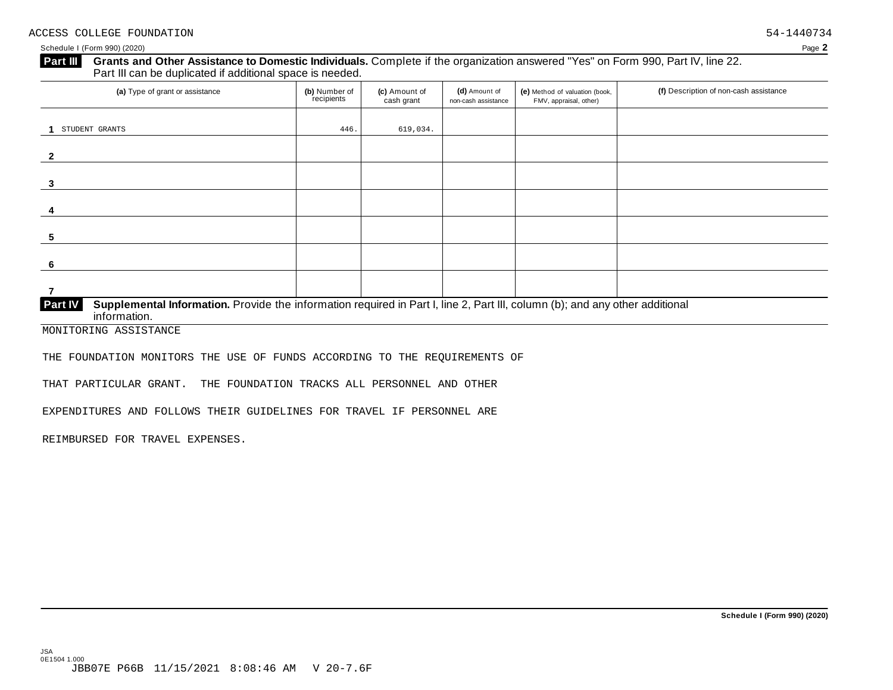ACCESS COLLEGE FOUNDATION 54-1440734

Schedule I (Form 990) (2020) Page **2**

**Part III** **Grants and Other Assistance to Domestic Individuals.** Complete if the organization answered "Yes" on Form 990, Part IV, line 22. Part III can be duplicated if additional space is needed.

| (a) Type of grant or assistance | (b) Number of recipients | (c) Amount of cash grant | (d) Amount of non-cash assistance | (e) Method of valuation (book, FMV, appraisal, other) | (f) Description of non-cash assistance |
|---|---|---|---|---|---|
| 1 STUDENT GRANTS | 446. | 619,034. | | | |
| 2 | | | | | |
| 3 | | | | | |
| 4 | | | | | |
| 5 | | | | | |
| 6 | | | | | |
| 7 | | | | | |

**Part IV** **Supplemental Information.** Provide the information required in Part I, line 2, Part III, column (b); and any other additional information.

MONITORING ASSISTANCE

THE FOUNDATION MONITORS THE USE OF FUNDS ACCORDING TO THE REQUIREMENTS OF THAT PARTICULAR GRANT. THE FOUNDATION TRACKS ALL PERSONNEL AND OTHER EXPENDITURES AND FOLLOWS THEIR GUIDELINES FOR TRAVEL IF PERSONNEL ARE REIMBURSED FOR TRAVEL EXPENSES.

**Schedule I (Form 990) (2020)**

JSA
0E1504 1.000
JBB07E P66B 11/15/2021 8:08:46 AM V 20-7.6F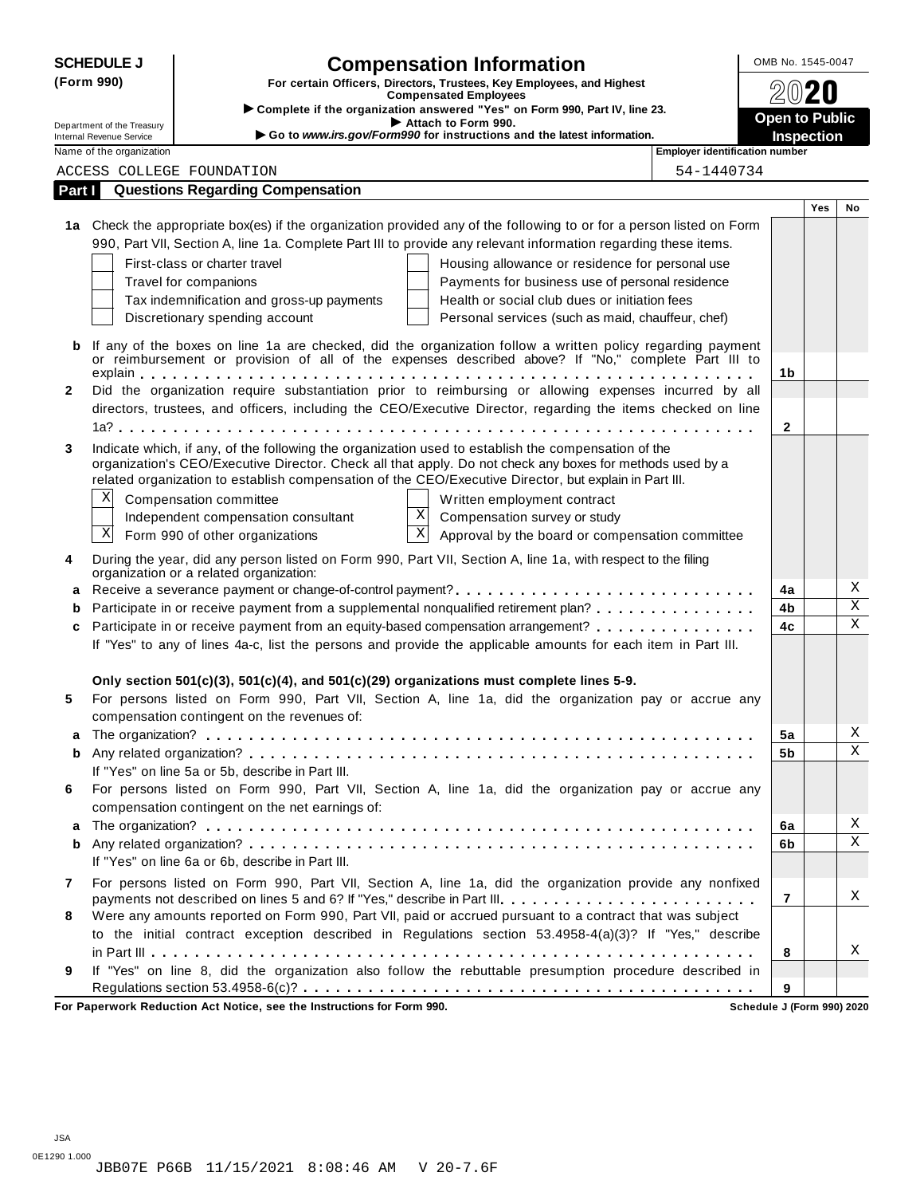**SCHEDULE J (Form 990)**

Department of the Treasury
Internal Revenue Service

# Compensation Information

**For certain Officers, Directors, Trustees, Key Employees, and Highest Compensated Employees**

▶ **Complete if the organization answered "Yes" on Form 990, Part IV, line 23.**
▶ **Attach to Form 990.**
▶ **Go to *www.irs.gov/Form990* for instructions and the latest information.**

OMB No. 1545-0047

**2020**

**Open to Public Inspection**

| Name of the organization | Employer identification number |
|---|---|
| ACCESS COLLEGE FOUNDATION | 54-1440734 |

## Part I Questions Regarding Compensation

| | | | Yes | No |
|---|---|---|---|---|
| **1a** | Check the appropriate box(es) if the organization provided any of the following to or for a person listed on Form 990, Part VII, Section A, line 1a. Complete Part III to provide any relevant information regarding these items.<br>☐ First-class or charter travel ☐ Housing allowance or residence for personal use<br>☐ Travel for companions ☐ Payments for business use of personal residence<br>☐ Tax indemnification and gross-up payments ☐ Health or social club dues or initiation fees<br>☐ Discretionary spending account ☐ Personal services (such as maid, chauffeur, chef) | | | |
| **b** | If any of the boxes on line 1a are checked, did the organization follow a written policy regarding payment or reimbursement or provision of all of the expenses described above? If "No," complete Part III to explain | **1b** | | |
| **2** | Did the organization require substantiation prior to reimbursing or allowing expenses incurred by all directors, trustees, and officers, including the CEO/Executive Director, regarding the items checked on line 1a? | **2** | | |
| **3** | Indicate which, if any, of the following the organization used to establish the compensation of the organization's CEO/Executive Director. Check all that apply. Do not check any boxes for methods used by a related organization to establish compensation of the CEO/Executive Director, but explain in Part III.<br>☒ Compensation committee ☐ Written employment contract<br>☐ Independent compensation consultant ☒ Compensation survey or study<br>☒ Form 990 of other organizations ☒ Approval by the board or compensation committee | | | |
| **4** | During the year, did any person listed on Form 990, Part VII, Section A, line 1a, with respect to the filing organization or a related organization: | | | |
| **a** | Receive a severance payment or change-of-control payment? | **4a** | | X |
| **b** | Participate in or receive payment from a supplemental nonqualified retirement plan? | **4b** | | X |
| **c** | Participate in or receive payment from an equity-based compensation arrangement? | **4c** | | X |
| | If "Yes" to any of lines 4a-c, list the persons and provide the applicable amounts for each item in Part III. | | | |
| | **Only section 501(c)(3), 501(c)(4), and 501(c)(29) organizations must complete lines 5-9.** | | | |
| **5** | For persons listed on Form 990, Part VII, Section A, line 1a, did the organization pay or accrue any compensation contingent on the revenues of: | | | |
| **a** | The organization? | **5a** | | X |
| **b** | Any related organization? | **5b** | | X |
| | If "Yes" on line 5a or 5b, describe in Part III. | | | |
| **6** | For persons listed on Form 990, Part VII, Section A, line 1a, did the organization pay or accrue any compensation contingent on the net earnings of: | | | |
| **a** | The organization? | **6a** | | X |
| **b** | Any related organization? | **6b** | | X |
| | If "Yes" on line 6a or 6b, describe in Part III. | | | |
| **7** | For persons listed on Form 990, Part VII, Section A, line 1a, did the organization provide any nonfixed payments not described on lines 5 and 6? If "Yes," describe in Part III | **7** | | X |
| **8** | Were any amounts reported on Form 990, Part VII, paid or accrued pursuant to a contract that was subject to the initial contract exception described in Regulations section 53.4958-4(a)(3)? If "Yes," describe in Part III | **8** | | X |
| **9** | If "Yes" on line 8, did the organization also follow the rebuttable presumption procedure described in Regulations section 53.4958-6(c)? | **9** | | |

**For Paperwork Reduction Act Notice, see the Instructions for Form 990.** **Schedule J (Form 990) 2020**

JSA
0E1290 1.000
JBB07E P66B 11/15/2021 8:08:46 AM V 20-7.6F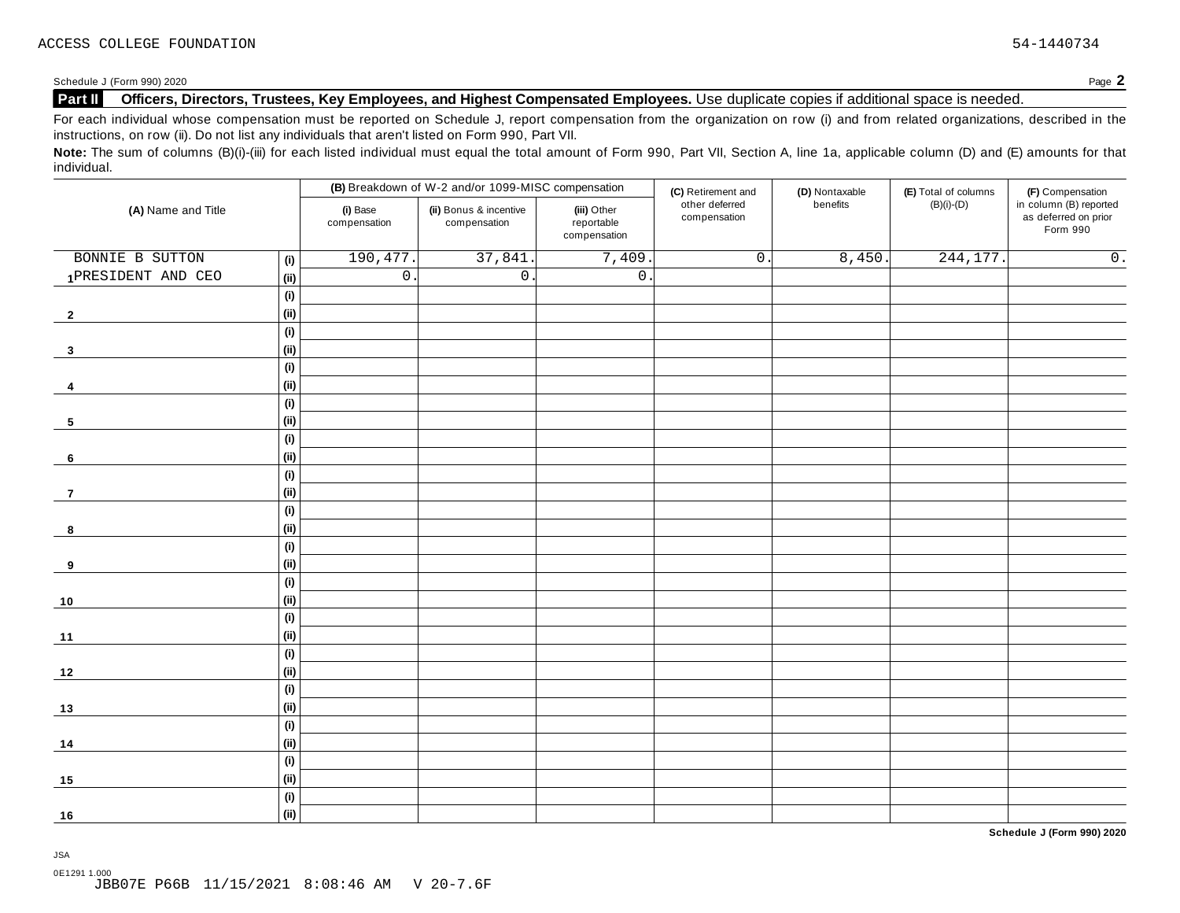ACCESS COLLEGE FOUNDATION 54-1440734

Schedule J (Form 990) 2020 Page **2**

**Part II Officers, Directors, Trustees, Key Employees, and Highest Compensated Employees.** Use duplicate copies if additional space is needed.

For each individual whose compensation must be reported on Schedule J, report compensation from the organization on row (i) and from related organizations, described in the instructions, on row (ii). Do not list any individuals that aren't listed on Form 990, Part VII.

**Note:** The sum of columns (B)(i)-(iii) for each listed individual must equal the total amount of Form 990, Part VII, Section A, line 1a, applicable column (D) and (E) amounts for that individual.

| (A) Name and Title | | (B) Breakdown of W-2 and/or 1099-MISC compensation | | | (C) Retirement and other deferred compensation | (D) Nontaxable benefits | (E) Total of columns (B)(i)-(D) | (F) Compensation in column (B) reported as deferred on prior Form 990 |
|---|---|---|---|---|---|---|---|---|
| | | (i) Base compensation | (ii) Bonus & incentive compensation | (iii) Other reportable compensation | | | | |
| 1 BONNIE B SUTTON | (i) | 190,477. | 37,841. | 7,409. | 0. | 8,450. | 244,177. | 0. |
| PRESIDENT AND CEO | (ii) | 0. | 0. | 0. | | | | |
| 2 | (i) | | | | | | | |
| | (ii) | | | | | | | |
| 3 | (i) | | | | | | | |
| | (ii) | | | | | | | |
| 4 | (i) | | | | | | | |
| | (ii) | | | | | | | |
| 5 | (i) | | | | | | | |
| | (ii) | | | | | | | |
| 6 | (i) | | | | | | | |
| | (ii) | | | | | | | |
| 7 | (i) | | | | | | | |
| | (ii) | | | | | | | |
| 8 | (i) | | | | | | | |
| | (ii) | | | | | | | |
| 9 | (i) | | | | | | | |
| | (ii) | | | | | | | |
| 10 | (i) | | | | | | | |
| | (ii) | | | | | | | |
| 11 | (i) | | | | | | | |
| | (ii) | | | | | | | |
| 12 | (i) | | | | | | | |
| | (ii) | | | | | | | |
| 13 | (i) | | | | | | | |
| | (ii) | | | | | | | |
| 14 | (i) | | | | | | | |
| | (ii) | | | | | | | |
| 15 | (i) | | | | | | | |
| | (ii) | | | | | | | |
| 16 | (i) | | | | | | | |
| | (ii) | | | | | | | |

**Schedule J (Form 990) 2020**

JSA
0E1291 1.000
JBB07E P66B 11/15/2021 8:08:46 AM V 20-7.6F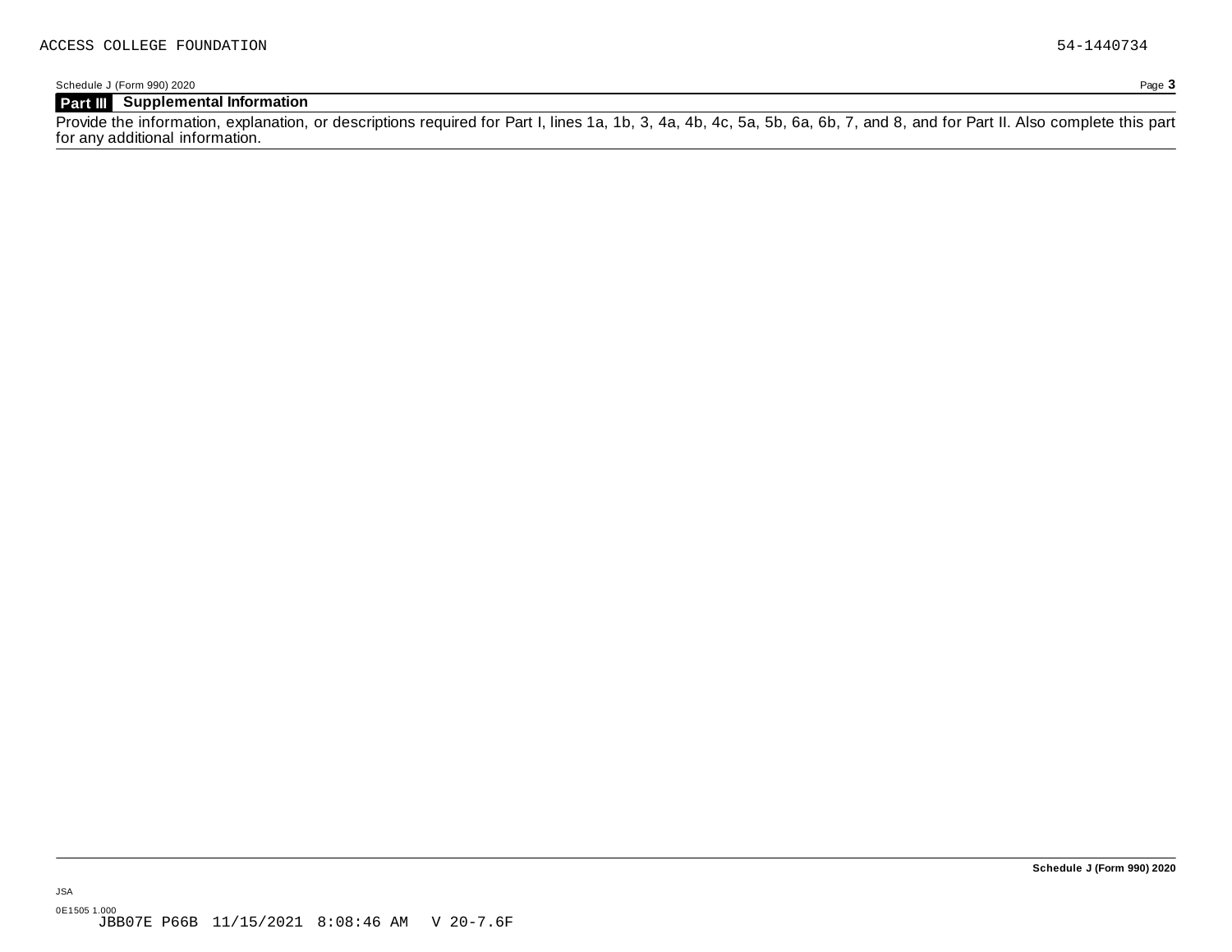ACCESS COLLEGE FOUNDATION 54-1440734

Schedule J (Form 990) 2020 Page **3**

## Part III Supplemental Information

Provide the information, explanation, or descriptions required for Part I, lines 1a, 1b, 3, 4a, 4b, 4c, 5a, 5b, 6a, 6b, 7, and 8, and for Part II. Also complete this part for any additional information.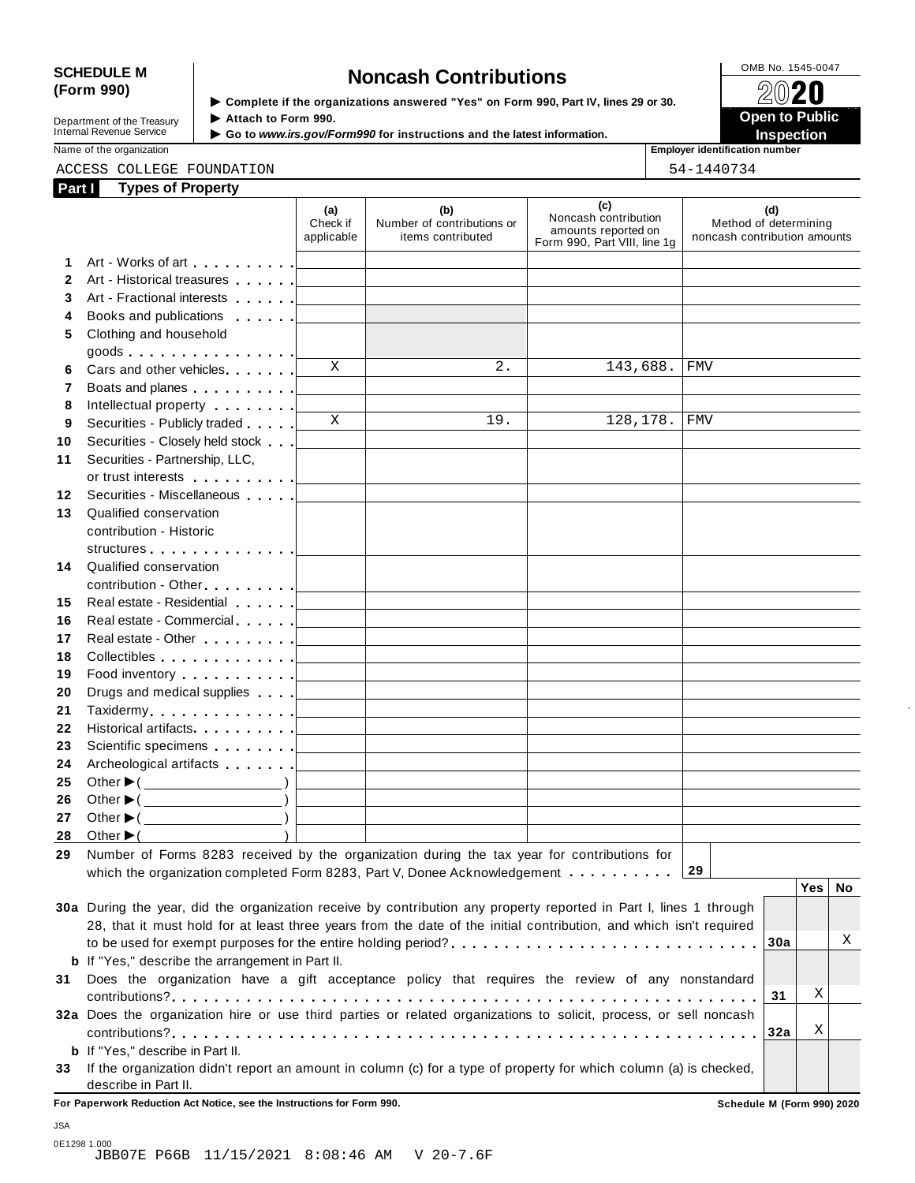**SCHEDULE M (Form 990)**

Department of the Treasury
Internal Revenue Service

# Noncash Contributions

▶ Complete if the organizations answered "Yes" on Form 990, Part IV, lines 29 or 30.
▶ Attach to Form 990.
▶ Go to *www.irs.gov/Form990* for instructions and the latest information.

OMB No. 1545-0047
2020
**Open to Public Inspection**

Name of the organization: ACCESS COLLEGE FOUNDATION
Employer identification number: 54-1440734

**Part I Types of Property**

| | | (a) Check if applicable | (b) Number of contributions or items contributed | (c) Noncash contribution amounts reported on Form 990, Part VIII, line 1g | (d) Method of determining noncash contribution amounts |
|---|---|---|---|---|---|
| 1 | Art - Works of art | | | | |
| 2 | Art - Historical treasures | | | | |
| 3 | Art - Fractional interests | | | | |
| 4 | Books and publications | | | | |
| 5 | Clothing and household goods | | | | |
| 6 | Cars and other vehicles | X | 2. | 143,688. | FMV |
| 7 | Boats and planes | | | | |
| 8 | Intellectual property | | | | |
| 9 | Securities - Publicly traded | X | 19. | 128,178. | FMV |
| 10 | Securities - Closely held stock | | | | |
| 11 | Securities - Partnership, LLC, or trust interests | | | | |
| 12 | Securities - Miscellaneous | | | | |
| 13 | Qualified conservation contribution - Historic structures | | | | |
| 14 | Qualified conservation contribution - Other | | | | |
| 15 | Real estate - Residential | | | | |
| 16 | Real estate - Commercial | | | | |
| 17 | Real estate - Other | | | | |
| 18 | Collectibles | | | | |
| 19 | Food inventory | | | | |
| 20 | Drugs and medical supplies | | | | |
| 21 | Taxidermy | | | | |
| 22 | Historical artifacts | | | | |
| 23 | Scientific specimens | | | | |
| 24 | Archeological artifacts | | | | |
| 25 | Other ▶( ) | | | | |
| 26 | Other ▶( ) | | | | |
| 27 | Other ▶( ) | | | | |
| 28 | Other ▶( ) | | | | |

29 Number of Forms 8283 received by the organization during the tax year for contributions for which the organization completed Form 8283, Part V, Donee Acknowledgement . . . . . . 29

| | | | Yes | No |
|---|---|---|---|---|
| 30a | During the year, did the organization receive by contribution any property reported in Part I, lines 1 through 28, that it must hold for at least three years from the date of the initial contribution, and which isn't required to be used for exempt purposes for the entire holding period? | 30a | | X |
| b | If "Yes," describe the arrangement in Part II. | | | |
| 31 | Does the organization have a gift acceptance policy that requires the review of any nonstandard contributions? | 31 | X | |
| 32a | Does the organization hire or use third parties or related organizations to solicit, process, or sell noncash contributions? | 32a | X | |
| b | If "Yes," describe in Part II. | | | |
| 33 | If the organization didn't report an amount in column (c) for a type of property for which column (a) is checked, describe in Part II. | | | |

**For Paperwork Reduction Act Notice, see the Instructions for Form 990.** **Schedule M (Form 990) 2020**

JSA
0E1298 1.000
JBB07E P66B 11/15/2021 8:08:46 AM V 20-7.6F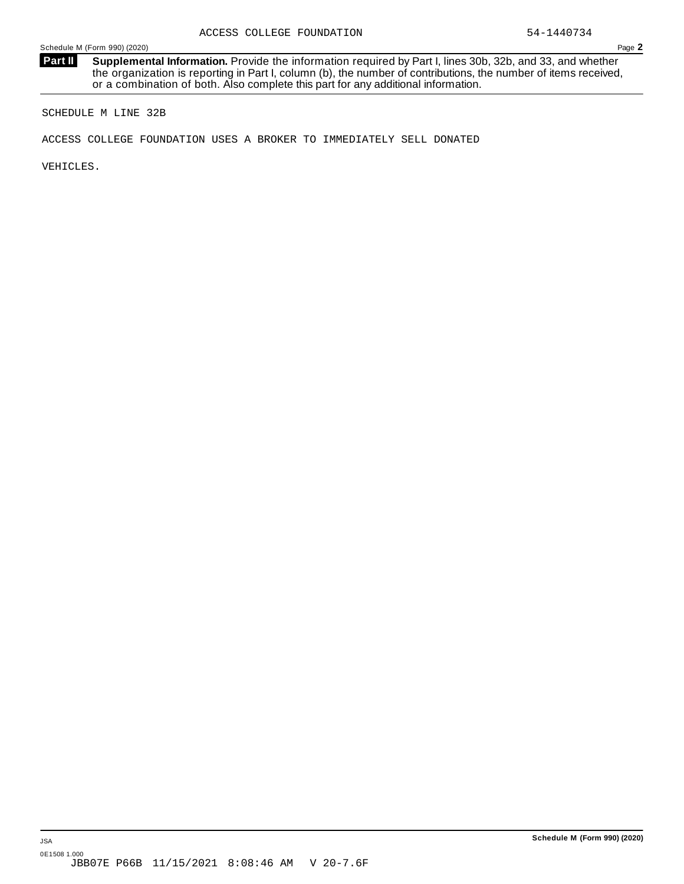ACCESS COLLEGE FOUNDATION 54-1440734

Schedule M (Form 990) (2020) Page **2**

**Part II** **Supplemental Information.** Provide the information required by Part I, lines 30b, 32b, and 33, and whether the organization is reporting in Part I, column (b), the number of contributions, the number of items received, or a combination of both. Also complete this part for any additional information.

SCHEDULE M LINE 32B

ACCESS COLLEGE FOUNDATION USES A BROKER TO IMMEDIATELY SELL DONATED VEHICLES.

JSA **Schedule M (Form 990) (2020)**

0E1508 1.000
JBB07E P66B 11/15/2021 8:08:46 AM V 20-7.6F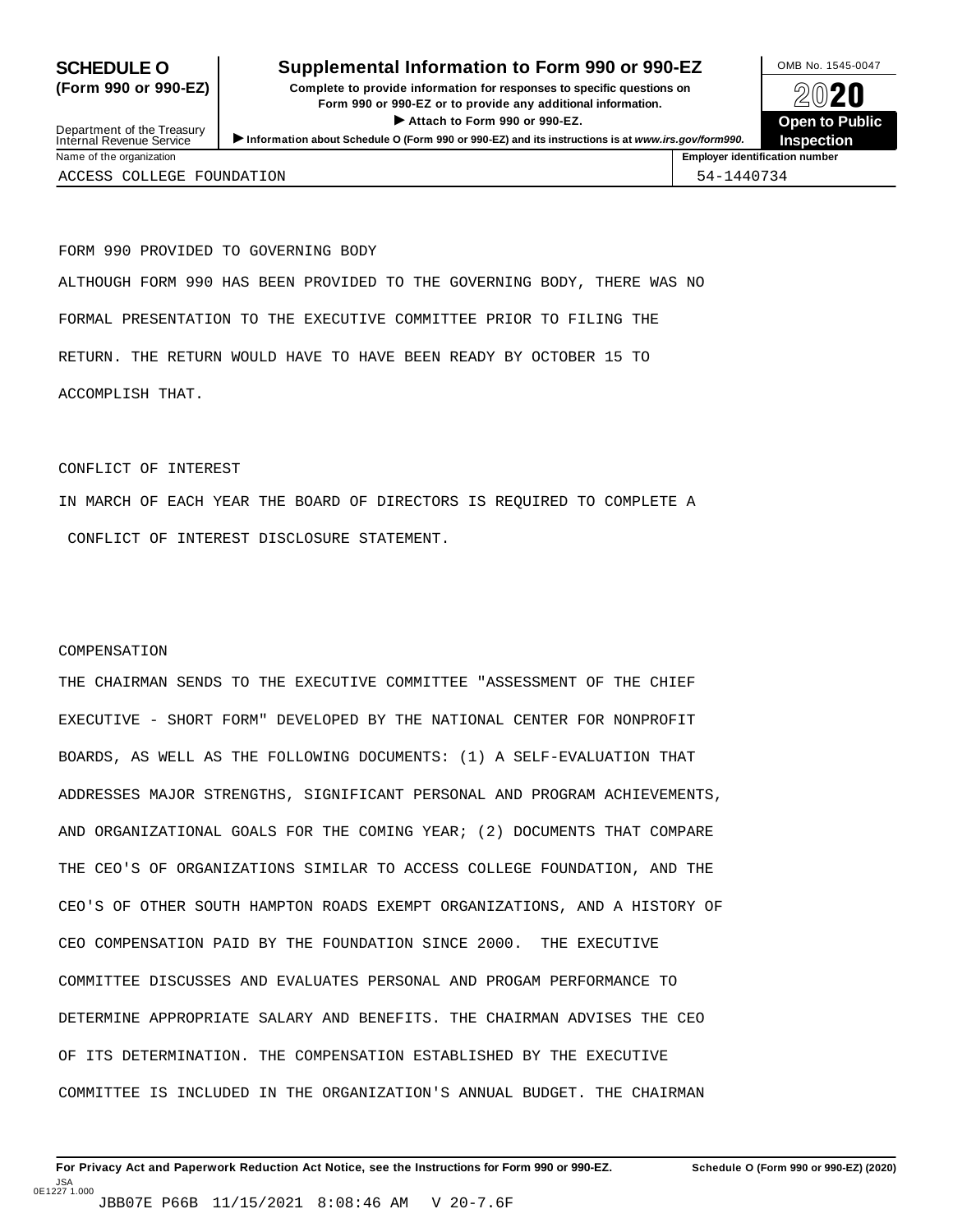**SCHEDULE O**
**(Form 990 or 990-EZ)**

Department of the Treasury
Internal Revenue Service

# Supplemental Information to Form 990 or 990-EZ

**Complete to provide information for responses to specific questions on Form 990 or 990-EZ or to provide any additional information.**

▶ **Attach to Form 990 or 990-EZ.**

▶ **Information about Schedule O (Form 990 or 990-EZ) and its instructions is at *www.irs.gov/form990*.**

OMB No. 1545-0047

**2020**

**Open to Public Inspection**

| Name of the organization | Employer identification number |
|---|---|
| ACCESS COLLEGE FOUNDATION | 54-1440734 |

FORM 990 PROVIDED TO GOVERNING BODY

ALTHOUGH FORM 990 HAS BEEN PROVIDED TO THE GOVERNING BODY, THERE WAS NO FORMAL PRESENTATION TO THE EXECUTIVE COMMITTEE PRIOR TO FILING THE RETURN. THE RETURN WOULD HAVE TO HAVE BEEN READY BY OCTOBER 15 TO ACCOMPLISH THAT.

CONFLICT OF INTEREST

IN MARCH OF EACH YEAR THE BOARD OF DIRECTORS IS REQUIRED TO COMPLETE A CONFLICT OF INTEREST DISCLOSURE STATEMENT.

COMPENSATION

THE CHAIRMAN SENDS TO THE EXECUTIVE COMMITTEE "ASSESSMENT OF THE CHIEF EXECUTIVE - SHORT FORM" DEVELOPED BY THE NATIONAL CENTER FOR NONPROFIT BOARDS, AS WELL AS THE FOLLOWING DOCUMENTS: (1) A SELF-EVALUATION THAT ADDRESSES MAJOR STRENGTHS, SIGNIFICANT PERSONAL AND PROGRAM ACHIEVEMENTS, AND ORGANIZATIONAL GOALS FOR THE COMING YEAR; (2) DOCUMENTS THAT COMPARE THE CEO'S OF ORGANIZATIONS SIMILAR TO ACCESS COLLEGE FOUNDATION, AND THE CEO'S OF OTHER SOUTH HAMPTON ROADS EXEMPT ORGANIZATIONS, AND A HISTORY OF CEO COMPENSATION PAID BY THE FOUNDATION SINCE 2000. THE EXECUTIVE COMMITTEE DISCUSSES AND EVALUATES PERSONAL AND PROGAM PERFORMANCE TO DETERMINE APPROPRIATE SALARY AND BENEFITS. THE CHAIRMAN ADVISES THE CEO OF ITS DETERMINATION. THE COMPENSATION ESTABLISHED BY THE EXECUTIVE COMMITTEE IS INCLUDED IN THE ORGANIZATION'S ANNUAL BUDGET. THE CHAIRMAN

**For Privacy Act and Paperwork Reduction Act Notice, see the Instructions for Form 990 or 990-EZ.** **Schedule O (Form 990 or 990-EZ) (2020)**

JSA
0E1227 1.000
JBB07E P66B 11/15/2021 8:08:46 AM V 20-7.6F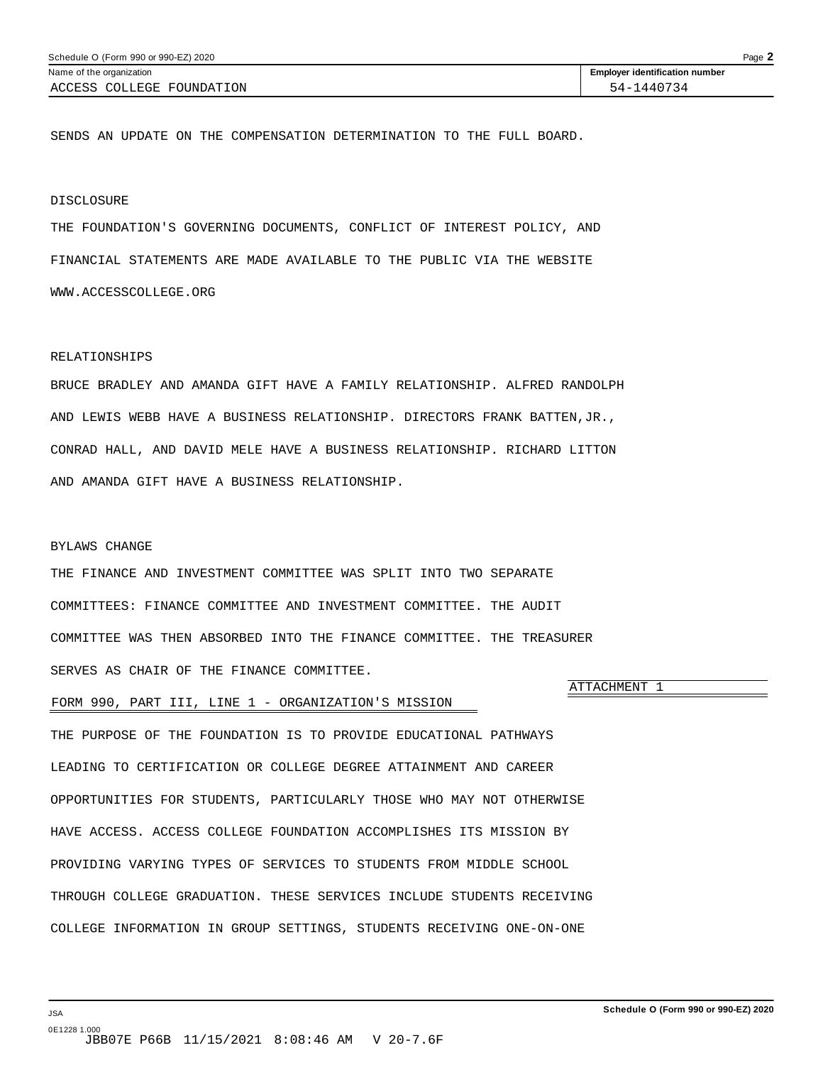SENDS AN UPDATE ON THE COMPENSATION DETERMINATION TO THE FULL BOARD.

DISCLOSURE

THE FOUNDATION'S GOVERNING DOCUMENTS, CONFLICT OF INTEREST POLICY, AND FINANCIAL STATEMENTS ARE MADE AVAILABLE TO THE PUBLIC VIA THE WEBSITE WWW.ACCESSCOLLEGE.ORG

RELATIONSHIPS

BRUCE BRADLEY AND AMANDA GIFT HAVE A FAMILY RELATIONSHIP. ALFRED RANDOLPH AND LEWIS WEBB HAVE A BUSINESS RELATIONSHIP. DIRECTORS FRANK BATTEN,JR., CONRAD HALL, AND DAVID MELE HAVE A BUSINESS RELATIONSHIP. RICHARD LITTON AND AMANDA GIFT HAVE A BUSINESS RELATIONSHIP.

BYLAWS CHANGE

THE FINANCE AND INVESTMENT COMMITTEE WAS SPLIT INTO TWO SEPARATE COMMITTEES: FINANCE COMMITTEE AND INVESTMENT COMMITTEE. THE AUDIT COMMITTEE WAS THEN ABSORBED INTO THE FINANCE COMMITTEE. THE TREASURER SERVES AS CHAIR OF THE FINANCE COMMITTEE.

ATTACHMENT 1

FORM 990, PART III, LINE 1 - ORGANIZATION'S MISSION

THE PURPOSE OF THE FOUNDATION IS TO PROVIDE EDUCATIONAL PATHWAYS LEADING TO CERTIFICATION OR COLLEGE DEGREE ATTAINMENT AND CAREER OPPORTUNITIES FOR STUDENTS, PARTICULARLY THOSE WHO MAY NOT OTHERWISE HAVE ACCESS. ACCESS COLLEGE FOUNDATION ACCOMPLISHES ITS MISSION BY PROVIDING VARYING TYPES OF SERVICES TO STUDENTS FROM MIDDLE SCHOOL THROUGH COLLEGE GRADUATION. THESE SERVICES INCLUDE STUDENTS RECEIVING COLLEGE INFORMATION IN GROUP SETTINGS, STUDENTS RECEIVING ONE-ON-ONE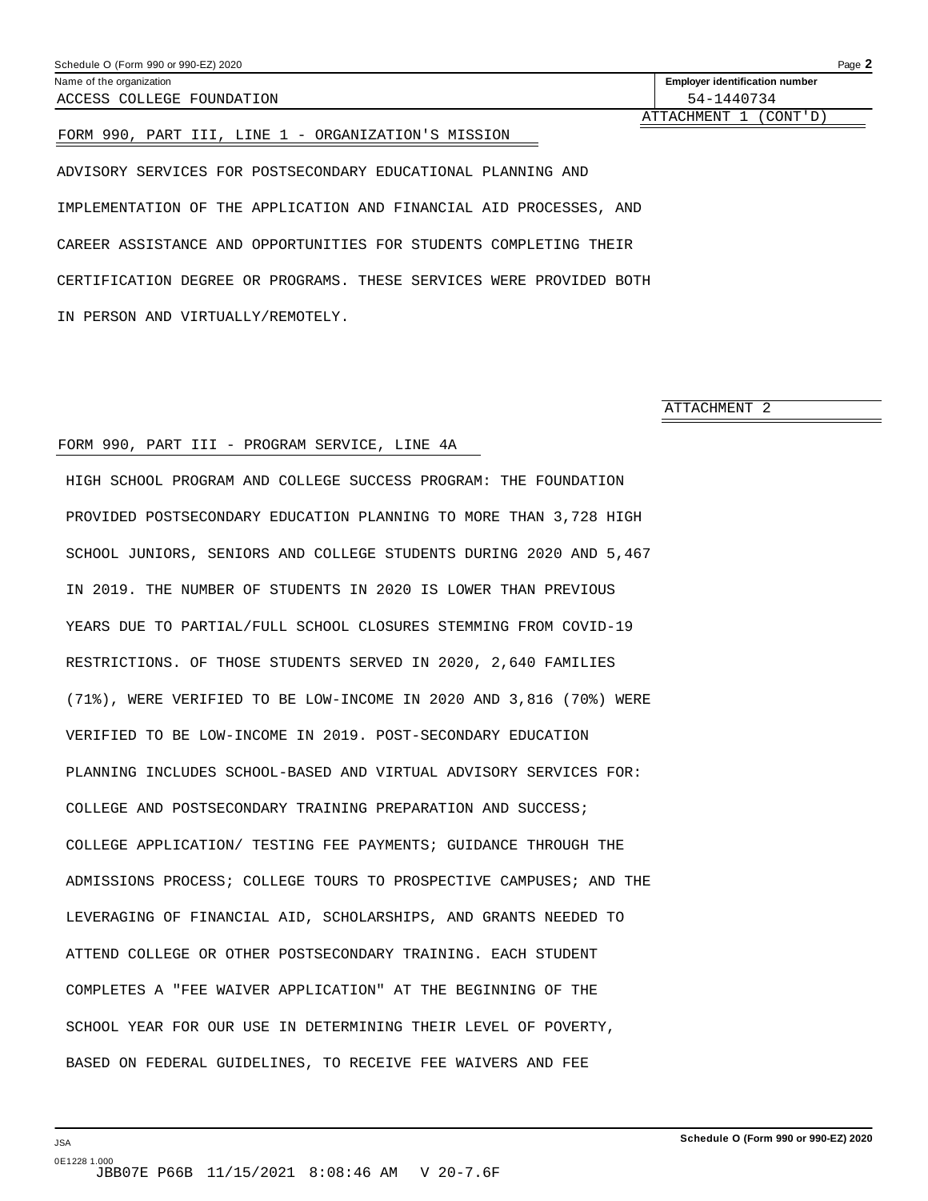Schedule O (Form 990 or 990-EZ) 2020 Page **2**

| Name of the organization | Employer identification number |
| --- | --- |
| ACCESS COLLEGE FOUNDATION | 54-1440734 |

ATTACHMENT 1 (CONT'D)

FORM 990, PART III, LINE 1 - ORGANIZATION'S MISSION

ADVISORY SERVICES FOR POSTSECONDARY EDUCATIONAL PLANNING AND IMPLEMENTATION OF THE APPLICATION AND FINANCIAL AID PROCESSES, AND CAREER ASSISTANCE AND OPPORTUNITIES FOR STUDENTS COMPLETING THEIR CERTIFICATION DEGREE OR PROGRAMS. THESE SERVICES WERE PROVIDED BOTH IN PERSON AND VIRTUALLY/REMOTELY.

ATTACHMENT 2

FORM 990, PART III - PROGRAM SERVICE, LINE 4A

HIGH SCHOOL PROGRAM AND COLLEGE SUCCESS PROGRAM: THE FOUNDATION PROVIDED POSTSECONDARY EDUCATION PLANNING TO MORE THAN 3,728 HIGH SCHOOL JUNIORS, SENIORS AND COLLEGE STUDENTS DURING 2020 AND 5,467 IN 2019. THE NUMBER OF STUDENTS IN 2020 IS LOWER THAN PREVIOUS YEARS DUE TO PARTIAL/FULL SCHOOL CLOSURES STEMMING FROM COVID-19 RESTRICTIONS. OF THOSE STUDENTS SERVED IN 2020, 2,640 FAMILIES (71%), WERE VERIFIED TO BE LOW-INCOME IN 2020 AND 3,816 (70%) WERE VERIFIED TO BE LOW-INCOME IN 2019. POST-SECONDARY EDUCATION PLANNING INCLUDES SCHOOL-BASED AND VIRTUAL ADVISORY SERVICES FOR: COLLEGE AND POSTSECONDARY TRAINING PREPARATION AND SUCCESS; COLLEGE APPLICATION/ TESTING FEE PAYMENTS; GUIDANCE THROUGH THE ADMISSIONS PROCESS; COLLEGE TOURS TO PROSPECTIVE CAMPUSES; AND THE LEVERAGING OF FINANCIAL AID, SCHOLARSHIPS, AND GRANTS NEEDED TO ATTEND COLLEGE OR OTHER POSTSECONDARY TRAINING. EACH STUDENT COMPLETES A "FEE WAIVER APPLICATION" AT THE BEGINNING OF THE SCHOOL YEAR FOR OUR USE IN DETERMINING THEIR LEVEL OF POVERTY, BASED ON FEDERAL GUIDELINES, TO RECEIVE FEE WAIVERS AND FEE

JSA
0E1228 1.000
JBB07E P66B 11/15/2021 8:08:46 AM V 20-7.6F

Schedule O (Form 990 or 990-EZ) 2020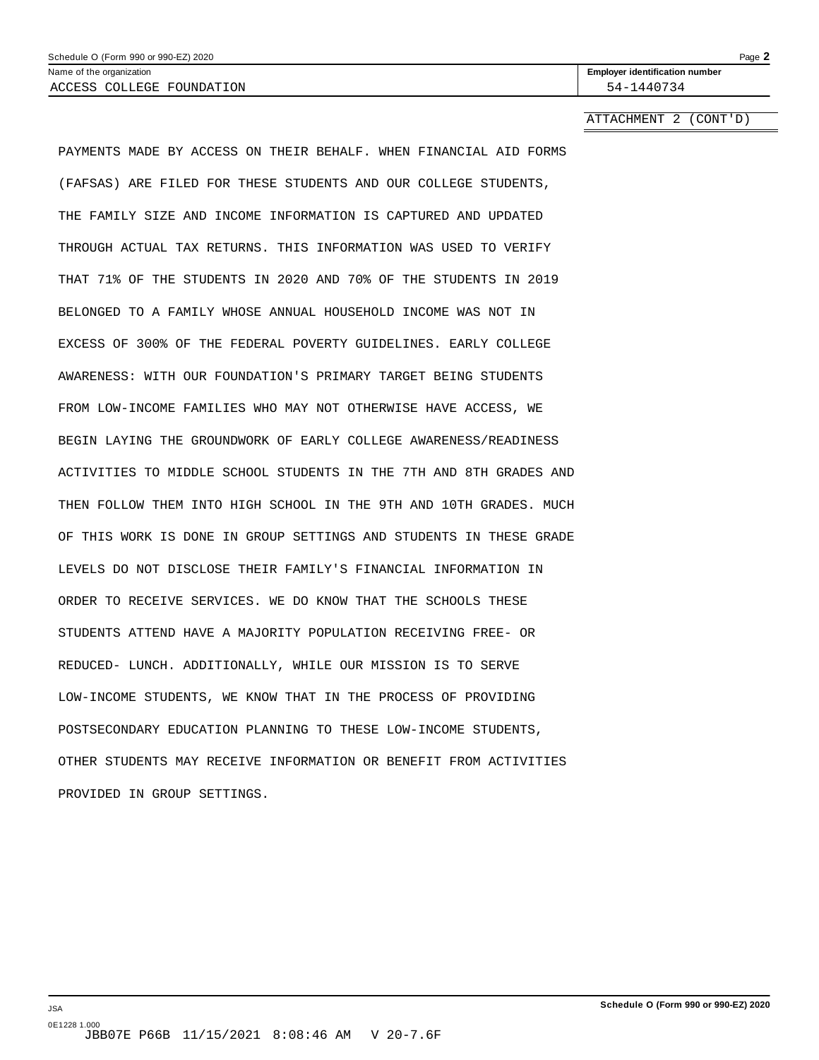Name of the organization

ACCESS COLLEGE FOUNDATION

Employer identification number

54-1440734

ATTACHMENT 2 (CONT'D)

PAYMENTS MADE BY ACCESS ON THEIR BEHALF. WHEN FINANCIAL AID FORMS (FAFSAS) ARE FILED FOR THESE STUDENTS AND OUR COLLEGE STUDENTS, THE FAMILY SIZE AND INCOME INFORMATION IS CAPTURED AND UPDATED THROUGH ACTUAL TAX RETURNS. THIS INFORMATION WAS USED TO VERIFY THAT 71% OF THE STUDENTS IN 2020 AND 70% OF THE STUDENTS IN 2019 BELONGED TO A FAMILY WHOSE ANNUAL HOUSEHOLD INCOME WAS NOT IN EXCESS OF 300% OF THE FEDERAL POVERTY GUIDELINES. EARLY COLLEGE AWARENESS: WITH OUR FOUNDATION'S PRIMARY TARGET BEING STUDENTS FROM LOW-INCOME FAMILIES WHO MAY NOT OTHERWISE HAVE ACCESS, WE BEGIN LAYING THE GROUNDWORK OF EARLY COLLEGE AWARENESS/READINESS ACTIVITIES TO MIDDLE SCHOOL STUDENTS IN THE 7TH AND 8TH GRADES AND THEN FOLLOW THEM INTO HIGH SCHOOL IN THE 9TH AND 10TH GRADES. MUCH OF THIS WORK IS DONE IN GROUP SETTINGS AND STUDENTS IN THESE GRADE LEVELS DO NOT DISCLOSE THEIR FAMILY'S FINANCIAL INFORMATION IN ORDER TO RECEIVE SERVICES. WE DO KNOW THAT THE SCHOOLS THESE STUDENTS ATTEND HAVE A MAJORITY POPULATION RECEIVING FREE- OR REDUCED- LUNCH. ADDITIONALLY, WHILE OUR MISSION IS TO SERVE LOW-INCOME STUDENTS, WE KNOW THAT IN THE PROCESS OF PROVIDING POSTSECONDARY EDUCATION PLANNING TO THESE LOW-INCOME STUDENTS, OTHER STUDENTS MAY RECEIVE INFORMATION OR BENEFIT FROM ACTIVITIES PROVIDED IN GROUP SETTINGS.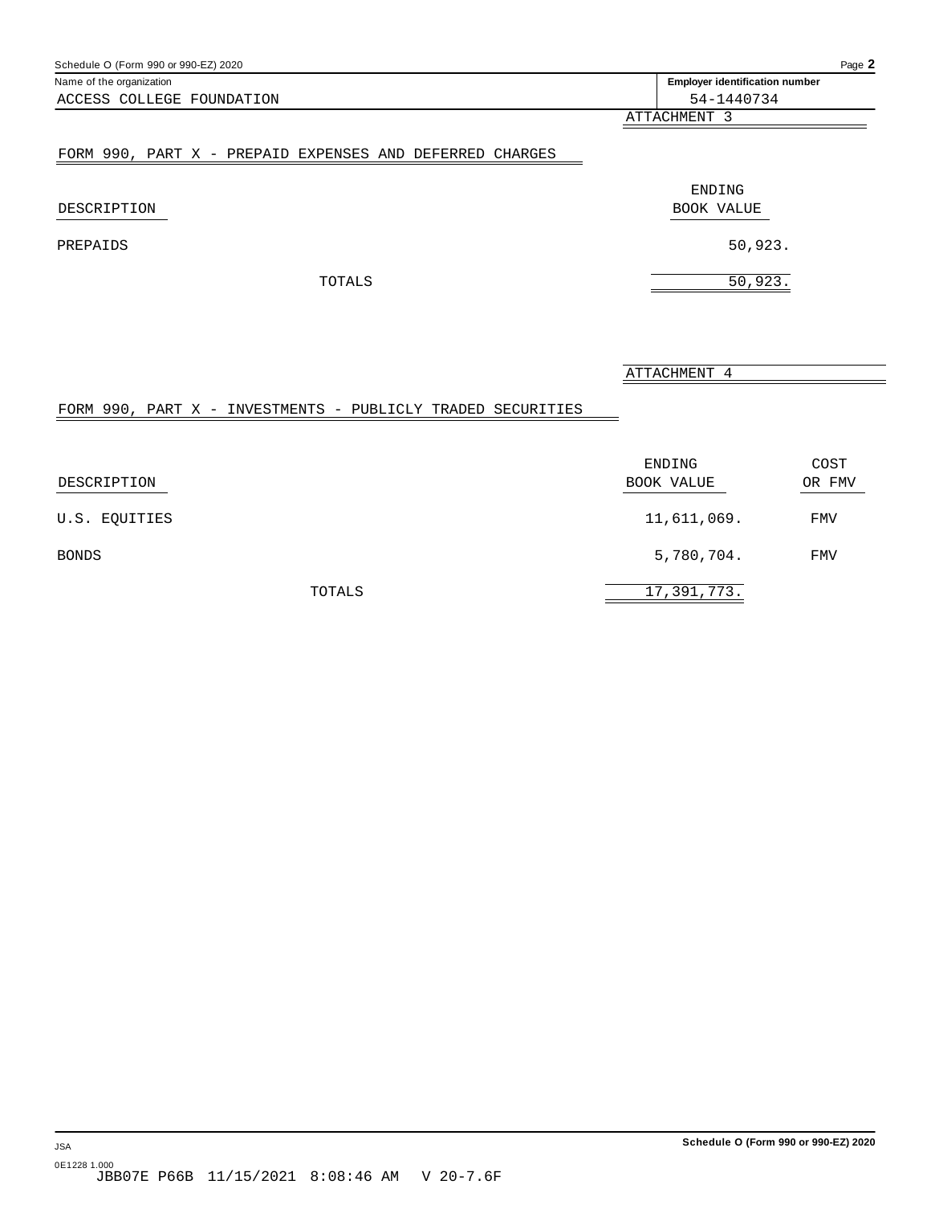Name of the organization: ACCESS COLLEGE FOUNDATION

Employer identification number: 54-1440734

ATTACHMENT 3

FORM 990, PART X - PREPAID EXPENSES AND DEFERRED CHARGES

| DESCRIPTION | ENDING BOOK VALUE |
|---|---|
| PREPAIDS | 50,923. |
| TOTALS | 50,923. |

ATTACHMENT 4

FORM 990, PART X - INVESTMENTS - PUBLICLY TRADED SECURITIES

| DESCRIPTION | ENDING BOOK VALUE | COST OR FMV |
|---|---|---|
| U.S. EQUITIES | 11,611,069. | FMV |
| BONDS | 5,780,704. | FMV |
| TOTALS | 17,391,773. | |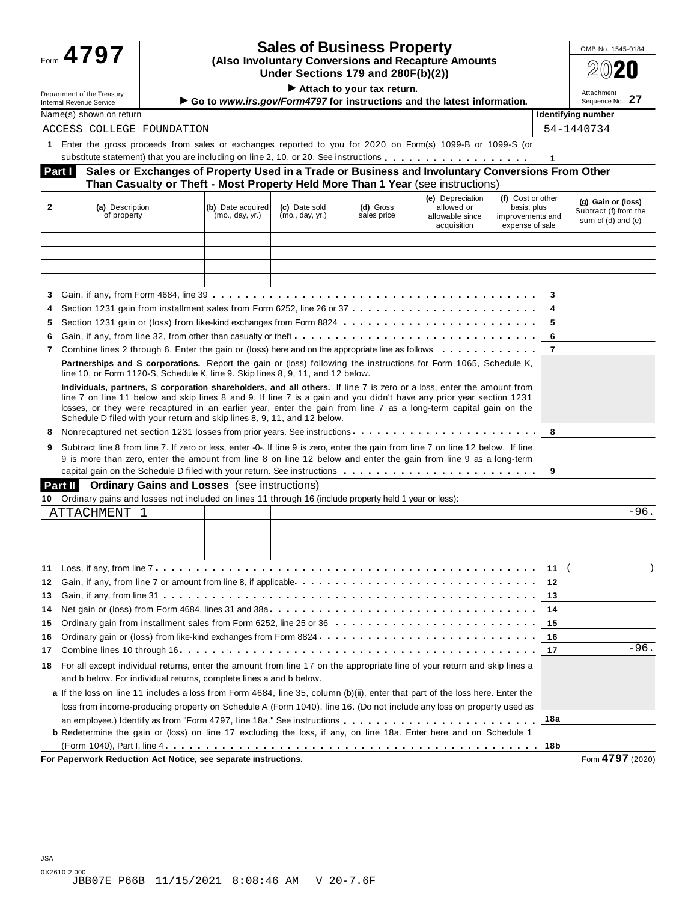Form **4797**

# Sales of Business Property

**(Also Involuntary Conversions and Recapture Amounts Under Sections 179 and 280F(b)(2))**

▶ **Attach to your tax return.**

▶ **Go to *www.irs.gov/Form4797* for instructions and the latest information.**

Department of the Treasury
Internal Revenue Service

OMB No. 1545-0184

**2020**

Attachment Sequence No. **27**

Name(s) shown on return: ACCESS COLLEGE FOUNDATION

**Identifying number:** 54-1440734

**1** Enter the gross proceeds from sales or exchanges reported to you for 2020 on Form(s) 1099-B or 1099-S (or substitute statement) that you are including on line 2, 10, or 20. See instructions . . . . . **1**

## Part I Sales or Exchanges of Property Used in a Trade or Business and Involuntary Conversions From Other Than Casualty or Theft - Most Property Held More Than 1 Year (see instructions)

| 2 (a) Description of property | (b) Date acquired (mo., day, yr.) | (c) Date sold (mo., day, yr.) | (d) Gross sales price | (e) Depreciation allowed or allowable since acquisition | (f) Cost or other basis, plus improvements and expense of sale | (g) Gain or (loss) Subtract (f) from the sum of (d) and (e) |
|---|---|---|---|---|---|---|
| | | | | | | |
| | | | | | | |
| | | | | | | |
| | | | | | | |

| | | |
|---|---|---|
| **3** Gain, if any, from Form 4684, line 39 | 3 | |
| **4** Section 1231 gain from installment sales from Form 6252, line 26 or 37 | 4 | |
| **5** Section 1231 gain or (loss) from like-kind exchanges from Form 8824 | 5 | |
| **6** Gain, if any, from line 32, from other than casualty or theft | 6 | |
| **7** Combine lines 2 through 6. Enter the gain or (loss) here and on the appropriate line as follows | 7 | |

**Partnerships and S corporations.** Report the gain or (loss) following the instructions for Form 1065, Schedule K, line 10, or Form 1120-S, Schedule K, line 9. Skip lines 8, 9, 11, and 12 below.

**Individuals, partners, S corporation shareholders, and all others.** If line 7 is zero or a loss, enter the amount from line 7 on line 11 below and skip lines 8 and 9. If line 7 is a gain and you didn't have any prior year section 1231 losses, or they were recaptured in an earlier year, enter the gain from line 7 as a long-term capital gain on the Schedule D filed with your return and skip lines 8, 9, 11, and 12 below.

| | | |
|---|---|---|
| **8** Nonrecaptured net section 1231 losses from prior years. See instructions | 8 | |
| **9** Subtract line 8 from line 7. If zero or less, enter -0-. If line 9 is zero, enter the gain from line 7 on line 12 below. If line 9 is more than zero, enter the amount from line 8 on line 12 below and enter the gain from line 9 as a long-term capital gain on the Schedule D filed with your return. See instructions | 9 | |

## Part II Ordinary Gains and Losses (see instructions)

**10** Ordinary gains and losses not included on lines 11 through 16 (include property held 1 year or less):

| | | | | | | |
|---|---|---|---|---|---|---|
| ATTACHMENT 1 | | | | | | -96. |
| | | | | | | |
| | | | | | | |
| | | | | | | |

| | | |
|---|---|---|
| **11** Loss, if any, from line 7 | 11 | ( ) |
| **12** Gain, if any, from line 7 or amount from line 8, if applicable | 12 | |
| **13** Gain, if any, from line 31 | 13 | |
| **14** Net gain or (loss) from Form 4684, lines 31 and 38a | 14 | |
| **15** Ordinary gain from installment sales from Form 6252, line 25 or 36 | 15 | |
| **16** Ordinary gain or (loss) from like-kind exchanges from Form 8824 | 16 | |
| **17** Combine lines 10 through 16 | 17 | -96. |

**18** For all except individual returns, enter the amount from line 17 on the appropriate line of your return and skip lines a and b below. For individual returns, complete lines a and b below.

**a** If the loss on line 11 includes a loss from Form 4684, line 35, column (b)(ii), enter that part of the loss here. Enter the loss from income-producing property on Schedule A (Form 1040), line 16. (Do not include any loss on property used as an employee.) Identify as from "Form 4797, line 18a." See instructions . . . . . **18a**

**b** Redetermine the gain or (loss) on line 17 excluding the loss, if any, on line 18a. Enter here and on Schedule 1 (Form 1040), Part I, line 4 . . . . . **18b**

**For Paperwork Reduction Act Notice, see separate instructions.**

Form **4797** (2020)

JSA
0X2610 2.000
JBB07E P66B 11/15/2021 8:08:46 AM V 20-7.6F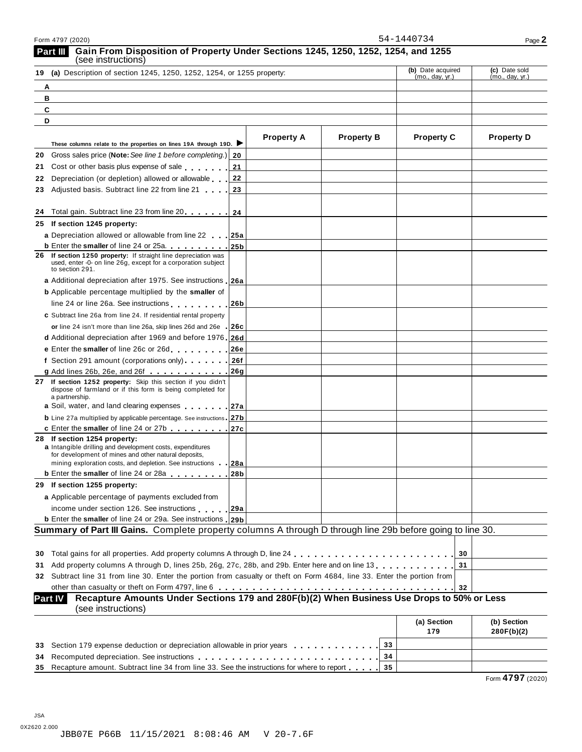54-1440734

## Part III Gain From Disposition of Property Under Sections 1245, 1250, 1252, 1254, and 1255 (see instructions)

| 19 (a) Description of section 1245, 1250, 1252, 1254, or 1255 property: | (b) Date acquired (mo., day, yr.) | (c) Date sold (mo., day, yr.) |
|---|---|---|
| A | | |
| B | | |
| C | | |
| D | | |

| These columns relate to the properties on lines 19A through 19D. ▶ | | Property A | Property B | Property C | Property D |
|---|---|---|---|---|---|
| **20** Gross sales price (**Note:** *See line 1 before completing.*) | 20 | | | | |
| **21** Cost or other basis plus expense of sale | 21 | | | | |
| **22** Depreciation (or depletion) allowed or allowable | 22 | | | | |
| **23** Adjusted basis. Subtract line 22 from line 21 | 23 | | | | |
| **24** Total gain. Subtract line 23 from line 20 | 24 | | | | |
| **25 If section 1245 property:** | | | | | |
| **a** Depreciation allowed or allowable from line 22 | 25a | | | | |
| **b** Enter the **smaller** of line 24 or 25a | 25b | | | | |
| **26 If section 1250 property:** If straight line depreciation was used, enter -0- on line 26g, except for a corporation subject to section 291. | | | | | |
| **a** Additional depreciation after 1975. See instructions | 26a | | | | |
| **b** Applicable percentage multiplied by the **smaller** of line 24 or line 26a. See instructions | 26b | | | | |
| **c** Subtract line 26a from line 24. If residential rental property **or** line 24 isn't more than line 26a, skip lines 26d and 26e | 26c | | | | |
| **d** Additional depreciation after 1969 and before 1976 | 26d | | | | |
| **e** Enter the **smaller** of line 26c or 26d | 26e | | | | |
| **f** Section 291 amount (corporations only) | 26f | | | | |
| **g** Add lines 26b, 26e, and 26f | 26g | | | | |
| **27 If section 1252 property:** Skip this section if you didn't dispose of farmland or if this form is being completed for a partnership. | | | | | |
| **a** Soil, water, and land clearing expenses | 27a | | | | |
| **b** Line 27a multiplied by applicable percentage. See instructions | 27b | | | | |
| **c** Enter the **smaller** of line 24 or 27b | 27c | | | | |
| **28 If section 1254 property:** | | | | | |
| **a** Intangible drilling and development costs, expenditures for development of mines and other natural deposits, mining exploration costs, and depletion. See instructions | 28a | | | | |
| **b** Enter the **smaller** of line 24 or 28a | 28b | | | | |
| **29 If section 1255 property:** | | | | | |
| **a** Applicable percentage of payments excluded from income under section 126. See instructions | 29a | | | | |
| **b** Enter the **smaller** of line 24 or 29a. See instructions | 29b | | | | |

**Summary of Part III Gains.** Complete property columns A through D through line 29b before going to line 30.

| | | |
|---|---|---|
| **30** Total gains for all properties. Add property columns A through D, line 24 | 30 | |
| **31** Add property columns A through D, lines 25b, 26g, 27c, 28b, and 29b. Enter here and on line 13 | 31 | |
| **32** Subtract line 31 from line 30. Enter the portion from casualty or theft on Form 4684, line 33. Enter the portion from other than casualty or theft on Form 4797, line 6 | 32 | |

## Part IV Recapture Amounts Under Sections 179 and 280F(b)(2) When Business Use Drops to 50% or Less (see instructions)

| | | (a) Section 179 | (b) Section 280F(b)(2) |
|---|---|---|---|
| **33** Section 179 expense deduction or depreciation allowable in prior years | 33 | | |
| **34** Recomputed depreciation. See instructions | 34 | | |
| **35** Recapture amount. Subtract line 34 from line 33. See the instructions for where to report | 35 | | |

Form **4797** (2020)

JSA
0X2620 2.000
JBB07E P66B 11/15/2021 8:08:46 AM V 20-7.6F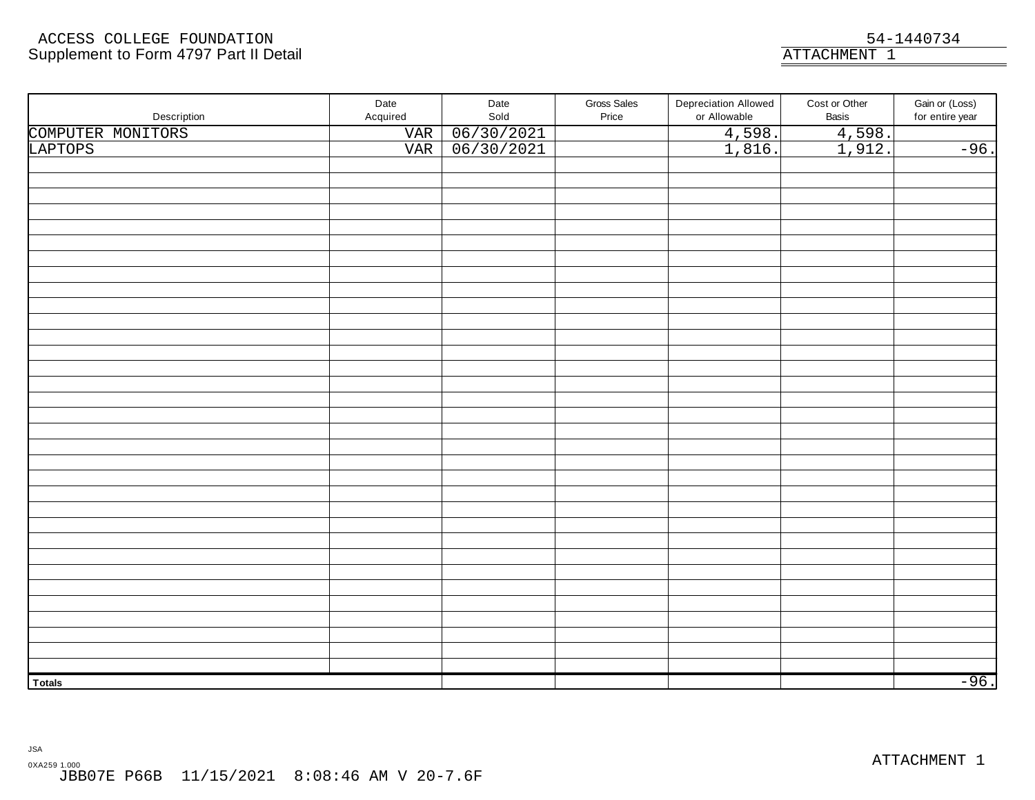ACCESS COLLEGE FOUNDATION 54-1440734

Supplement to Form 4797 Part II Detail

ATTACHMENT 1

| Description | Date Acquired | Date Sold | Gross Sales Price | Depreciation Allowed or Allowable | Cost or Other Basis | Gain or (Loss) for entire year |
|---|---|---|---|---|---|---|
| COMPUTER MONITORS | VAR | 06/30/2021 | | 4,598. | 4,598. | |
| LAPTOPS | VAR | 06/30/2021 | | 1,816. | 1,912. | -96. |
| **Totals** | | | | | | -96. |

JSA

0XA259 1.000

JBB07E P66B 11/15/2021 8:08:46 AM V 20-7.6F

ATTACHMENT 1